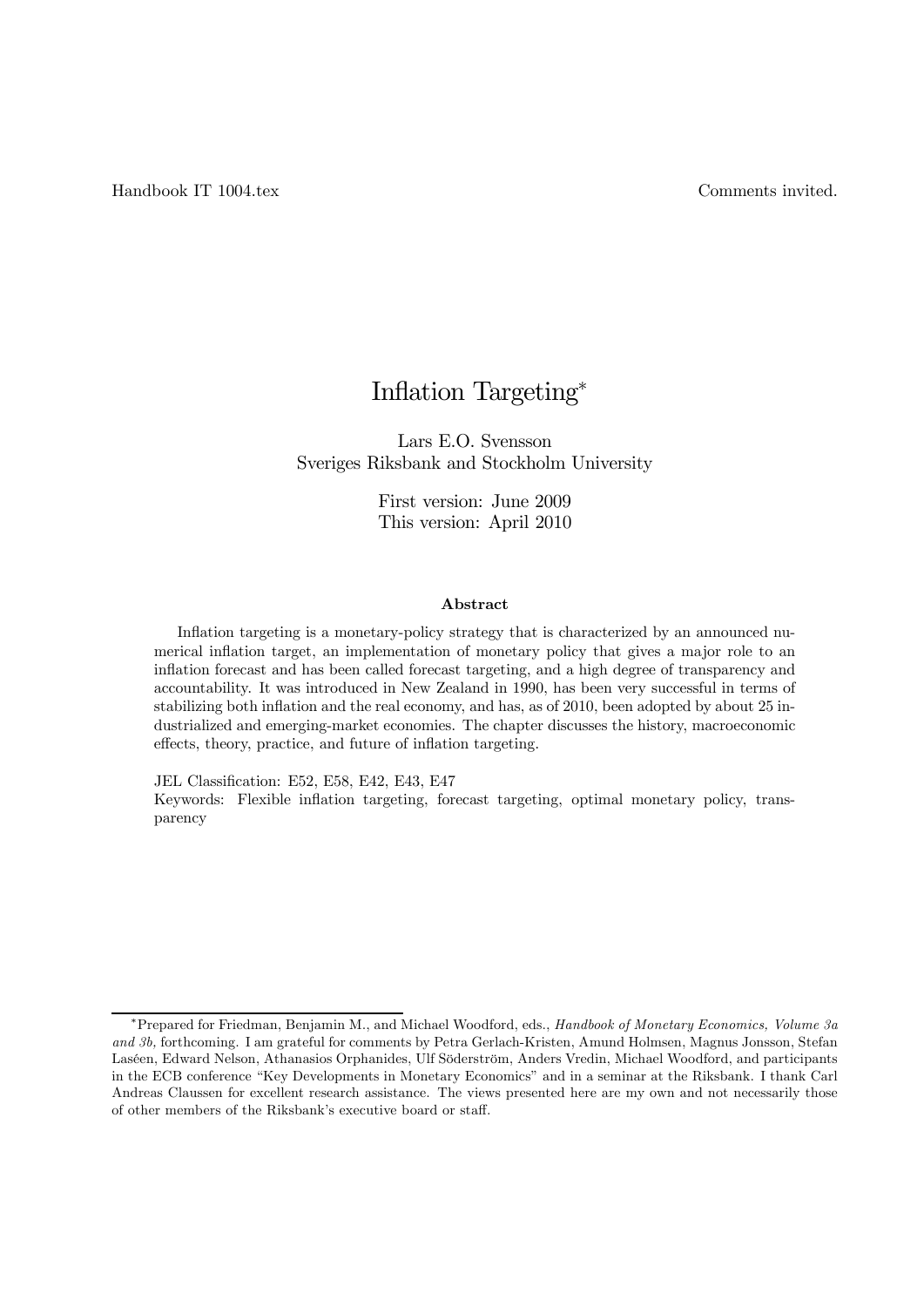Handbook IT 1004.tex

Comments invited.

# Inflation Targeting*

Lars E.O. Svensson
Sveriges Riksbank and Stockholm University

First version: June 2009
This version: April 2010

### Abstract

Inflation targeting is a monetary-policy strategy that is characterized by an announced numerical inflation target, an implementation of monetary policy that gives a major role to an inflation forecast and has been called forecast targeting, and a high degree of transparency and accountability. It was introduced in New Zealand in 1990, has been very successful in terms of stabilizing both inflation and the real economy, and has, as of 2010, been adopted by about 25 industrialized and emerging-market economies. The chapter discusses the history, macroeconomic effects, theory, practice, and future of inflation targeting.

JEL Classification: E52, E58, E42, E43, E47
Keywords: Flexible inflation targeting, forecast targeting, optimal monetary policy, transparency

---

*Prepared for Friedman, Benjamin M., and Michael Woodford, eds., *Handbook of Monetary Economics, Volume 3a and 3b,* forthcoming. I am grateful for comments by Petra Gerlach-Kristen, Amund Holmsen, Magnus Jonsson, Stefan Laséen, Edward Nelson, Athanasios Orphanides, Ulf Söderström, Anders Vredin, Michael Woodford, and participants in the ECB conference "Key Developments in Monetary Economics" and in a seminar at the Riksbank. I thank Carl Andreas Claussen for excellent research assistance. The views presented here are my own and not necessarily those of other members of the Riksbank's executive board or staff.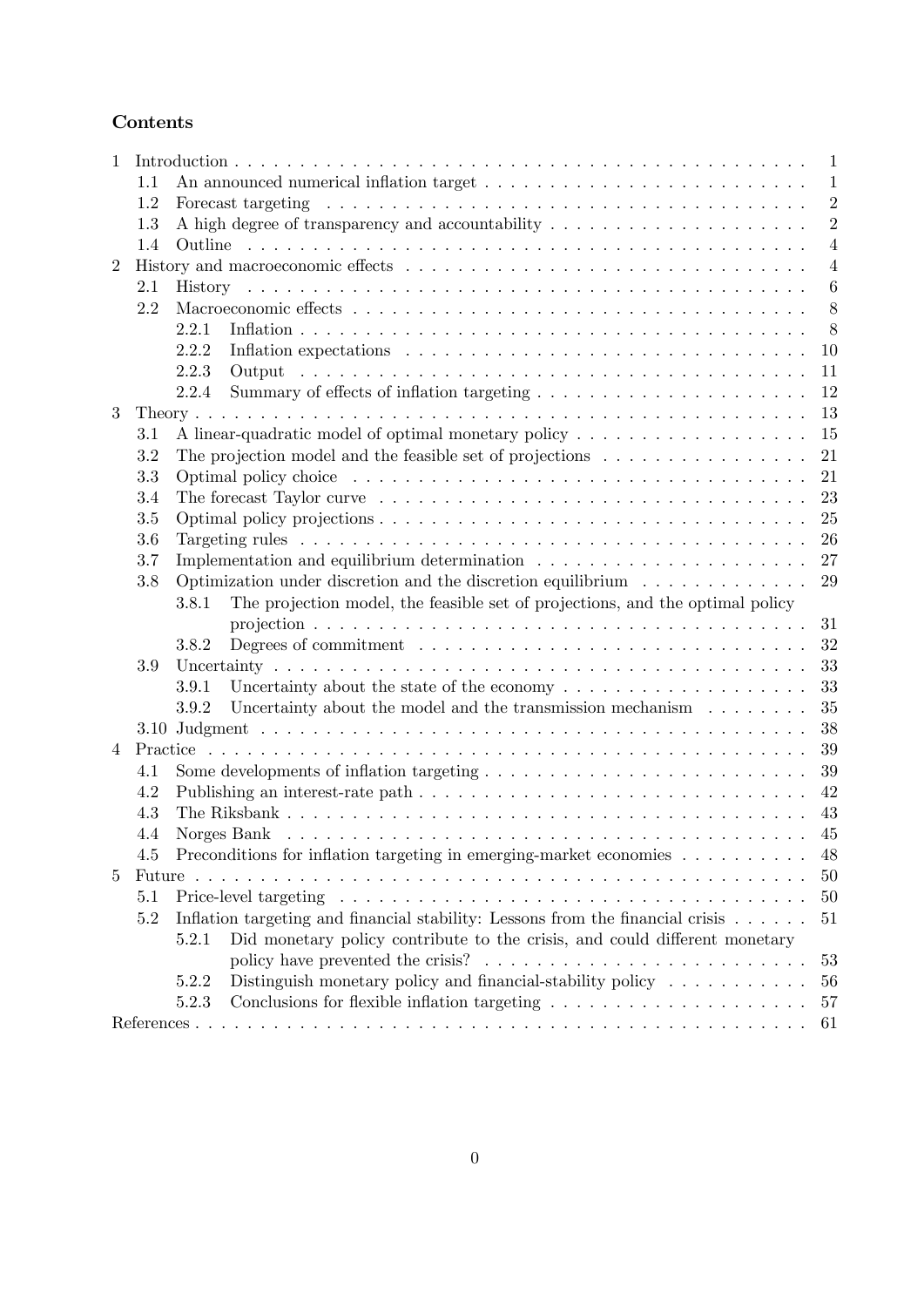## Contents

- 1 Introduction . . . 1
  - 1.1 An announced numerical inflation target . . . 1
  - 1.2 Forecast targeting . . . 2
  - 1.3 A high degree of transparency and accountability . . . 2
  - 1.4 Outline . . . 4
- 2 History and macroeconomic effects . . . 4
  - 2.1 History . . . 6
  - 2.2 Macroeconomic effects . . . 8
    - 2.2.1 Inflation . . . 8
    - 2.2.2 Inflation expectations . . . 10
    - 2.2.3 Output . . . 11
    - 2.2.4 Summary of effects of inflation targeting . . . 12
- 3 Theory . . . 13
  - 3.1 A linear-quadratic model of optimal monetary policy . . . 15
  - 3.2 The projection model and the feasible set of projections . . . 21
  - 3.3 Optimal policy choice . . . 21
  - 3.4 The forecast Taylor curve . . . 23
  - 3.5 Optimal policy projections . . . 25
  - 3.6 Targeting rules . . . 26
  - 3.7 Implementation and equilibrium determination . . . 27
  - 3.8 Optimization under discretion and the discretion equilibrium . . . 29
    - 3.8.1 The projection model, the feasible set of projections, and the optimal policy projection . . . 31
    - 3.8.2 Degrees of commitment . . . 32
  - 3.9 Uncertainty . . . 33
    - 3.9.1 Uncertainty about the state of the economy . . . 33
    - 3.9.2 Uncertainty about the model and the transmission mechanism . . . 35
  - 3.10 Judgment . . . 38
- 4 Practice . . . 39
  - 4.1 Some developments of inflation targeting . . . 39
  - 4.2 Publishing an interest-rate path . . . 42
  - 4.3 The Riksbank . . . 43
  - 4.4 Norges Bank . . . 45
  - 4.5 Preconditions for inflation targeting in emerging-market economies . . . 48
- 5 Future . . . 50
  - 5.1 Price-level targeting . . . 50
  - 5.2 Inflation targeting and financial stability: Lessons from the financial crisis . . . 51
    - 5.2.1 Did monetary policy contribute to the crisis, and could different monetary policy have prevented the crisis? . . . 53
    - 5.2.2 Distinguish monetary policy and financial-stability policy . . . 56
    - 5.2.3 Conclusions for flexible inflation targeting . . . 57
- References . . . 61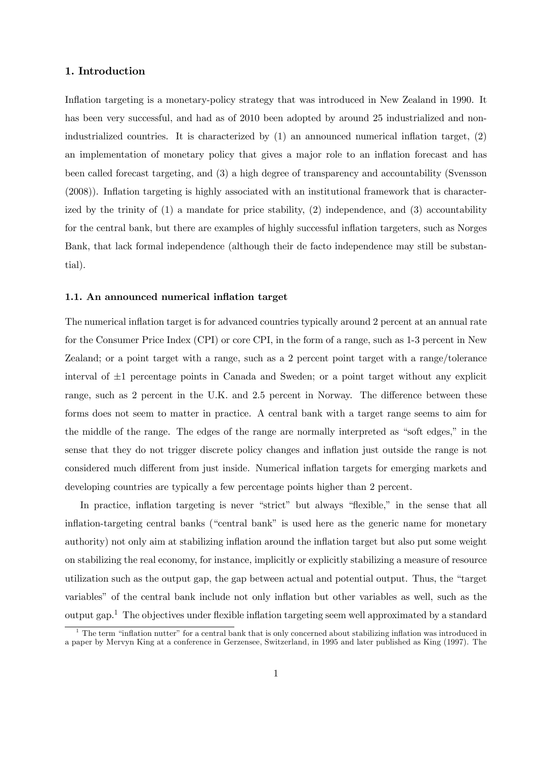## 1. Introduction

Inflation targeting is a monetary-policy strategy that was introduced in New Zealand in 1990. It has been very successful, and had as of 2010 been adopted by around 25 industrialized and non-industrialized countries. It is characterized by (1) an announced numerical inflation target, (2) an implementation of monetary policy that gives a major role to an inflation forecast and has been called forecast targeting, and (3) a high degree of transparency and accountability (Svensson (2008)). Inflation targeting is highly associated with an institutional framework that is characterized by the trinity of (1) a mandate for price stability, (2) independence, and (3) accountability for the central bank, but there are examples of highly successful inflation targeters, such as Norges Bank, that lack formal independence (although their de facto independence may still be substantial).

### 1.1. An announced numerical inflation target

The numerical inflation target is for advanced countries typically around 2 percent at an annual rate for the Consumer Price Index (CPI) or core CPI, in the form of a range, such as 1-3 percent in New Zealand; or a point target with a range, such as a 2 percent point target with a range/tolerance interval of $\pm 1$ percentage points in Canada and Sweden; or a point target without any explicit range, such as 2 percent in the U.K. and 2.5 percent in Norway. The difference between these forms does not seem to matter in practice. A central bank with a target range seems to aim for the middle of the range. The edges of the range are normally interpreted as "soft edges," in the sense that they do not trigger discrete policy changes and inflation just outside the range is not considered much different from just inside. Numerical inflation targets for emerging markets and developing countries are typically a few percentage points higher than 2 percent.

In practice, inflation targeting is never "strict" but always "flexible," in the sense that all inflation-targeting central banks ("central bank" is used here as the generic name for monetary authority) not only aim at stabilizing inflation around the inflation target but also put some weight on stabilizing the real economy, for instance, implicitly or explicitly stabilizing a measure of resource utilization such as the output gap, the gap between actual and potential output. Thus, the "target variables" of the central bank include not only inflation but other variables as well, such as the output gap.[1] The objectives under flexible inflation targeting seem well approximated by a standard

[1] The term "inflation nutter" for a central bank that is only concerned about stabilizing inflation was introduced in a paper by Mervyn King at a conference in Gerzensee, Switzerland, in 1995 and later published as King (1997). The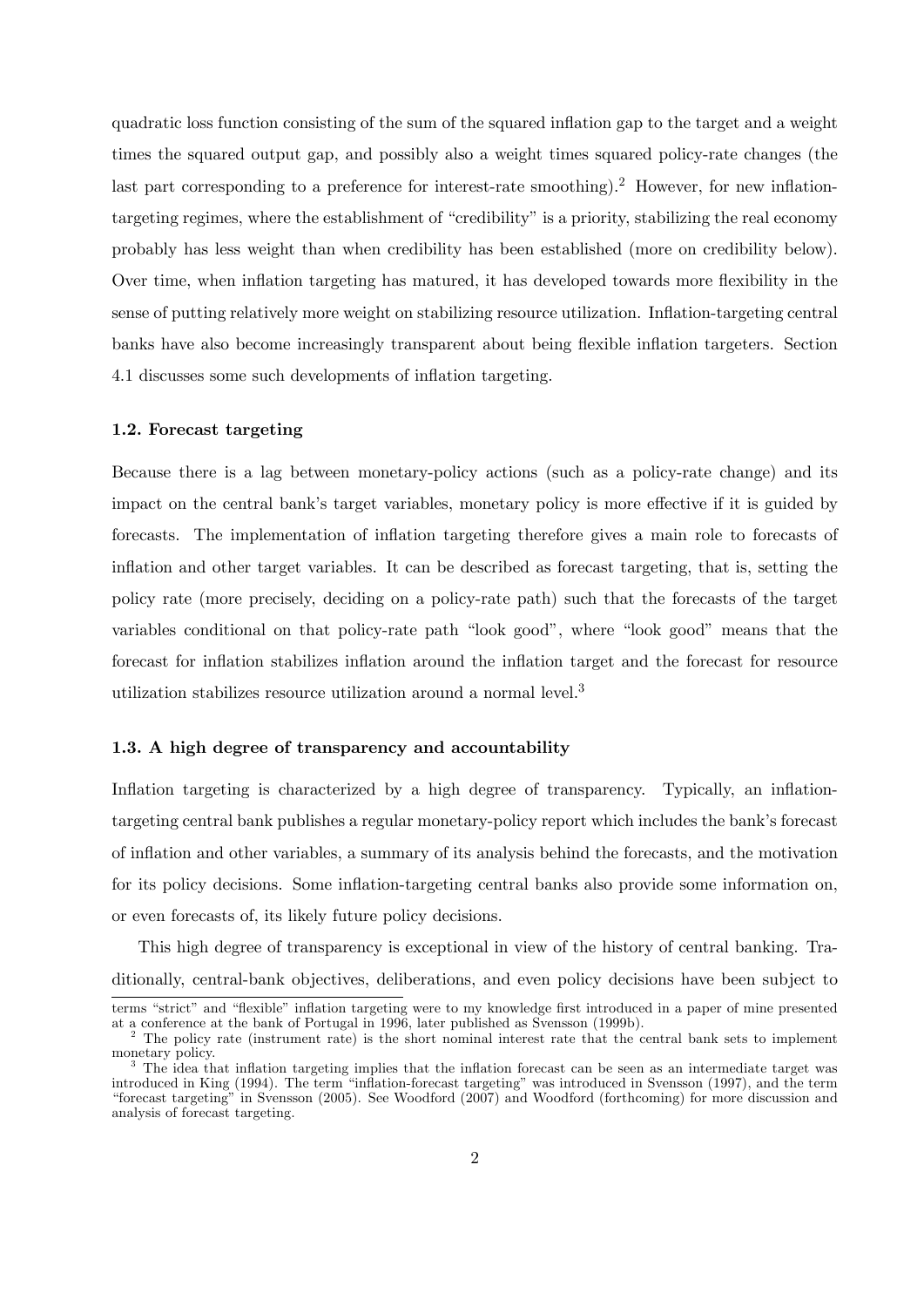quadratic loss function consisting of the sum of the squared inflation gap to the target and a weight times the squared output gap, and possibly also a weight times squared policy-rate changes (the last part corresponding to a preference for interest-rate smoothing).[2] However, for new inflation-targeting regimes, where the establishment of "credibility" is a priority, stabilizing the real economy probably has less weight than when credibility has been established (more on credibility below). Over time, when inflation targeting has matured, it has developed towards more flexibility in the sense of putting relatively more weight on stabilizing resource utilization. Inflation-targeting central banks have also become increasingly transparent about being flexible inflation targeters. Section 4.1 discusses some such developments of inflation targeting.

### 1.2. Forecast targeting

Because there is a lag between monetary-policy actions (such as a policy-rate change) and its impact on the central bank's target variables, monetary policy is more effective if it is guided by forecasts. The implementation of inflation targeting therefore gives a main role to forecasts of inflation and other target variables. It can be described as forecast targeting, that is, setting the policy rate (more precisely, deciding on a policy-rate path) such that the forecasts of the target variables conditional on that policy-rate path "look good", where "look good" means that the forecast for inflation stabilizes inflation around the inflation target and the forecast for resource utilization stabilizes resource utilization around a normal level.[3]

### 1.3. A high degree of transparency and accountability

Inflation targeting is characterized by a high degree of transparency. Typically, an inflation-targeting central bank publishes a regular monetary-policy report which includes the bank's forecast of inflation and other variables, a summary of its analysis behind the forecasts, and the motivation for its policy decisions. Some inflation-targeting central banks also provide some information on, or even forecasts of, its likely future policy decisions.

This high degree of transparency is exceptional in view of the history of central banking. Traditionally, central-bank objectives, deliberations, and even policy decisions have been subject to

---

terms "strict" and "flexible" inflation targeting were to my knowledge first introduced in a paper of mine presented at a conference at the bank of Portugal in 1996, later published as Svensson (1999b).

[2] The policy rate (instrument rate) is the short nominal interest rate that the central bank sets to implement monetary policy.

[3] The idea that inflation targeting implies that the inflation forecast can be seen as an intermediate target was introduced in King (1994). The term "inflation-forecast targeting" was introduced in Svensson (1997), and the term "forecast targeting" in Svensson (2005). See Woodford (2007) and Woodford (forthcoming) for more discussion and analysis of forecast targeting.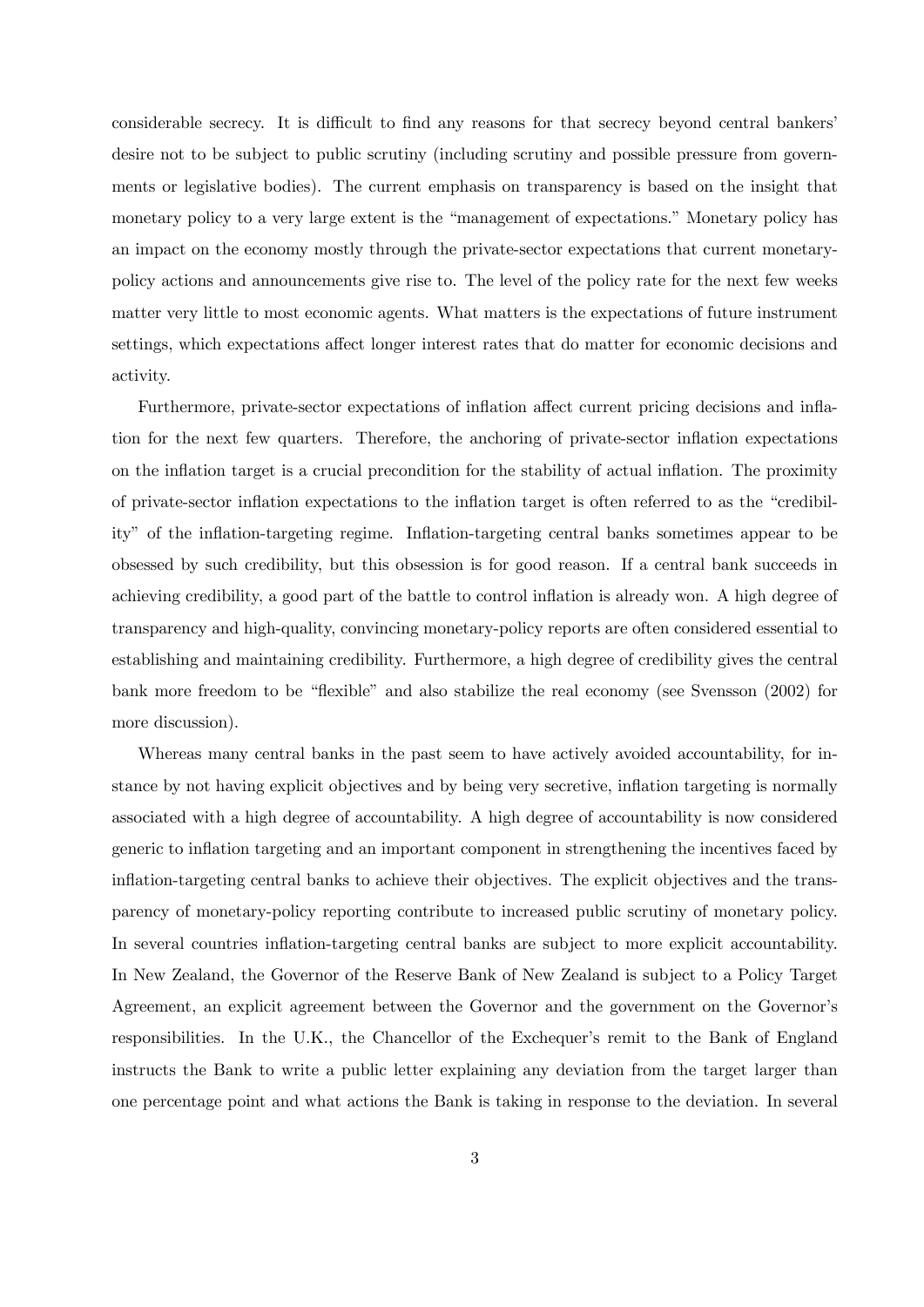considerable secrecy. It is difficult to find any reasons for that secrecy beyond central bankers' desire not to be subject to public scrutiny (including scrutiny and possible pressure from governments or legislative bodies). The current emphasis on transparency is based on the insight that monetary policy to a very large extent is the "management of expectations." Monetary policy has an impact on the economy mostly through the private-sector expectations that current monetary-policy actions and announcements give rise to. The level of the policy rate for the next few weeks matter very little to most economic agents. What matters is the expectations of future instrument settings, which expectations affect longer interest rates that do matter for economic decisions and activity.

Furthermore, private-sector expectations of inflation affect current pricing decisions and inflation for the next few quarters. Therefore, the anchoring of private-sector inflation expectations on the inflation target is a crucial precondition for the stability of actual inflation. The proximity of private-sector inflation expectations to the inflation target is often referred to as the "credibility" of the inflation-targeting regime. Inflation-targeting central banks sometimes appear to be obsessed by such credibility, but this obsession is for good reason. If a central bank succeeds in achieving credibility, a good part of the battle to control inflation is already won. A high degree of transparency and high-quality, convincing monetary-policy reports are often considered essential to establishing and maintaining credibility. Furthermore, a high degree of credibility gives the central bank more freedom to be "flexible" and also stabilize the real economy (see Svensson (2002) for more discussion).

Whereas many central banks in the past seem to have actively avoided accountability, for instance by not having explicit objectives and by being very secretive, inflation targeting is normally associated with a high degree of accountability. A high degree of accountability is now considered generic to inflation targeting and an important component in strengthening the incentives faced by inflation-targeting central banks to achieve their objectives. The explicit objectives and the transparency of monetary-policy reporting contribute to increased public scrutiny of monetary policy. In several countries inflation-targeting central banks are subject to more explicit accountability. In New Zealand, the Governor of the Reserve Bank of New Zealand is subject to a Policy Target Agreement, an explicit agreement between the Governor and the government on the Governor's responsibilities. In the U.K., the Chancellor of the Exchequer's remit to the Bank of England instructs the Bank to write a public letter explaining any deviation from the target larger than one percentage point and what actions the Bank is taking in response to the deviation. In several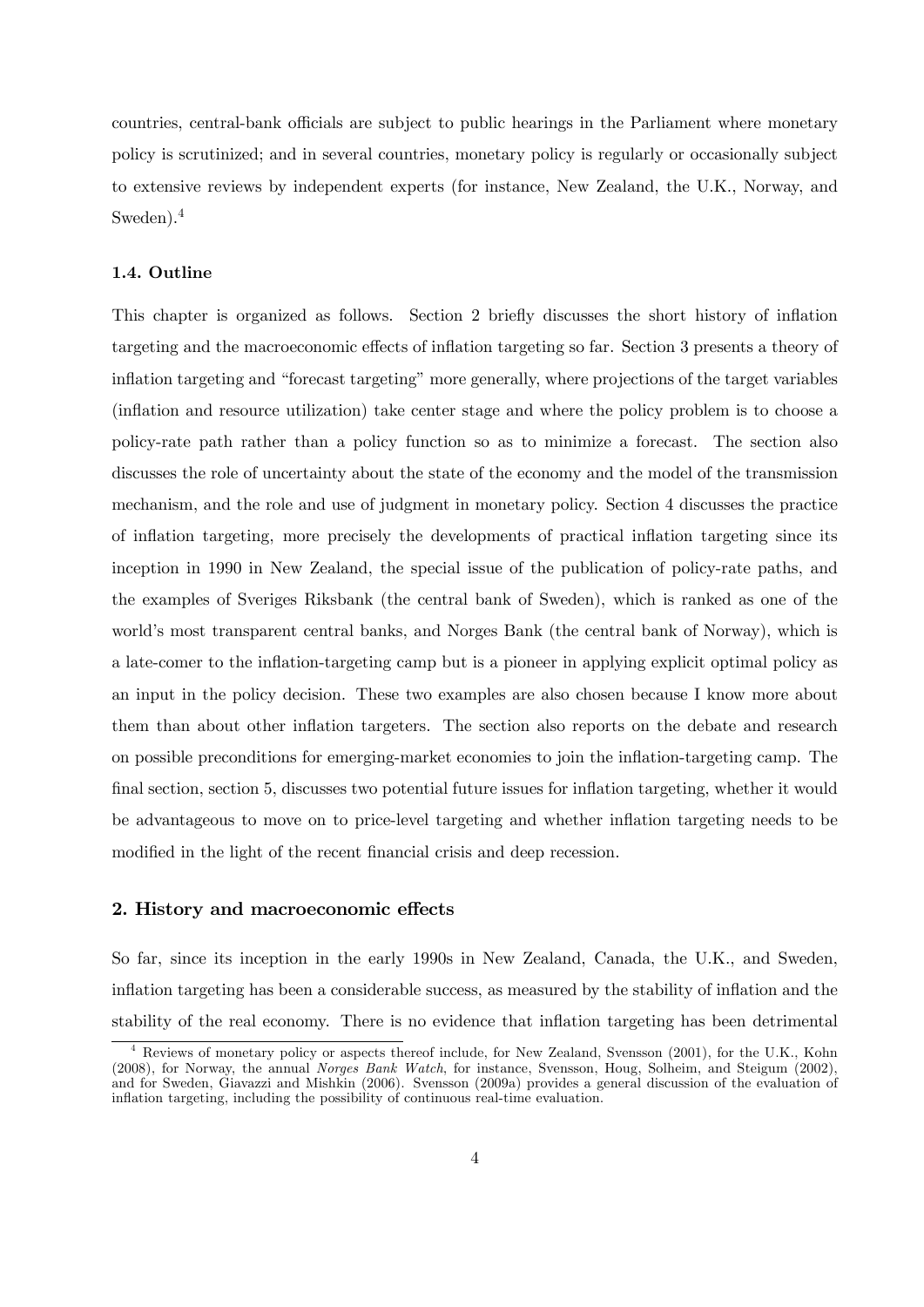countries, central-bank officials are subject to public hearings in the Parliament where monetary policy is scrutinized; and in several countries, monetary policy is regularly or occasionally subject to extensive reviews by independent experts (for instance, New Zealand, the U.K., Norway, and Sweden).[4]

### 1.4. Outline

This chapter is organized as follows. Section 2 briefly discusses the short history of inflation targeting and the macroeconomic effects of inflation targeting so far. Section 3 presents a theory of inflation targeting and "forecast targeting" more generally, where projections of the target variables (inflation and resource utilization) take center stage and where the policy problem is to choose a policy-rate path rather than a policy function so as to minimize a forecast. The section also discusses the role of uncertainty about the state of the economy and the model of the transmission mechanism, and the role and use of judgment in monetary policy. Section 4 discusses the practice of inflation targeting, more precisely the developments of practical inflation targeting since its inception in 1990 in New Zealand, the special issue of the publication of policy-rate paths, and the examples of Sveriges Riksbank (the central bank of Sweden), which is ranked as one of the world's most transparent central banks, and Norges Bank (the central bank of Norway), which is a late-comer to the inflation-targeting camp but is a pioneer in applying explicit optimal policy as an input in the policy decision. These two examples are also chosen because I know more about them than about other inflation targeters. The section also reports on the debate and research on possible preconditions for emerging-market economies to join the inflation-targeting camp. The final section, section 5, discusses two potential future issues for inflation targeting, whether it would be advantageous to move on to price-level targeting and whether inflation targeting needs to be modified in the light of the recent financial crisis and deep recession.

## 2. History and macroeconomic effects

So far, since its inception in the early 1990s in New Zealand, Canada, the U.K., and Sweden, inflation targeting has been a considerable success, as measured by the stability of inflation and the stability of the real economy. There is no evidence that inflation targeting has been detrimental

[4] Reviews of monetary policy or aspects thereof include, for New Zealand, Svensson (2001), for the U.K., Kohn (2008), for Norway, the annual *Norges Bank Watch*, for instance, Svensson, Houg, Solheim, and Steigum (2002), and for Sweden, Giavazzi and Mishkin (2006). Svensson (2009a) provides a general discussion of the evaluation of inflation targeting, including the possibility of continuous real-time evaluation.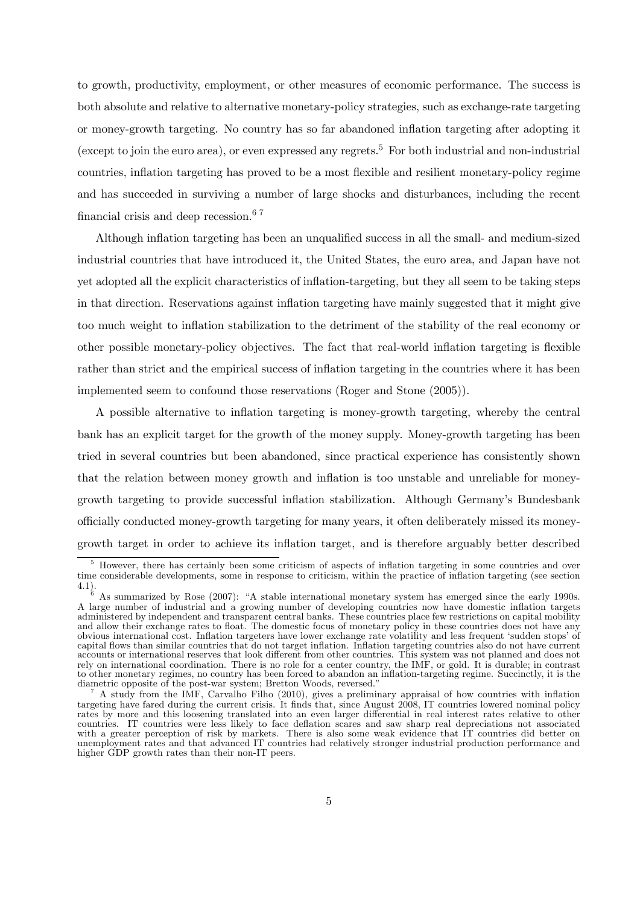to growth, productivity, employment, or other measures of economic performance. The success is both absolute and relative to alternative monetary-policy strategies, such as exchange-rate targeting or money-growth targeting. No country has so far abandoned inflation targeting after adopting it (except to join the euro area), or even expressed any regrets.[5] For both industrial and non-industrial countries, inflation targeting has proved to be a most flexible and resilient monetary-policy regime and has succeeded in surviving a number of large shocks and disturbances, including the recent financial crisis and deep recession.[6] [7]

Although inflation targeting has been an unqualified success in all the small- and medium-sized industrial countries that have introduced it, the United States, the euro area, and Japan have not yet adopted all the explicit characteristics of inflation-targeting, but they all seem to be taking steps in that direction. Reservations against inflation targeting have mainly suggested that it might give too much weight to inflation stabilization to the detriment of the stability of the real economy or other possible monetary-policy objectives. The fact that real-world inflation targeting is flexible rather than strict and the empirical success of inflation targeting in the countries where it has been implemented seem to confound those reservations (Roger and Stone (2005)).

A possible alternative to inflation targeting is money-growth targeting, whereby the central bank has an explicit target for the growth of the money supply. Money-growth targeting has been tried in several countries but been abandoned, since practical experience has consistently shown that the relation between money growth and inflation is too unstable and unreliable for money-growth targeting to provide successful inflation stabilization. Although Germany's Bundesbank officially conducted money-growth targeting for many years, it often deliberately missed its money-growth target in order to achieve its inflation target, and is therefore arguably better described

[5] However, there has certainly been some criticism of aspects of inflation targeting in some countries and over time considerable developments, some in response to criticism, within the practice of inflation targeting (see section 4.1).

[6] As summarized by Rose (2007): "A stable international monetary system has emerged since the early 1990s. A large number of industrial and a growing number of developing countries now have domestic inflation targets administered by independent and transparent central banks. These countries place few restrictions on capital mobility and allow their exchange rates to float. The domestic focus of monetary policy in these countries does not have any obvious international cost. Inflation targeters have lower exchange rate volatility and less frequent 'sudden stops' of capital flows than similar countries that do not target inflation. Inflation targeting countries also do not have current accounts or international reserves that look different from other countries. This system was not planned and does not rely on international coordination. There is no role for a center country, the IMF, or gold. It is durable; in contrast to other monetary regimes, no country has been forced to abandon an inflation-targeting regime. Succinctly, it is the diametric opposite of the post-war system; Bretton Woods, reversed."

[7] A study from the IMF, Carvalho Filho (2010), gives a preliminary appraisal of how countries with inflation targeting have fared during the current crisis. It finds that, since August 2008, IT countries lowered nominal policy rates by more and this loosening translated into an even larger differential in real interest rates relative to other countries. IT countries were less likely to face deflation scares and saw sharp real depreciations not associated with a greater perception of risk by markets. There is also some weak evidence that IT countries did better on unemployment rates and that advanced IT countries had relatively stronger industrial production performance and higher GDP growth rates than their non-IT peers.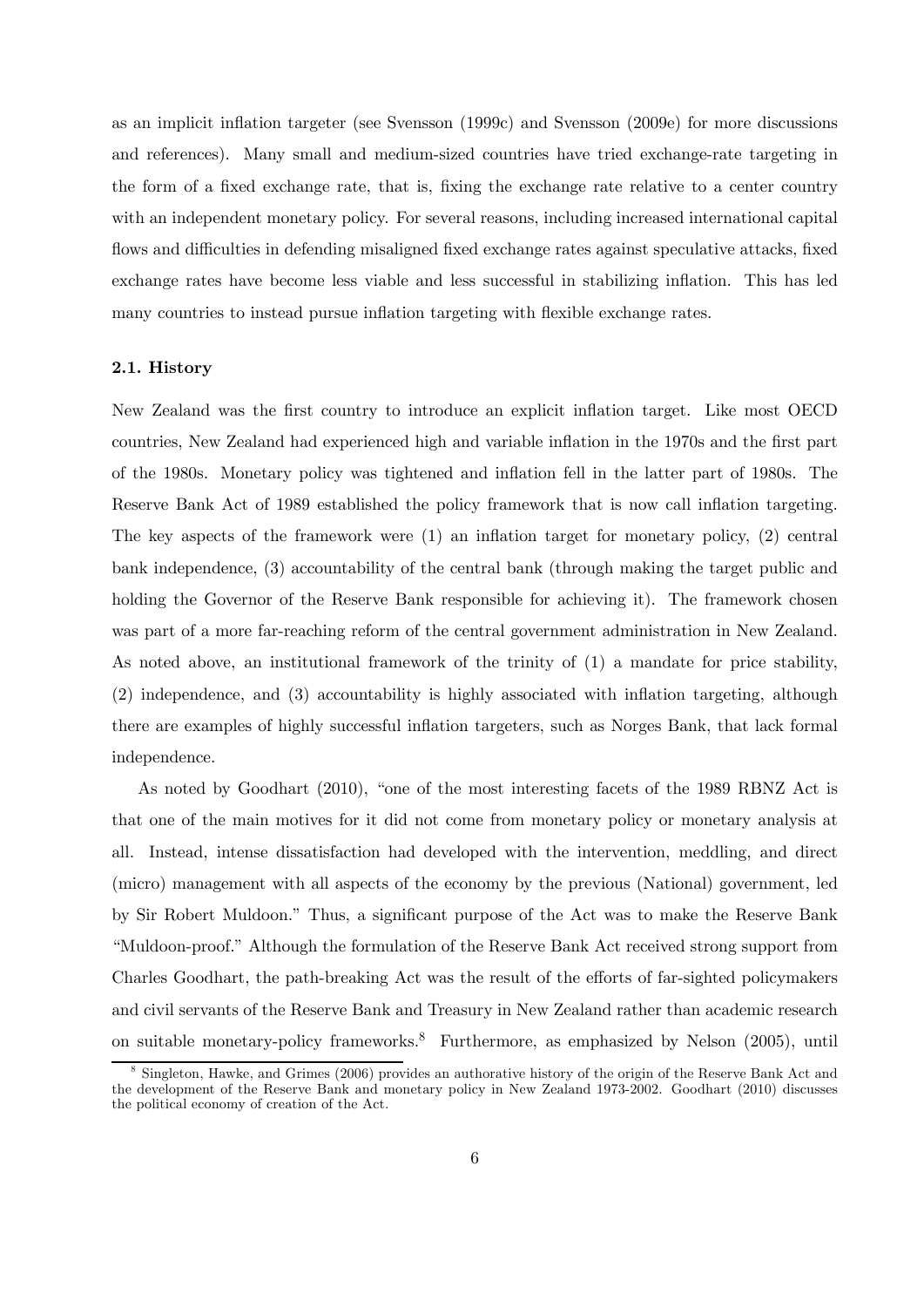as an implicit inflation targeter (see Svensson (1999c) and Svensson (2009e) for more discussions and references). Many small and medium-sized countries have tried exchange-rate targeting in the form of a fixed exchange rate, that is, fixing the exchange rate relative to a center country with an independent monetary policy. For several reasons, including increased international capital flows and difficulties in defending misaligned fixed exchange rates against speculative attacks, fixed exchange rates have become less viable and less successful in stabilizing inflation. This has led many countries to instead pursue inflation targeting with flexible exchange rates.

### 2.1. History

New Zealand was the first country to introduce an explicit inflation target. Like most OECD countries, New Zealand had experienced high and variable inflation in the 1970s and the first part of the 1980s. Monetary policy was tightened and inflation fell in the latter part of 1980s. The Reserve Bank Act of 1989 established the policy framework that is now call inflation targeting. The key aspects of the framework were (1) an inflation target for monetary policy, (2) central bank independence, (3) accountability of the central bank (through making the target public and holding the Governor of the Reserve Bank responsible for achieving it). The framework chosen was part of a more far-reaching reform of the central government administration in New Zealand. As noted above, an institutional framework of the trinity of (1) a mandate for price stability, (2) independence, and (3) accountability is highly associated with inflation targeting, although there are examples of highly successful inflation targeters, such as Norges Bank, that lack formal independence.

As noted by Goodhart (2010), "one of the most interesting facets of the 1989 RBNZ Act is that one of the main motives for it did not come from monetary policy or monetary analysis at all. Instead, intense dissatisfaction had developed with the intervention, meddling, and direct (micro) management with all aspects of the economy by the previous (National) government, led by Sir Robert Muldoon." Thus, a significant purpose of the Act was to make the Reserve Bank "Muldoon-proof." Although the formulation of the Reserve Bank Act received strong support from Charles Goodhart, the path-breaking Act was the result of the efforts of far-sighted policymakers and civil servants of the Reserve Bank and Treasury in New Zealand rather than academic research on suitable monetary-policy frameworks.[8] Furthermore, as emphasized by Nelson (2005), until

[8] Singleton, Hawke, and Grimes (2006) provides an authorative history of the origin of the Reserve Bank Act and the development of the Reserve Bank and monetary policy in New Zealand 1973-2002. Goodhart (2010) discusses the political economy of creation of the Act.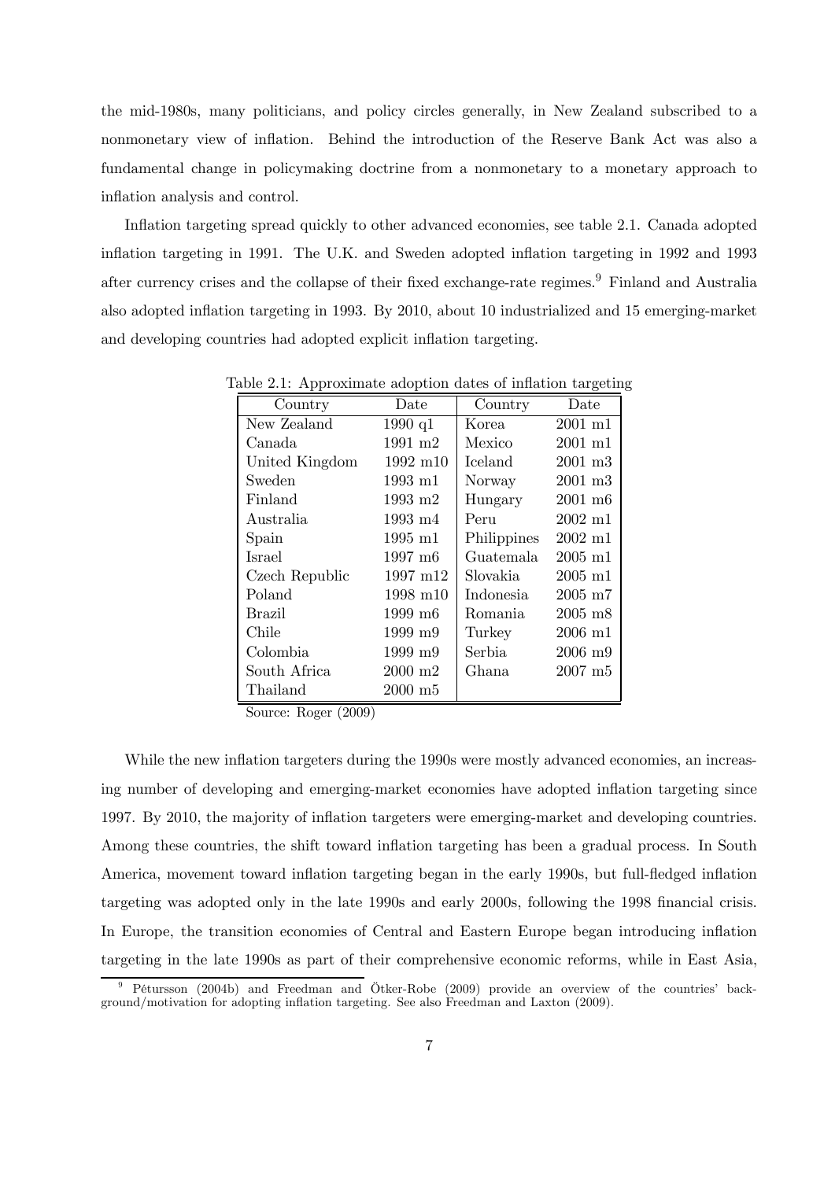the mid-1980s, many politicians, and policy circles generally, in New Zealand subscribed to a nonmonetary view of inflation. Behind the introduction of the Reserve Bank Act was also a fundamental change in policymaking doctrine from a nonmonetary to a monetary approach to inflation analysis and control.

Inflation targeting spread quickly to other advanced economies, see table 2.1. Canada adopted inflation targeting in 1991. The U.K. and Sweden adopted inflation targeting in 1992 and 1993 after currency crises and the collapse of their fixed exchange-rate regimes.[9] Finland and Australia also adopted inflation targeting in 1993. By 2010, about 10 industrialized and 15 emerging-market and developing countries had adopted explicit inflation targeting.

Table 2.1: Approximate adoption dates of inflation targeting

| Country | Date | Country | Date |
|---|---|---|---|
| New Zealand | 1990 q1 | Korea | 2001 m1 |
| Canada | 1991 m2 | Mexico | 2001 m1 |
| United Kingdom | 1992 m10 | Iceland | 2001 m3 |
| Sweden | 1993 m1 | Norway | 2001 m3 |
| Finland | 1993 m2 | Hungary | 2001 m6 |
| Australia | 1993 m4 | Peru | 2002 m1 |
| Spain | 1995 m1 | Philippines | 2002 m1 |
| Israel | 1997 m6 | Guatemala | 2005 m1 |
| Czech Republic | 1997 m12 | Slovakia | 2005 m1 |
| Poland | 1998 m10 | Indonesia | 2005 m7 |
| Brazil | 1999 m6 | Romania | 2005 m8 |
| Chile | 1999 m9 | Turkey | 2006 m1 |
| Colombia | 1999 m9 | Serbia | 2006 m9 |
| South Africa | 2000 m2 | Ghana | 2007 m5 |
| Thailand | 2000 m5 | | |

Source: Roger (2009)

While the new inflation targeters during the 1990s were mostly advanced economies, an increasing number of developing and emerging-market economies have adopted inflation targeting since 1997. By 2010, the majority of inflation targeters were emerging-market and developing countries. Among these countries, the shift toward inflation targeting has been a gradual process. In South America, movement toward inflation targeting began in the early 1990s, but full-fledged inflation targeting was adopted only in the late 1990s and early 2000s, following the 1998 financial crisis. In Europe, the transition economies of Central and Eastern Europe began introducing inflation targeting in the late 1990s as part of their comprehensive economic reforms, while in East Asia,

[9] Pétursson (2004b) and Freedman and Ötker-Robe (2009) provide an overview of the countries' background/motivation for adopting inflation targeting. See also Freedman and Laxton (2009).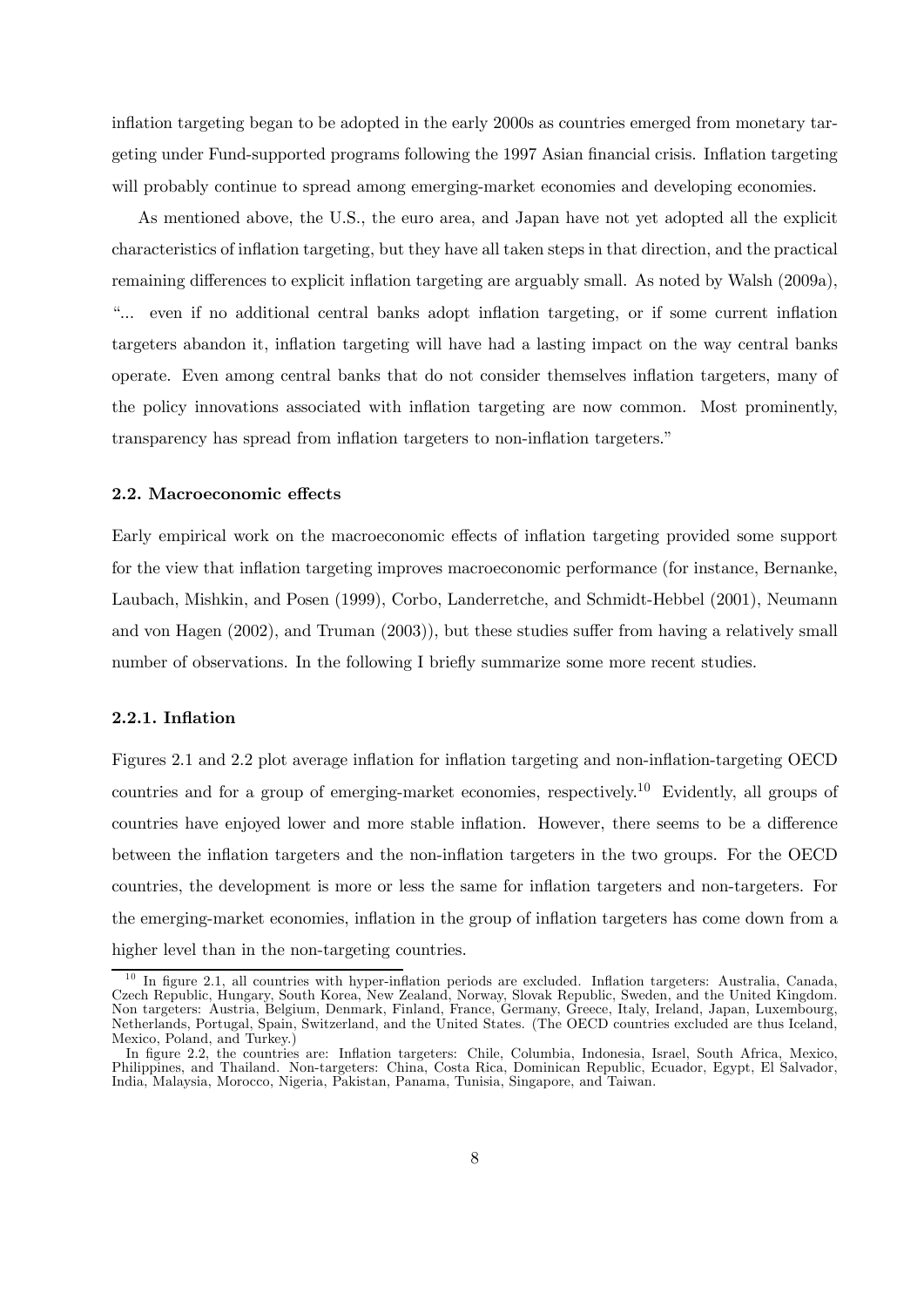inflation targeting began to be adopted in the early 2000s as countries emerged from monetary targeting under Fund-supported programs following the 1997 Asian financial crisis. Inflation targeting will probably continue to spread among emerging-market economies and developing economies.

As mentioned above, the U.S., the euro area, and Japan have not yet adopted all the explicit characteristics of inflation targeting, but they have all taken steps in that direction, and the practical remaining differences to explicit inflation targeting are arguably small. As noted by Walsh (2009a), "... even if no additional central banks adopt inflation targeting, or if some current inflation targeters abandon it, inflation targeting will have had a lasting impact on the way central banks operate. Even among central banks that do not consider themselves inflation targeters, many of the policy innovations associated with inflation targeting are now common. Most prominently, transparency has spread from inflation targeters to non-inflation targeters."

### 2.2. Macroeconomic effects

Early empirical work on the macroeconomic effects of inflation targeting provided some support for the view that inflation targeting improves macroeconomic performance (for instance, Bernanke, Laubach, Mishkin, and Posen (1999), Corbo, Landerretche, and Schmidt-Hebbel (2001), Neumann and von Hagen (2002), and Truman (2003)), but these studies suffer from having a relatively small number of observations. In the following I briefly summarize some more recent studies.

#### 2.2.1. Inflation

Figures 2.1 and 2.2 plot average inflation for inflation targeting and non-inflation-targeting OECD countries and for a group of emerging-market economies, respectively.[10] Evidently, all groups of countries have enjoyed lower and more stable inflation. However, there seems to be a difference between the inflation targeters and the non-inflation targeters in the two groups. For the OECD countries, the development is more or less the same for inflation targeters and non-targeters. For the emerging-market economies, inflation in the group of inflation targeters has come down from a higher level than in the non-targeting countries.

[10] In figure 2.1, all countries with hyper-inflation periods are excluded. Inflation targeters: Australia, Canada, Czech Republic, Hungary, South Korea, New Zealand, Norway, Slovak Republic, Sweden, and the United Kingdom. Non targeters: Austria, Belgium, Denmark, Finland, France, Germany, Greece, Italy, Ireland, Japan, Luxembourg, Netherlands, Portugal, Spain, Switzerland, and the United States. (The OECD countries excluded are thus Iceland, Mexico, Poland, and Turkey.)

In figure 2.2, the countries are: Inflation targeters: Chile, Columbia, Indonesia, Israel, South Africa, Mexico, Philippines, and Thailand. Non-targeters: China, Costa Rica, Dominican Republic, Ecuador, Egypt, El Salvador, India, Malaysia, Morocco, Nigeria, Pakistan, Panama, Tunisia, Singapore, and Taiwan.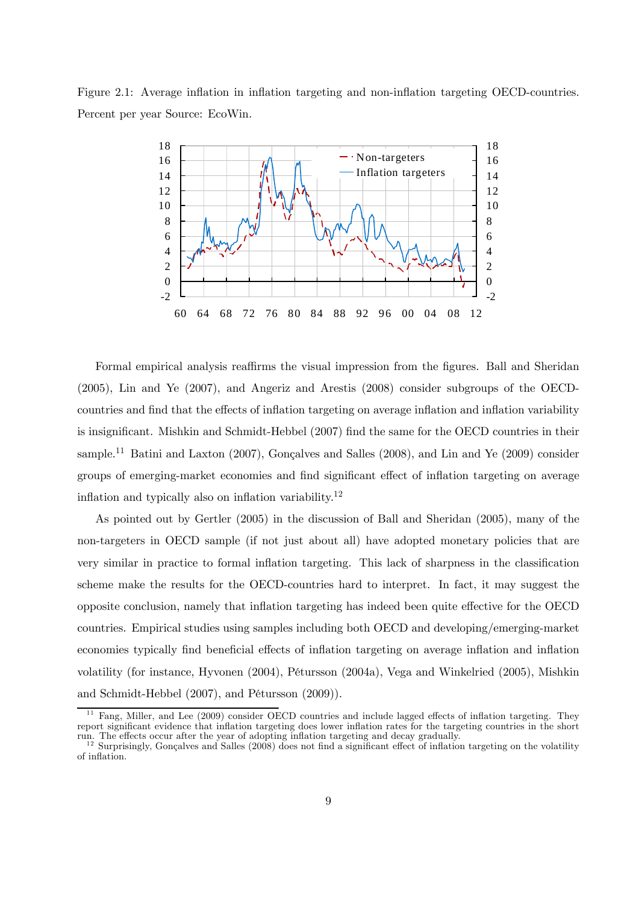Figure 2.1: Average inflation in inflation targeting and non-inflation targeting OECD-countries. Percent per year Source: EcoWin.

Formal empirical analysis reaffirms the visual impression from the figures. Ball and Sheridan (2005), Lin and Ye (2007), and Angeriz and Arestis (2008) consider subgroups of the OECD-countries and find that the effects of inflation targeting on average inflation and inflation variability is insignificant. Mishkin and Schmidt-Hebbel (2007) find the same for the OECD countries in their sample.[11] Batini and Laxton (2007), Gonçalves and Salles (2008), and Lin and Ye (2009) consider groups of emerging-market economies and find significant effect of inflation targeting on average inflation and typically also on inflation variability.[12]

As pointed out by Gertler (2005) in the discussion of Ball and Sheridan (2005), many of the non-targeters in OECD sample (if not just about all) have adopted monetary policies that are very similar in practice to formal inflation targeting. This lack of sharpness in the classification scheme make the results for the OECD-countries hard to interpret. In fact, it may suggest the opposite conclusion, namely that inflation targeting has indeed been quite effective for the OECD countries. Empirical studies using samples including both OECD and developing/emerging-market economies typically find beneficial effects of inflation targeting on average inflation and inflation volatility (for instance, Hyvonen (2004), Pétursson (2004a), Vega and Winkelried (2005), Mishkin and Schmidt-Hebbel (2007), and Pétursson (2009)).

[11] Fang, Miller, and Lee (2009) consider OECD countries and include lagged effects of inflation targeting. They report significant evidence that inflation targeting does lower inflation rates for the targeting countries in the short run. The effects occur after the year of adopting inflation targeting and decay gradually.

[12] Surprisingly, Gonçalves and Salles (2008) does not find a significant effect of inflation targeting on the volatility of inflation.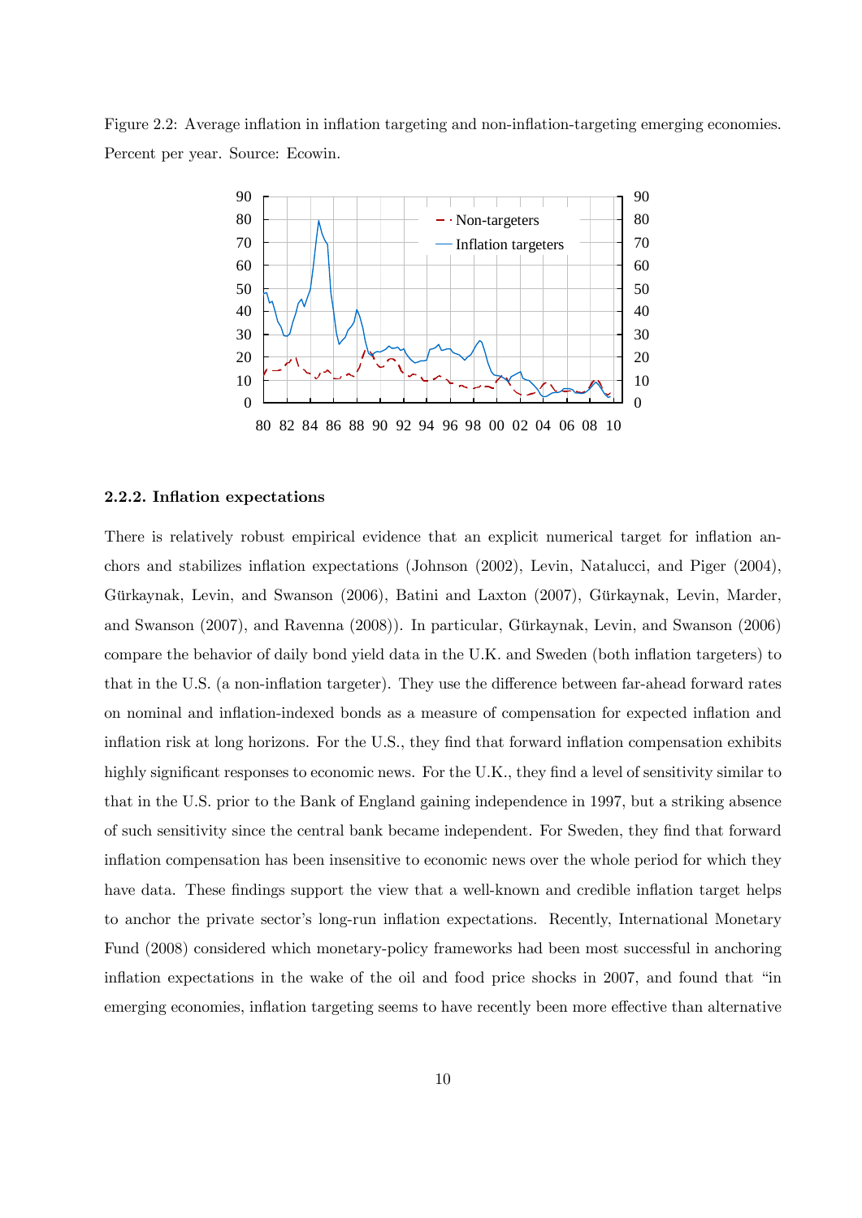Figure 2.2: Average inflation in inflation targeting and non-inflation-targeting emerging economies. Percent per year. Source: Ecowin.

### 2.2.2. Inflation expectations

There is relatively robust empirical evidence that an explicit numerical target for inflation anchors and stabilizes inflation expectations (Johnson (2002), Levin, Natalucci, and Piger (2004), Gürkaynak, Levin, and Swanson (2006), Batini and Laxton (2007), Gürkaynak, Levin, Marder, and Swanson (2007), and Ravenna (2008)). In particular, Gürkaynak, Levin, and Swanson (2006) compare the behavior of daily bond yield data in the U.K. and Sweden (both inflation targeters) to that in the U.S. (a non-inflation targeter). They use the difference between far-ahead forward rates on nominal and inflation-indexed bonds as a measure of compensation for expected inflation and inflation risk at long horizons. For the U.S., they find that forward inflation compensation exhibits highly significant responses to economic news. For the U.K., they find a level of sensitivity similar to that in the U.S. prior to the Bank of England gaining independence in 1997, but a striking absence of such sensitivity since the central bank became independent. For Sweden, they find that forward inflation compensation has been insensitive to economic news over the whole period for which they have data. These findings support the view that a well-known and credible inflation target helps to anchor the private sector's long-run inflation expectations. Recently, International Monetary Fund (2008) considered which monetary-policy frameworks had been most successful in anchoring inflation expectations in the wake of the oil and food price shocks in 2007, and found that "in emerging economies, inflation targeting seems to have recently been more effective than alternative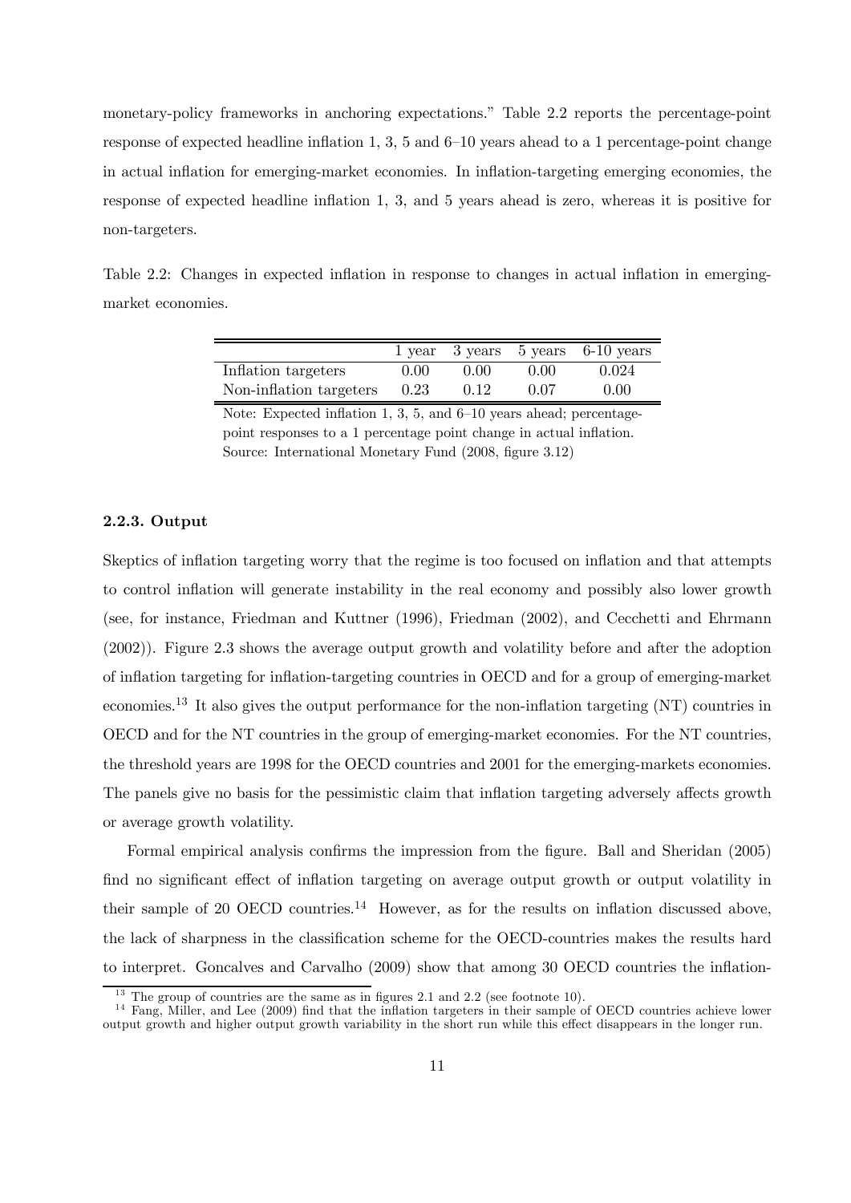monetary-policy frameworks in anchoring expectations." Table 2.2 reports the percentage-point response of expected headline inflation 1, 3, 5 and 6–10 years ahead to a 1 percentage-point change in actual inflation for emerging-market economies. In inflation-targeting emerging economies, the response of expected headline inflation 1, 3, and 5 years ahead is zero, whereas it is positive for non-targeters.

Table 2.2: Changes in expected inflation in response to changes in actual inflation in emerging-market economies.

| | 1 year | 3 years | 5 years | 6-10 years |
|---|---|---|---|---|
| Inflation targeters | 0.00 | 0.00 | 0.00 | 0.024 |
| Non-inflation targeters | 0.23 | 0.12 | 0.07 | 0.00 |

Note: Expected inflation 1, 3, 5, and 6–10 years ahead; percentage-point responses to a 1 percentage point change in actual inflation. Source: International Monetary Fund (2008, figure 3.12)

### 2.2.3. Output

Skeptics of inflation targeting worry that the regime is too focused on inflation and that attempts to control inflation will generate instability in the real economy and possibly also lower growth (see, for instance, Friedman and Kuttner (1996), Friedman (2002), and Cecchetti and Ehrmann (2002)). Figure 2.3 shows the average output growth and volatility before and after the adoption of inflation targeting for inflation-targeting countries in OECD and for a group of emerging-market economies.[13] It also gives the output performance for the non-inflation targeting (NT) countries in OECD and for the NT countries in the group of emerging-market economies. For the NT countries, the threshold years are 1998 for the OECD countries and 2001 for the emerging-markets economies. The panels give no basis for the pessimistic claim that inflation targeting adversely affects growth or average growth volatility.

Formal empirical analysis confirms the impression from the figure. Ball and Sheridan (2005) find no significant effect of inflation targeting on average output growth or output volatility in their sample of 20 OECD countries.[14] However, as for the results on inflation discussed above, the lack of sharpness in the classification scheme for the OECD-countries makes the results hard to interpret. Goncalves and Carvalho (2009) show that among 30 OECD countries the inflation-

[13] The group of countries are the same as in figures 2.1 and 2.2 (see footnote 10).

[14] Fang, Miller, and Lee (2009) find that the inflation targeters in their sample of OECD countries achieve lower output growth and higher output growth variability in the short run while this effect disappears in the longer run.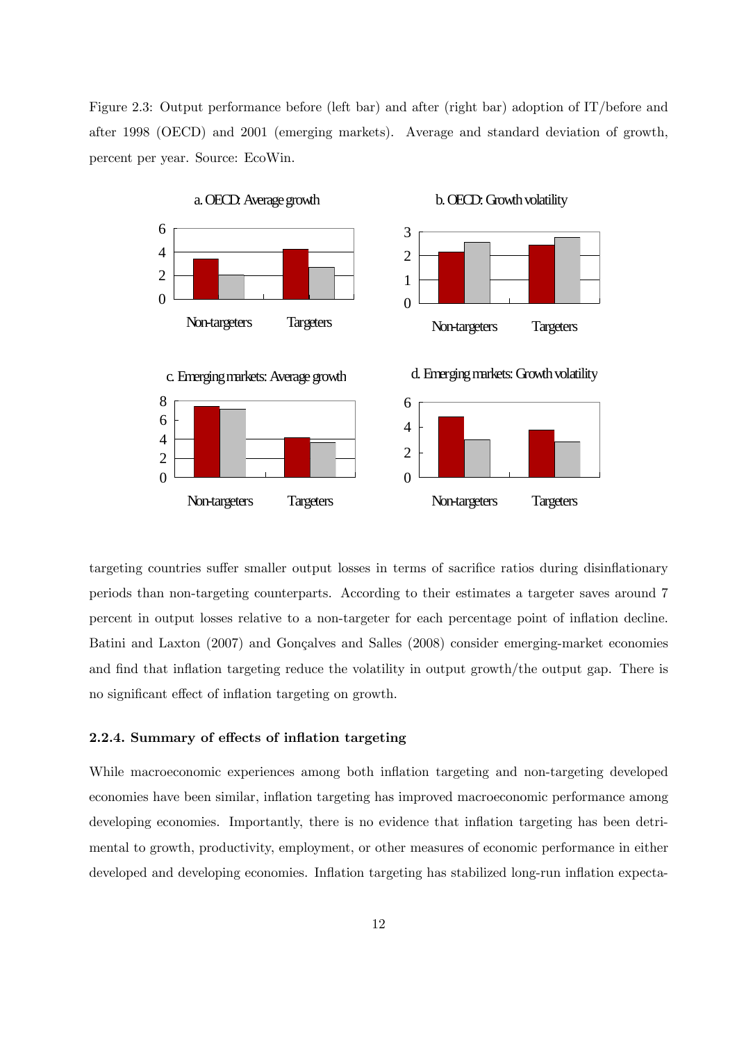Figure 2.3: Output performance before (left bar) and after (right bar) adoption of IT/before and after 1998 (OECD) and 2001 (emerging markets). Average and standard deviation of growth, percent per year. Source: EcoWin.

targeting countries suffer smaller output losses in terms of sacrifice ratios during disinflationary periods than non-targeting counterparts. According to their estimates a targeter saves around 7 percent in output losses relative to a non-targeter for each percentage point of inflation decline. Batini and Laxton (2007) and Gonçalves and Salles (2008) consider emerging-market economies and find that inflation targeting reduce the volatility in output growth/the output gap. There is no significant effect of inflation targeting on growth.

### 2.2.4. Summary of effects of inflation targeting

While macroeconomic experiences among both inflation targeting and non-targeting developed economies have been similar, inflation targeting has improved macroeconomic performance among developing economies. Importantly, there is no evidence that inflation targeting has been detrimental to growth, productivity, employment, or other measures of economic performance in either developed and developing economies. Inflation targeting has stabilized long-run inflation expecta-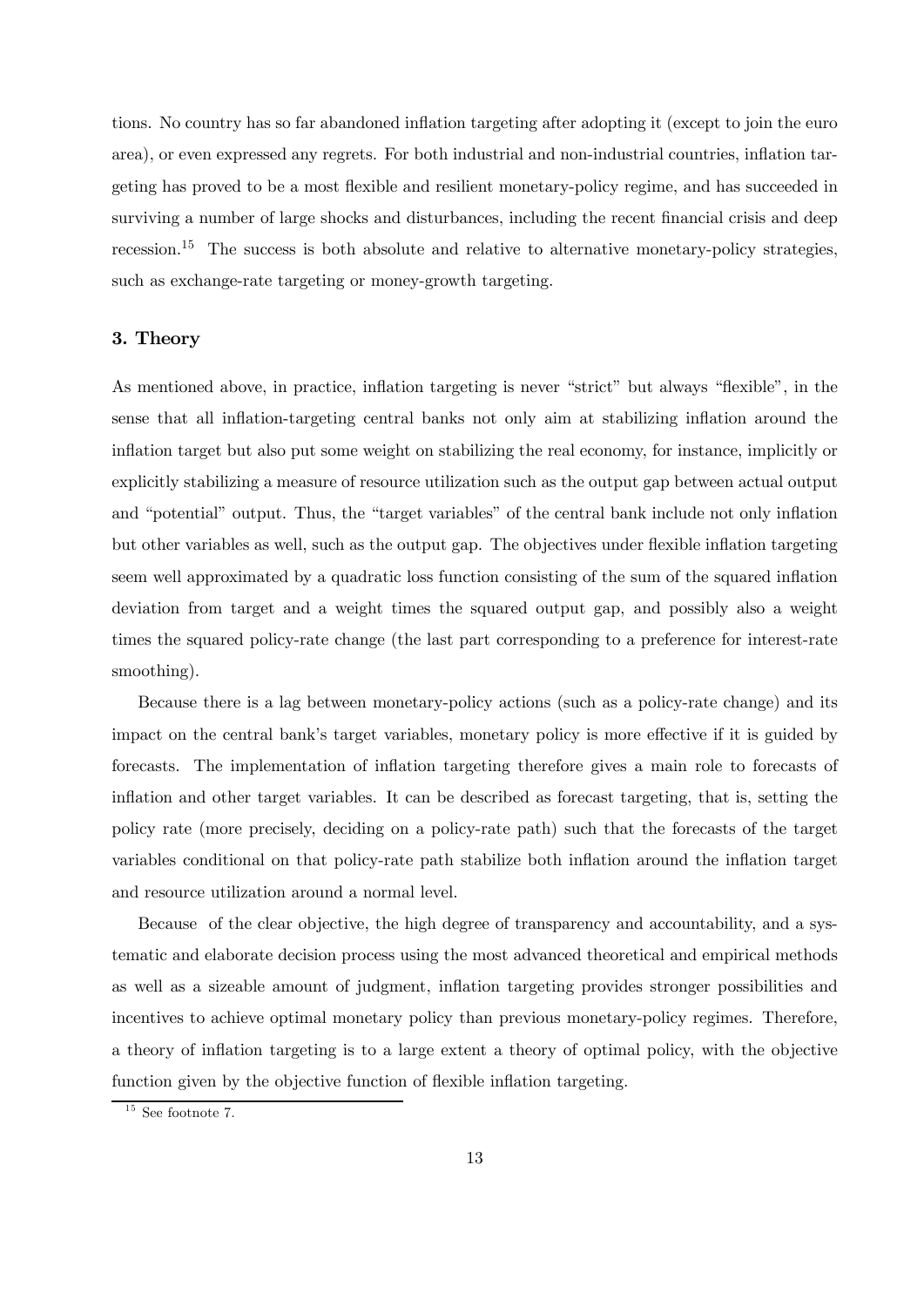tions. No country has so far abandoned inflation targeting after adopting it (except to join the euro area), or even expressed any regrets. For both industrial and non-industrial countries, inflation targeting has proved to be a most flexible and resilient monetary-policy regime, and has succeeded in surviving a number of large shocks and disturbances, including the recent financial crisis and deep recession.[15] The success is both absolute and relative to alternative monetary-policy strategies, such as exchange-rate targeting or money-growth targeting.

## 3. Theory

As mentioned above, in practice, inflation targeting is never "strict" but always "flexible", in the sense that all inflation-targeting central banks not only aim at stabilizing inflation around the inflation target but also put some weight on stabilizing the real economy, for instance, implicitly or explicitly stabilizing a measure of resource utilization such as the output gap between actual output and "potential" output. Thus, the "target variables" of the central bank include not only inflation but other variables as well, such as the output gap. The objectives under flexible inflation targeting seem well approximated by a quadratic loss function consisting of the sum of the squared inflation deviation from target and a weight times the squared output gap, and possibly also a weight times the squared policy-rate change (the last part corresponding to a preference for interest-rate smoothing).

Because there is a lag between monetary-policy actions (such as a policy-rate change) and its impact on the central bank's target variables, monetary policy is more effective if it is guided by forecasts. The implementation of inflation targeting therefore gives a main role to forecasts of inflation and other target variables. It can be described as forecast targeting, that is, setting the policy rate (more precisely, deciding on a policy-rate path) such that the forecasts of the target variables conditional on that policy-rate path stabilize both inflation around the inflation target and resource utilization around a normal level.

Because of the clear objective, the high degree of transparency and accountability, and a systematic and elaborate decision process using the most advanced theoretical and empirical methods as well as a sizeable amount of judgment, inflation targeting provides stronger possibilities and incentives to achieve optimal monetary policy than previous monetary-policy regimes. Therefore, a theory of inflation targeting is to a large extent a theory of optimal policy, with the objective function given by the objective function of flexible inflation targeting.

[15] See footnote 7.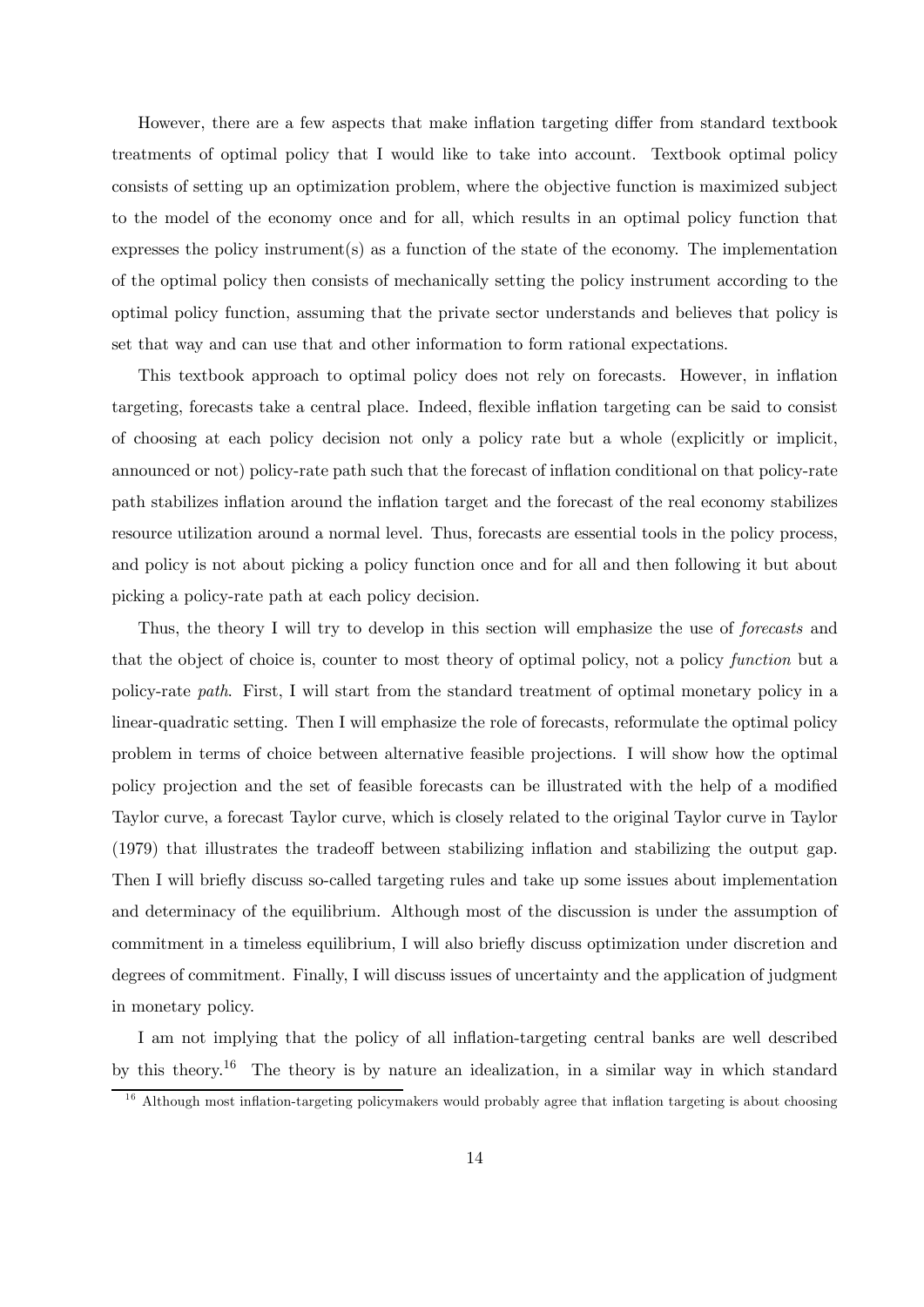However, there are a few aspects that make inflation targeting differ from standard textbook treatments of optimal policy that I would like to take into account. Textbook optimal policy consists of setting up an optimization problem, where the objective function is maximized subject to the model of the economy once and for all, which results in an optimal policy function that expresses the policy instrument(s) as a function of the state of the economy. The implementation of the optimal policy then consists of mechanically setting the policy instrument according to the optimal policy function, assuming that the private sector understands and believes that policy is set that way and can use that and other information to form rational expectations.

This textbook approach to optimal policy does not rely on forecasts. However, in inflation targeting, forecasts take a central place. Indeed, flexible inflation targeting can be said to consist of choosing at each policy decision not only a policy rate but a whole (explicitly or implicit, announced or not) policy-rate path such that the forecast of inflation conditional on that policy-rate path stabilizes inflation around the inflation target and the forecast of the real economy stabilizes resource utilization around a normal level. Thus, forecasts are essential tools in the policy process, and policy is not about picking a policy function once and for all and then following it but about picking a policy-rate path at each policy decision.

Thus, the theory I will try to develop in this section will emphasize the use of *forecasts* and that the object of choice is, counter to most theory of optimal policy, not a policy *function* but a policy-rate *path*. First, I will start from the standard treatment of optimal monetary policy in a linear-quadratic setting. Then I will emphasize the role of forecasts, reformulate the optimal policy problem in terms of choice between alternative feasible projections. I will show how the optimal policy projection and the set of feasible forecasts can be illustrated with the help of a modified Taylor curve, a forecast Taylor curve, which is closely related to the original Taylor curve in Taylor (1979) that illustrates the tradeoff between stabilizing inflation and stabilizing the output gap. Then I will briefly discuss so-called targeting rules and take up some issues about implementation and determinacy of the equilibrium. Although most of the discussion is under the assumption of commitment in a timeless equilibrium, I will also briefly discuss optimization under discretion and degrees of commitment. Finally, I will discuss issues of uncertainty and the application of judgment in monetary policy.

I am not implying that the policy of all inflation-targeting central banks are well described by this theory.[16] The theory is by nature an idealization, in a similar way in which standard

[16] Although most inflation-targeting policymakers would probably agree that inflation targeting is about choosing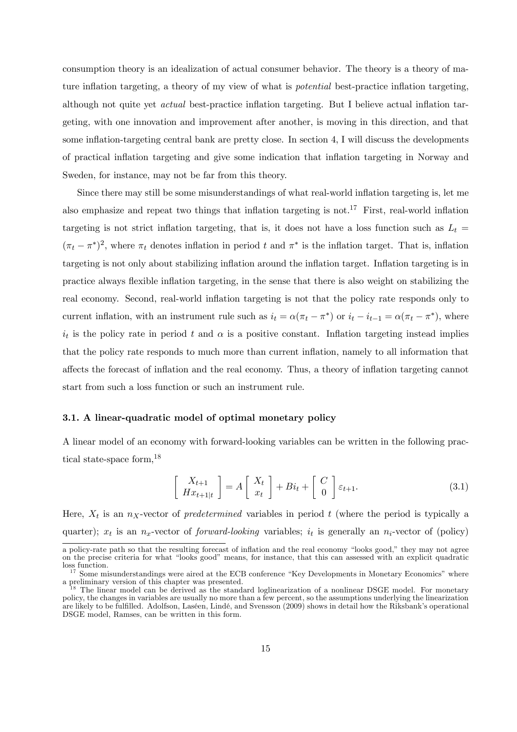consumption theory is an idealization of actual consumer behavior. The theory is a theory of mature inflation targeting, a theory of my view of what is *potential* best-practice inflation targeting, although not quite yet *actual* best-practice inflation targeting. But I believe actual inflation targeting, with one innovation and improvement after another, is moving in this direction, and that some inflation-targeting central bank are pretty close. In section 4, I will discuss the developments of practical inflation targeting and give some indication that inflation targeting in Norway and Sweden, for instance, may not be far from this theory.

Since there may still be some misunderstandings of what real-world inflation targeting is, let me also emphasize and repeat two things that inflation targeting is not.[17] First, real-world inflation targeting is not strict inflation targeting, that is, it does not have a loss function such as $L_t = (\pi_t - \pi^*)^2$, where $\pi_t$ denotes inflation in period $t$ and $\pi^*$ is the inflation target. That is, inflation targeting is not only about stabilizing inflation around the inflation target. Inflation targeting is in practice always flexible inflation targeting, in the sense that there is also weight on stabilizing the real economy. Second, real-world inflation targeting is not that the policy rate responds only to current inflation, with an instrument rule such as $i_t = \alpha(\pi_t - \pi^*)$ or $i_t - i_{t-1} = \alpha(\pi_t - \pi^*)$, where $i_t$ is the policy rate in period $t$ and $\alpha$ is a positive constant. Inflation targeting instead implies that the policy rate responds to much more than current inflation, namely to all information that affects the forecast of inflation and the real economy. Thus, a theory of inflation targeting cannot start from such a loss function or such an instrument rule.

### 3.1. A linear-quadratic model of optimal monetary policy

A linear model of an economy with forward-looking variables can be written in the following practical state-space form,[18]

$$\begin{bmatrix} X_{t+1} \\ Hx_{t+1|t} \end{bmatrix} = A \begin{bmatrix} X_t \\ x_t \end{bmatrix} + Bi_t + \begin{bmatrix} C \\ 0 \end{bmatrix} \varepsilon_{t+1}. \tag{3.1}$$

Here, $X_t$ is an $n_X$-vector of *predetermined* variables in period $t$ (where the period is typically a quarter); $x_t$ is an $n_x$-vector of *forward-looking* variables; $i_t$ is generally an $n_i$-vector of (policy)

---

a policy-rate path so that the resulting forecast of inflation and the real economy "looks good," they may not agree on the precise criteria for what "looks good" means, for instance, that this can assessed with an explicit quadratic loss function.

[17] Some misunderstandings were aired at the ECB conference "Key Developments in Monetary Economics" where a preliminary version of this chapter was presented.

[18] The linear model can be derived as the standard loglinearization of a nonlinear DSGE model. For monetary policy, the changes in variables are usually no more than a few percent, so the assumptions underlying the linearization are likely to be fulfilled. Adolfson, Laséen, Lindé, and Svensson (2009) shows in detail how the Riksbank's operational DSGE model, Ramses, can be written in this form.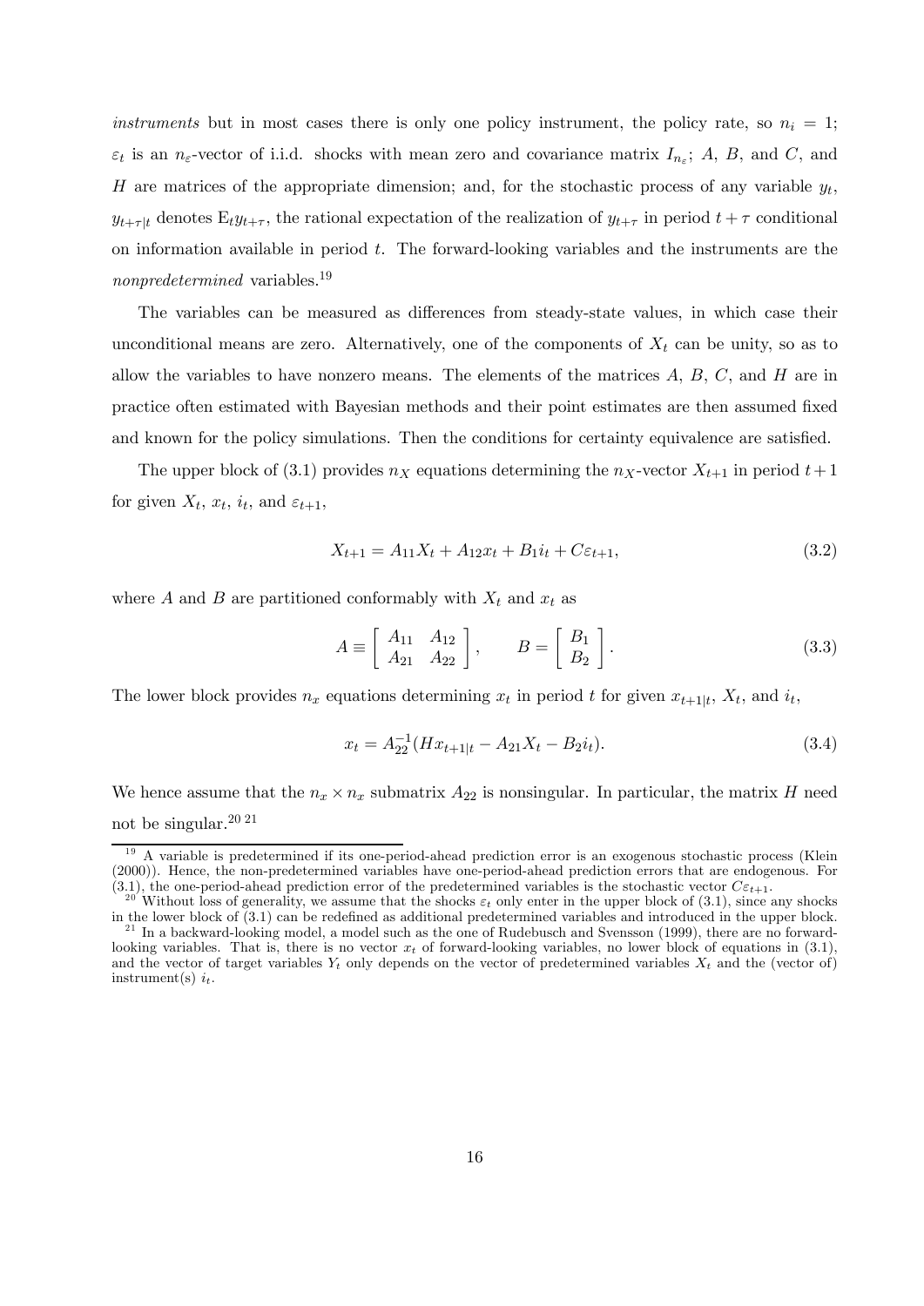*instruments* but in most cases there is only one policy instrument, the policy rate, so $n_i = 1$; $\varepsilon_t$ is an $n_\varepsilon$-vector of i.i.d. shocks with mean zero and covariance matrix $I_{n_\varepsilon}$; $A$, $B$, and $C$, and $H$ are matrices of the appropriate dimension; and, for the stochastic process of any variable $y_t$, $y_{t+\tau|t}$ denotes $\mathrm{E}_t y_{t+\tau}$, the rational expectation of the realization of $y_{t+\tau}$ in period $t+\tau$ conditional on information available in period $t$. The forward-looking variables and the instruments are the *nonpredetermined* variables.[19]

The variables can be measured as differences from steady-state values, in which case their unconditional means are zero. Alternatively, one of the components of $X_t$ can be unity, so as to allow the variables to have nonzero means. The elements of the matrices $A$, $B$, $C$, and $H$ are in practice often estimated with Bayesian methods and their point estimates are then assumed fixed and known for the policy simulations. Then the conditions for certainty equivalence are satisfied.

The upper block of (3.1) provides $n_X$ equations determining the $n_X$-vector $X_{t+1}$ in period $t+1$ for given $X_t$, $x_t$, $i_t$, and $\varepsilon_{t+1}$,

$$X_{t+1} = A_{11}X_t + A_{12}x_t + B_1 i_t + C\varepsilon_{t+1}, \tag{3.2}$$

where $A$ and $B$ are partitioned conformably with $X_t$ and $x_t$ as

$$A \equiv \begin{bmatrix} A_{11} & A_{12} \\ A_{21} & A_{22} \end{bmatrix}, \qquad B = \begin{bmatrix} B_1 \\ B_2 \end{bmatrix}. \tag{3.3}$$

The lower block provides $n_x$ equations determining $x_t$ in period $t$ for given $x_{t+1|t}$, $X_t$, and $i_t$,

$$x_t = A_{22}^{-1}(Hx_{t+1|t} - A_{21}X_t - B_2 i_t). \tag{3.4}$$

We hence assume that the $n_x \times n_x$ submatrix $A_{22}$ is nonsingular. In particular, the matrix $H$ need not be singular.[20] [21]

[19] A variable is predetermined if its one-period-ahead prediction error is an exogenous stochastic process (Klein (2000)). Hence, the non-predetermined variables have one-period-ahead prediction errors that are endogenous. For (3.1), the one-period-ahead prediction error of the predetermined variables is the stochastic vector $C\varepsilon_{t+1}$.

[20] Without loss of generality, we assume that the shocks $\varepsilon_t$ only enter in the upper block of (3.1), since any shocks in the lower block of (3.1) can be redefined as additional predetermined variables and introduced in the upper block.

[21] In a backward-looking model, a model such as the one of Rudebusch and Svensson (1999), there are no forward-looking variables. That is, there is no vector $x_t$ of forward-looking variables, no lower block of equations in (3.1), and the vector of target variables $Y_t$ only depends on the vector of predetermined variables $X_t$ and the (vector of) instrument(s) $i_t$.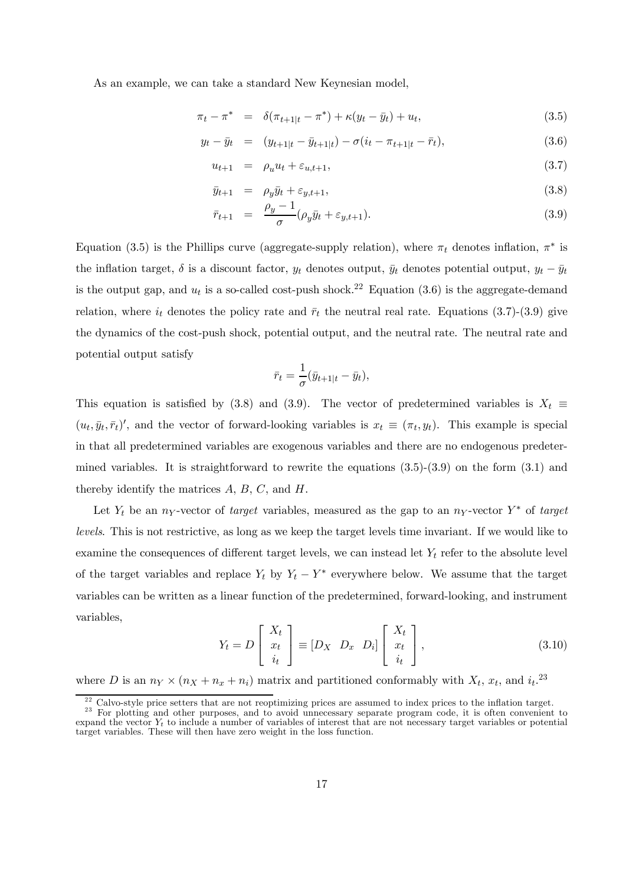As an example, we can take a standard New Keynesian model,

$$\pi_t - \pi^* = \delta(\pi_{t+1|t} - \pi^*) + \kappa(y_t - \bar{y}_t) + u_t, \tag{3.5}$$

$$y_t - \bar{y}_t = (y_{t+1|t} - \bar{y}_{t+1|t}) - \sigma(i_t - \pi_{t+1|t} - \bar{r}_t), \tag{3.6}$$

$$u_{t+1} = \rho_u u_t + \varepsilon_{u,t+1}, \tag{3.7}$$

$$\bar{y}_{t+1} = \rho_y \bar{y}_t + \varepsilon_{y,t+1}, \tag{3.8}$$

$$\bar{r}_{t+1} = \frac{\rho_y - 1}{\sigma}(\rho_y \bar{y}_t + \varepsilon_{y,t+1}). \tag{3.9}$$

Equation (3.5) is the Phillips curve (aggregate-supply relation), where $\pi_t$ denotes inflation, $\pi^*$ is the inflation target, $\delta$ is a discount factor, $y_t$ denotes output, $\bar{y}_t$ denotes potential output, $y_t - \bar{y}_t$ is the output gap, and $u_t$ is a so-called cost-push shock.[22] Equation (3.6) is the aggregate-demand relation, where $i_t$ denotes the policy rate and $\bar{r}_t$ the neutral real rate. Equations (3.7)-(3.9) give the dynamics of the cost-push shock, potential output, and the neutral rate. The neutral rate and potential output satisfy

$$\bar{r}_t = \frac{1}{\sigma}(\bar{y}_{t+1|t} - \bar{y}_t),$$

This equation is satisfied by (3.8) and (3.9). The vector of predetermined variables is $X_t \equiv (u_t, \bar{y}_t, \bar{r}_t)'$, and the vector of forward-looking variables is $x_t \equiv (\pi_t, y_t)$. This example is special in that all predetermined variables are exogenous variables and there are no endogenous predetermined variables. It is straightforward to rewrite the equations (3.5)-(3.9) on the form (3.1) and thereby identify the matrices $A$, $B$, $C$, and $H$.

Let $Y_t$ be an $n_Y$-vector of *target* variables, measured as the gap to an $n_Y$-vector $Y^*$ of *target levels*. This is not restrictive, as long as we keep the target levels time invariant. If we would like to examine the consequences of different target levels, we can instead let $Y_t$ refer to the absolute level of the target variables and replace $Y_t$ by $Y_t - Y^*$ everywhere below. We assume that the target variables can be written as a linear function of the predetermined, forward-looking, and instrument variables,

$$Y_t = D \begin{bmatrix} X_t \\ x_t \\ i_t \end{bmatrix} \equiv [D_X \quad D_x \quad D_i] \begin{bmatrix} X_t \\ x_t \\ i_t \end{bmatrix}, \tag{3.10}$$

where $D$ is an $n_Y \times (n_X + n_x + n_i)$ matrix and partitioned conformably with $X_t$, $x_t$, and $i_t$.[23]

[22] Calvo-style price setters that are not reoptimizing prices are assumed to index prices to the inflation target.

[23] For plotting and other purposes, and to avoid unnecessary separate program code, it is often convenient to expand the vector $Y_t$ to include a number of variables of interest that are not necessary target variables or potential target variables. These will then have zero weight in the loss function.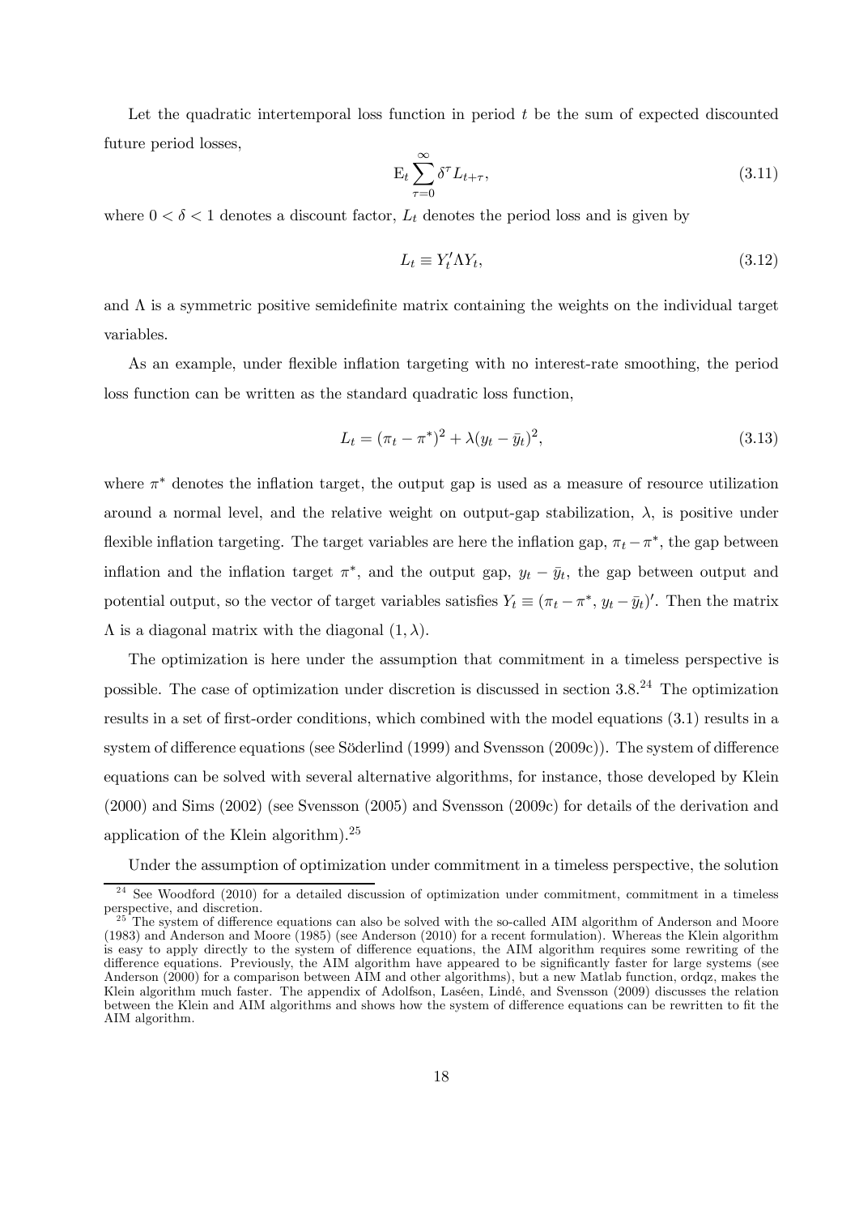Let the quadratic intertemporal loss function in period $t$ be the sum of expected discounted future period losses,

$$\mathrm{E}_t \sum_{\tau=0}^{\infty} \delta^{\tau} L_{t+\tau}, \tag{3.11}$$

where $0 < \delta < 1$ denotes a discount factor, $L_t$ denotes the period loss and is given by

$$L_t \equiv Y_t' \Lambda Y_t, \tag{3.12}$$

and $\Lambda$ is a symmetric positive semidefinite matrix containing the weights on the individual target variables.

As an example, under flexible inflation targeting with no interest-rate smoothing, the period loss function can be written as the standard quadratic loss function,

$$L_t = (\pi_t - \pi^*)^2 + \lambda (y_t - \bar{y}_t)^2, \tag{3.13}$$

where $\pi^*$ denotes the inflation target, the output gap is used as a measure of resource utilization around a normal level, and the relative weight on output-gap stabilization, $\lambda$, is positive under flexible inflation targeting. The target variables are here the inflation gap, $\pi_t - \pi^*$, the gap between inflation and the inflation target $\pi^*$, and the output gap, $y_t - \bar{y}_t$, the gap between output and potential output, so the vector of target variables satisfies $Y_t \equiv (\pi_t - \pi^*, \, y_t - \bar{y}_t)'$. Then the matrix $\Lambda$ is a diagonal matrix with the diagonal $(1, \lambda)$.

The optimization is here under the assumption that commitment in a timeless perspective is possible. The case of optimization under discretion is discussed in section 3.8.[24] The optimization results in a set of first-order conditions, which combined with the model equations (3.1) results in a system of difference equations (see Söderlind (1999) and Svensson (2009c)). The system of difference equations can be solved with several alternative algorithms, for instance, those developed by Klein (2000) and Sims (2002) (see Svensson (2005) and Svensson (2009c) for details of the derivation and application of the Klein algorithm).[25]

Under the assumption of optimization under commitment in a timeless perspective, the solution

[24] See Woodford (2010) for a detailed discussion of optimization under commitment, commitment in a timeless perspective, and discretion.

[25] The system of difference equations can also be solved with the so-called AIM algorithm of Anderson and Moore (1983) and Anderson and Moore (1985) (see Anderson (2010) for a recent formulation). Whereas the Klein algorithm is easy to apply directly to the system of difference equations, the AIM algorithm requires some rewriting of the difference equations. Previously, the AIM algorithm have appeared to be significantly faster for large systems (see Anderson (2000) for a comparison between AIM and other algorithms), but a new Matlab function, ordqz, makes the Klein algorithm much faster. The appendix of Adolfson, Laséen, Lindé, and Svensson (2009) discusses the relation between the Klein and AIM algorithms and shows how the system of difference equations can be rewritten to fit the AIM algorithm.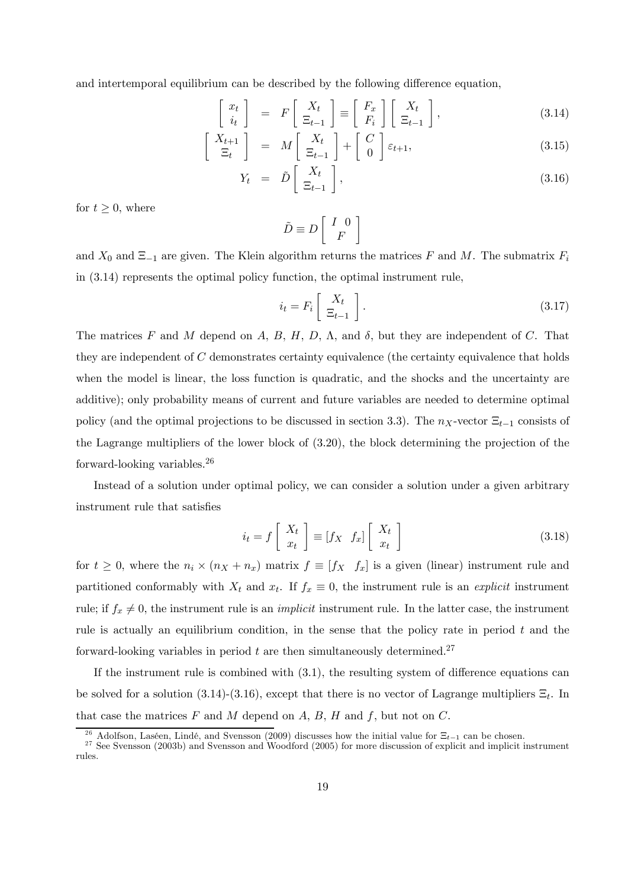and intertemporal equilibrium can be described by the following difference equation,

$$\begin{bmatrix} x_t \\ i_t \end{bmatrix} = F \begin{bmatrix} X_t \\ \Xi_{t-1} \end{bmatrix} \equiv \begin{bmatrix} F_x \\ F_i \end{bmatrix} \begin{bmatrix} X_t \\ \Xi_{t-1} \end{bmatrix}, \tag{3.14}$$

$$\begin{bmatrix} X_{t+1} \\ \Xi_t \end{bmatrix} = M \begin{bmatrix} X_t \\ \Xi_{t-1} \end{bmatrix} + \begin{bmatrix} C \\ 0 \end{bmatrix} \varepsilon_{t+1}, \tag{3.15}$$

$$Y_t = \tilde{D} \begin{bmatrix} X_t \\ \Xi_{t-1} \end{bmatrix}, \tag{3.16}$$

for $t \geq 0$, where

$$\tilde{D} \equiv D \begin{bmatrix} I & 0 \\ & F \end{bmatrix}$$

and $X_0$ and $\Xi_{-1}$ are given. The Klein algorithm returns the matrices $F$ and $M$. The submatrix $F_i$ in (3.14) represents the optimal policy function, the optimal instrument rule,

$$i_t = F_i \begin{bmatrix} X_t \\ \Xi_{t-1} \end{bmatrix}. \tag{3.17}$$

The matrices $F$ and $M$ depend on $A$, $B$, $H$, $D$, $\Lambda$, and $\delta$, but they are independent of $C$. That they are independent of $C$ demonstrates certainty equivalence (the certainty equivalence that holds when the model is linear, the loss function is quadratic, and the shocks and the uncertainty are additive); only probability means of current and future variables are needed to determine optimal policy (and the optimal projections to be discussed in section 3.3). The $n_X$-vector $\Xi_{t-1}$ consists of the Lagrange multipliers of the lower block of (3.20), the block determining the projection of the forward-looking variables.[26]

Instead of a solution under optimal policy, we can consider a solution under a given arbitrary instrument rule that satisfies

$$i_t = f \begin{bmatrix} X_t \\ x_t \end{bmatrix} \equiv [f_X \quad f_x] \begin{bmatrix} X_t \\ x_t \end{bmatrix} \tag{3.18}$$

for $t \geq 0$, where the $n_i \times (n_X + n_x)$ matrix $f \equiv [f_X \quad f_x]$ is a given (linear) instrument rule and partitioned conformably with $X_t$ and $x_t$. If $f_x \equiv 0$, the instrument rule is an *explicit* instrument rule; if $f_x \neq 0$, the instrument rule is an *implicit* instrument rule. In the latter case, the instrument rule is actually an equilibrium condition, in the sense that the policy rate in period $t$ and the forward-looking variables in period $t$ are then simultaneously determined.[27]

If the instrument rule is combined with (3.1), the resulting system of difference equations can be solved for a solution (3.14)-(3.16), except that there is no vector of Lagrange multipliers $\Xi_t$. In that case the matrices $F$ and $M$ depend on $A$, $B$, $H$ and $f$, but not on $C$.

[26] Adolfson, Laséen, Lindé, and Svensson (2009) discusses how the initial value for $\Xi_{t-1}$ can be chosen.

[27] See Svensson (2003b) and Svensson and Woodford (2005) for more discussion of explicit and implicit instrument rules.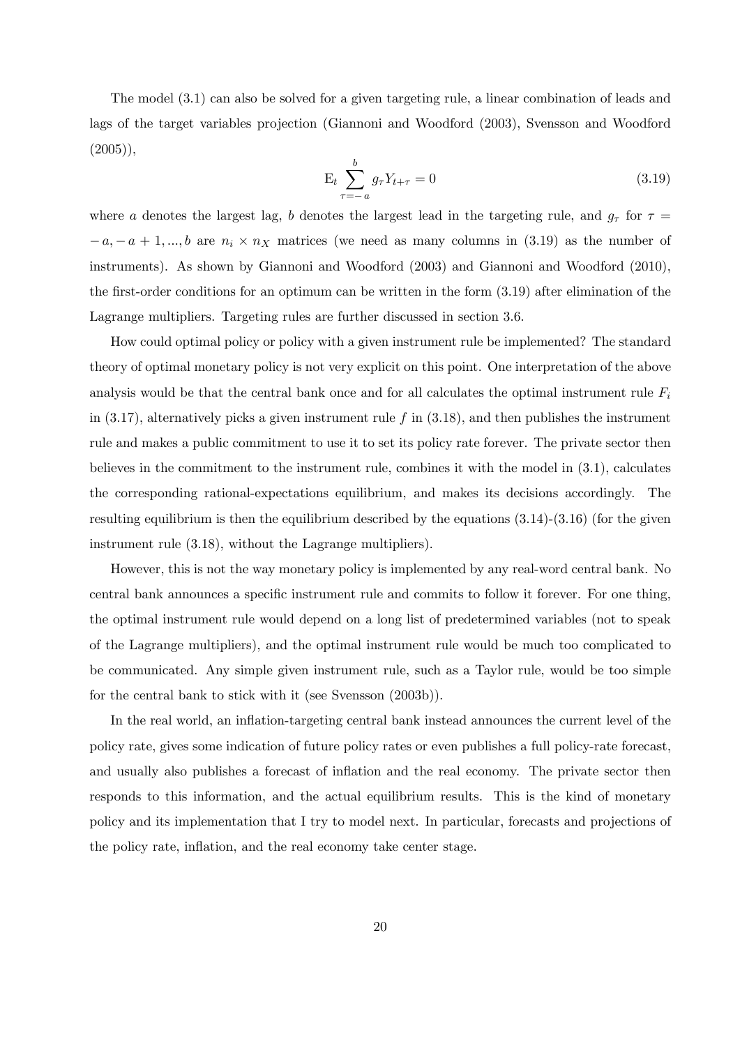The model (3.1) can also be solved for a given targeting rule, a linear combination of leads and lags of the target variables projection (Giannoni and Woodford (2003), Svensson and Woodford (2005)),

$$\mathrm{E}_t \sum_{\tau=-a}^{b} g_\tau Y_{t+\tau} = 0 \tag{3.19}$$

where $a$ denotes the largest lag, $b$ denotes the largest lead in the targeting rule, and $g_\tau$ for $\tau = -a, -a+1, ..., b$ are $n_i \times n_X$ matrices (we need as many columns in (3.19) as the number of instruments). As shown by Giannoni and Woodford (2003) and Giannoni and Woodford (2010), the first-order conditions for an optimum can be written in the form (3.19) after elimination of the Lagrange multipliers. Targeting rules are further discussed in section 3.6.

How could optimal policy or policy with a given instrument rule be implemented? The standard theory of optimal monetary policy is not very explicit on this point. One interpretation of the above analysis would be that the central bank once and for all calculates the optimal instrument rule $F_i$ in (3.17), alternatively picks a given instrument rule $f$ in (3.18), and then publishes the instrument rule and makes a public commitment to use it to set its policy rate forever. The private sector then believes in the commitment to the instrument rule, combines it with the model in (3.1), calculates the corresponding rational-expectations equilibrium, and makes its decisions accordingly. The resulting equilibrium is then the equilibrium described by the equations (3.14)-(3.16) (for the given instrument rule (3.18), without the Lagrange multipliers).

However, this is not the way monetary policy is implemented by any real-word central bank. No central bank announces a specific instrument rule and commits to follow it forever. For one thing, the optimal instrument rule would depend on a long list of predetermined variables (not to speak of the Lagrange multipliers), and the optimal instrument rule would be much too complicated to be communicated. Any simple given instrument rule, such as a Taylor rule, would be too simple for the central bank to stick with it (see Svensson (2003b)).

In the real world, an inflation-targeting central bank instead announces the current level of the policy rate, gives some indication of future policy rates or even publishes a full policy-rate forecast, and usually also publishes a forecast of inflation and the real economy. The private sector then responds to this information, and the actual equilibrium results. This is the kind of monetary policy and its implementation that I try to model next. In particular, forecasts and projections of the policy rate, inflation, and the real economy take center stage.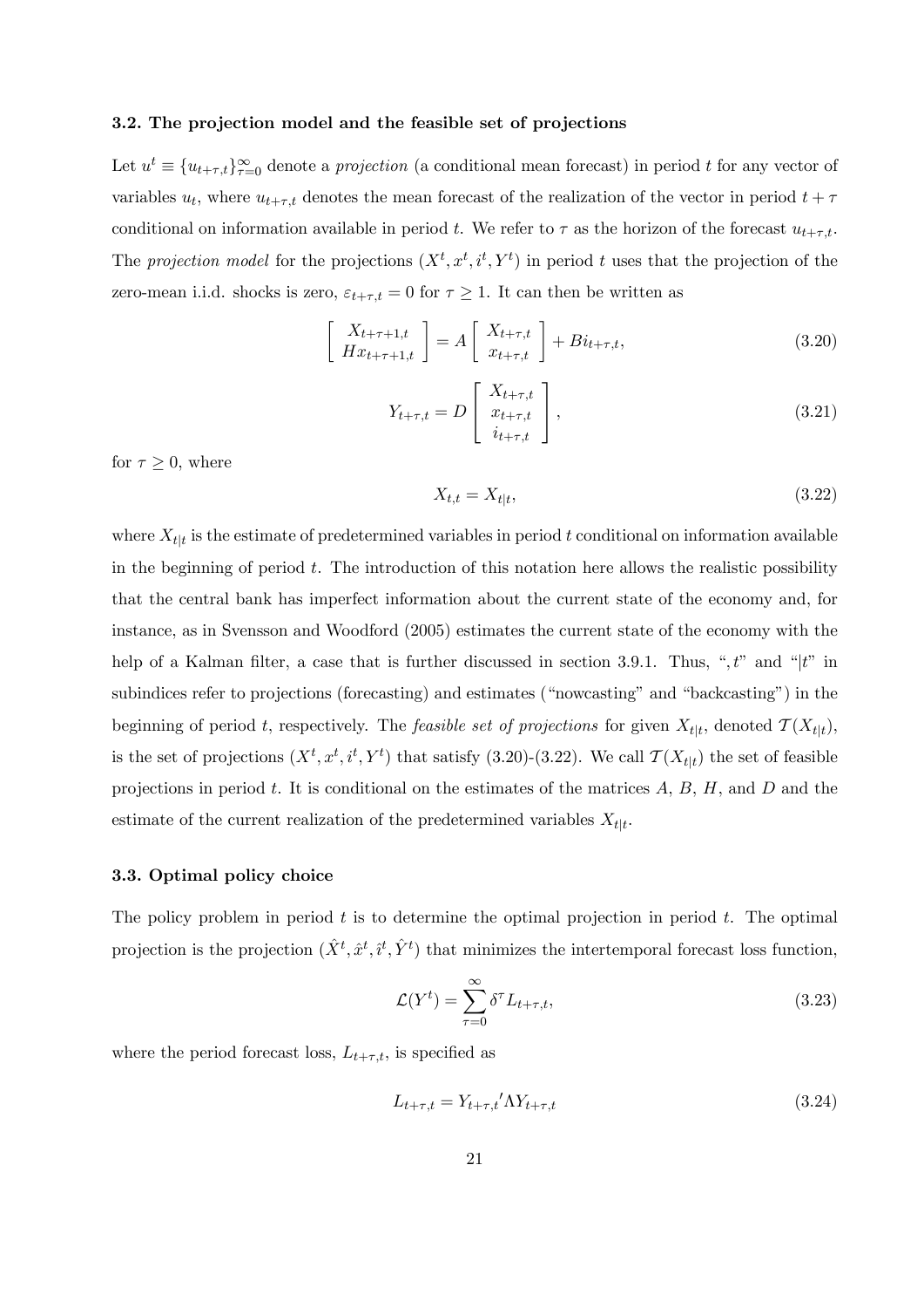### 3.2. The projection model and the feasible set of projections

Let $u^t \equiv \{u_{t+\tau,t}\}_{\tau=0}^{\infty}$ denote a *projection* (a conditional mean forecast) in period $t$ for any vector of variables $u_t$, where $u_{t+\tau,t}$ denotes the mean forecast of the realization of the vector in period $t+\tau$ conditional on information available in period $t$. We refer to $\tau$ as the horizon of the forecast $u_{t+\tau,t}$. The *projection model* for the projections $(X^t, x^t, i^t, Y^t)$ in period $t$ uses that the projection of the zero-mean i.i.d. shocks is zero, $\varepsilon_{t+\tau,t} = 0$ for $\tau \geq 1$. It can then be written as

$$\begin{bmatrix} X_{t+\tau+1,t} \\ Hx_{t+\tau+1,t} \end{bmatrix} = A \begin{bmatrix} X_{t+\tau,t} \\ x_{t+\tau,t} \end{bmatrix} + Bi_{t+\tau,t}, \tag{3.20}$$

$$Y_{t+\tau,t} = D \begin{bmatrix} X_{t+\tau,t} \\ x_{t+\tau,t} \\ i_{t+\tau,t} \end{bmatrix}, \tag{3.21}$$

for $\tau \geq 0$, where

$$X_{t,t} = X_{t|t}, \tag{3.22}$$

where $X_{t|t}$ is the estimate of predetermined variables in period $t$ conditional on information available in the beginning of period $t$. The introduction of this notation here allows the realistic possibility that the central bank has imperfect information about the current state of the economy and, for instance, as in Svensson and Woodford (2005) estimates the current state of the economy with the help of a Kalman filter, a case that is further discussed in section 3.9.1. Thus, "$,t$" and "$|t$" in subindices refer to projections (forecasting) and estimates ("nowcasting" and "backcasting") in the beginning of period $t$, respectively. The *feasible set of projections* for given $X_{t|t}$, denoted $\mathcal{T}(X_{t|t})$, is the set of projections $(X^t, x^t, i^t, Y^t)$ that satisfy (3.20)-(3.22). We call $\mathcal{T}(X_{t|t})$ the set of feasible projections in period $t$. It is conditional on the estimates of the matrices $A$, $B$, $H$, and $D$ and the estimate of the current realization of the predetermined variables $X_{t|t}$.

### 3.3. Optimal policy choice

The policy problem in period $t$ is to determine the optimal projection in period $t$. The optimal projection is the projection $(\hat{X}^t, \hat{x}^t, \hat{\imath}^t, \hat{Y}^t)$ that minimizes the intertemporal forecast loss function,

$$\mathcal{L}(Y^t) = \sum_{\tau=0}^{\infty} \delta^\tau L_{t+\tau,t}, \tag{3.23}$$

where the period forecast loss, $L_{t+\tau,t}$, is specified as

$$L_{t+\tau,t} = Y_{t+\tau,t}{}' \Lambda Y_{t+\tau,t} \tag{3.24}$$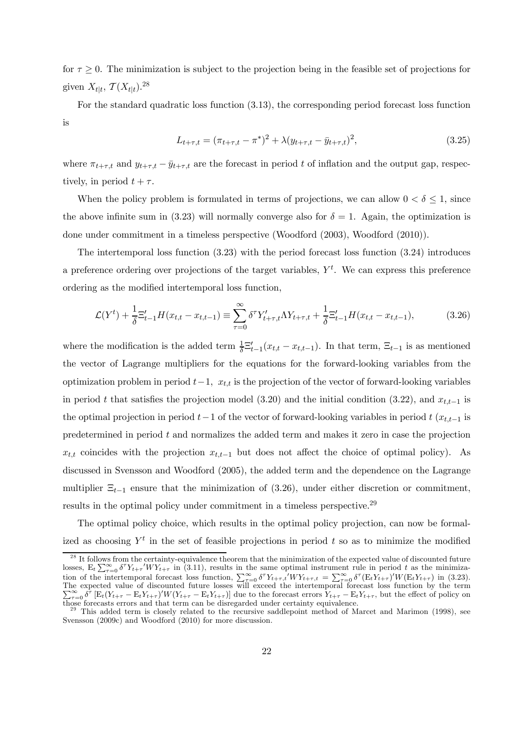for $\tau \geq 0$. The minimization is subject to the projection being in the feasible set of projections for given $X_{t|t}$, $\mathcal{T}(X_{t|t})$.[28]

For the standard quadratic loss function (3.13), the corresponding period forecast loss function is

$$L_{t+\tau,t} = (\pi_{t+\tau,t} - \pi^*)^2 + \lambda(y_{t+\tau,t} - \bar{y}_{t+\tau,t})^2, \tag{3.25}$$

where $\pi_{t+\tau,t}$ and $y_{t+\tau,t} - \bar{y}_{t+\tau,t}$ are the forecast in period $t$ of inflation and the output gap, respectively, in period $t + \tau$.

When the policy problem is formulated in terms of projections, we can allow $0 < \delta \leq 1$, since the above infinite sum in (3.23) will normally converge also for $\delta = 1$. Again, the optimization is done under commitment in a timeless perspective (Woodford (2003), Woodford (2010)).

The intertemporal loss function (3.23) with the period forecast loss function (3.24) introduces a preference ordering over projections of the target variables, $Y^t$. We can express this preference ordering as the modified intertemporal loss function,

$$\mathcal{L}(Y^t) + \frac{1}{\delta}\Xi'_{t-1}H(x_{t,t} - x_{t,t-1}) \equiv \sum_{\tau=0}^{\infty} \delta^\tau Y'_{t+\tau,t}\Lambda Y_{t+\tau,t} + \frac{1}{\delta}\Xi'_{t-1}H(x_{t,t} - x_{t,t-1}), \tag{3.26}$$

where the modification is the added term $\frac{1}{\delta}\Xi'_{t-1}(x_{t,t} - x_{t,t-1})$. In that term, $\Xi_{t-1}$ is as mentioned the vector of Lagrange multipliers for the equations for the forward-looking variables from the optimization problem in period $t-1$, $x_{t,t}$ is the projection of the vector of forward-looking variables in period $t$ that satisfies the projection model (3.20) and the initial condition (3.22), and $x_{t,t-1}$ is the optimal projection in period $t-1$ of the vector of forward-looking variables in period $t$ ($x_{t,t-1}$ is predetermined in period $t$ and normalizes the added term and makes it zero in case the projection $x_{t,t}$ coincides with the projection $x_{t,t-1}$ but does not affect the choice of optimal policy). As discussed in Svensson and Woodford (2005), the added term and the dependence on the Lagrange multiplier $\Xi_{t-1}$ ensure that the minimization of (3.26), under either discretion or commitment, results in the optimal policy under commitment in a timeless perspective.[29]

The optimal policy choice, which results in the optimal policy projection, can now be formalized as choosing $Y^t$ in the set of feasible projections in period $t$ so as to minimize the modified

---

[28] It follows from the certainty-equivalence theorem that the minimization of the expected value of discounted future losses, $\mathrm{E}_t \sum_{\tau=0}^{\infty} \delta^\tau Y_{t+\tau}{}' W Y_{t+\tau}$ in (3.11), results in the same optimal instrument rule in period $t$ as the minimization of the intertemporal forecast loss function, $\sum_{\tau=0}^{\infty} \delta^\tau Y_{t+\tau,t}{}' W Y_{t+\tau,t} = \sum_{\tau=0}^{\infty} \delta^\tau (\mathrm{E}_t Y_{t+\tau})' W (\mathrm{E}_t Y_{t+\tau})$ in (3.23). The expected value of discounted future losses will exceed the intertemporal forecast loss function by the term $\sum_{\tau=0}^{\infty} \delta^\tau [\mathrm{E}_t (Y_{t+\tau} - \mathrm{E}_t Y_{t+\tau})' W (Y_{t+\tau} - \mathrm{E}_t Y_{t+\tau})]$ due to the forecast errors $Y_{t+\tau} - \mathrm{E}_t Y_{t+\tau}$, but the effect of policy on those forecasts errors and that term can be disregarded under certainty equivalence.

[29] This added term is closely related to the recursive saddlepoint method of Marcet and Marimon (1998), see Svensson (2009c) and Woodford (2010) for more discussion.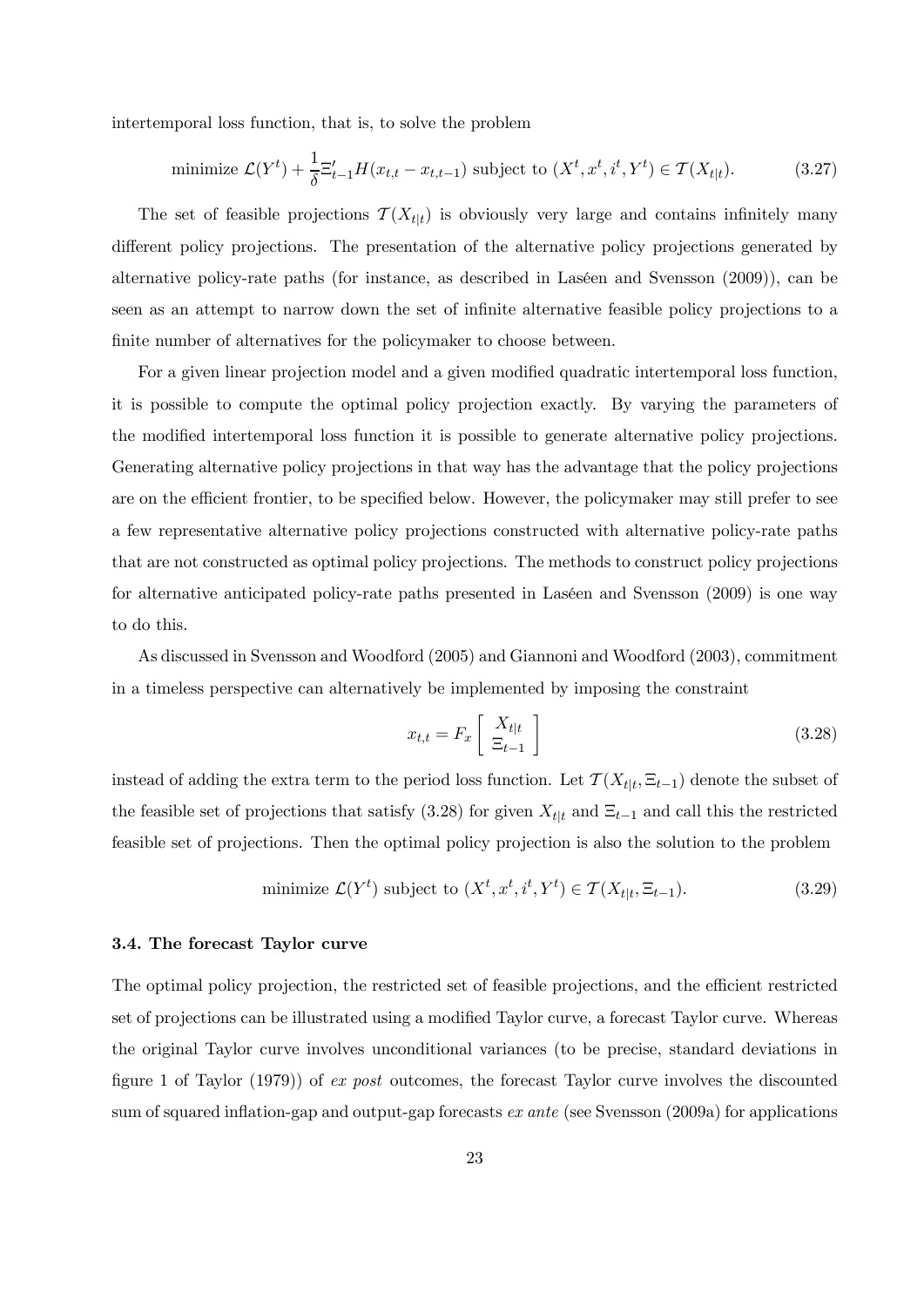intertemporal loss function, that is, to solve the problem

$$\text{minimize } \mathcal{L}(Y^t) + \frac{1}{\delta}\Xi_{t-1}' H(x_{t,t} - x_{t,t-1}) \text{ subject to } (X^t, x^t, i^t, Y^t) \in \mathcal{T}(X_{t|t}). \tag{3.27}$$

The set of feasible projections $\mathcal{T}(X_{t|t})$ is obviously very large and contains infinitely many different policy projections. The presentation of the alternative policy projections generated by alternative policy-rate paths (for instance, as described in Laséen and Svensson (2009)), can be seen as an attempt to narrow down the set of infinite alternative feasible policy projections to a finite number of alternatives for the policymaker to choose between.

For a given linear projection model and a given modified quadratic intertemporal loss function, it is possible to compute the optimal policy projection exactly. By varying the parameters of the modified intertemporal loss function it is possible to generate alternative policy projections. Generating alternative policy projections in that way has the advantage that the policy projections are on the efficient frontier, to be specified below. However, the policymaker may still prefer to see a few representative alternative policy projections constructed with alternative policy-rate paths that are not constructed as optimal policy projections. The methods to construct policy projections for alternative anticipated policy-rate paths presented in Laséen and Svensson (2009) is one way to do this.

As discussed in Svensson and Woodford (2005) and Giannoni and Woodford (2003), commitment in a timeless perspective can alternatively be implemented by imposing the constraint

$$x_{t,t} = F_x \begin{bmatrix} X_{t|t} \\ \Xi_{t-1} \end{bmatrix} \tag{3.28}$$

instead of adding the extra term to the period loss function. Let $\mathcal{T}(X_{t|t}, \Xi_{t-1})$ denote the subset of the feasible set of projections that satisfy (3.28) for given $X_{t|t}$ and $\Xi_{t-1}$ and call this the restricted feasible set of projections. Then the optimal policy projection is also the solution to the problem

$$\text{minimize } \mathcal{L}(Y^t) \text{ subject to } (X^t, x^t, i^t, Y^t) \in \mathcal{T}(X_{t|t}, \Xi_{t-1}). \tag{3.29}$$

### 3.4. The forecast Taylor curve

The optimal policy projection, the restricted set of feasible projections, and the efficient restricted set of projections can be illustrated using a modified Taylor curve, a forecast Taylor curve. Whereas the original Taylor curve involves unconditional variances (to be precise, standard deviations in figure 1 of Taylor (1979)) of *ex post* outcomes, the forecast Taylor curve involves the discounted sum of squared inflation-gap and output-gap forecasts *ex ante* (see Svensson (2009a) for applications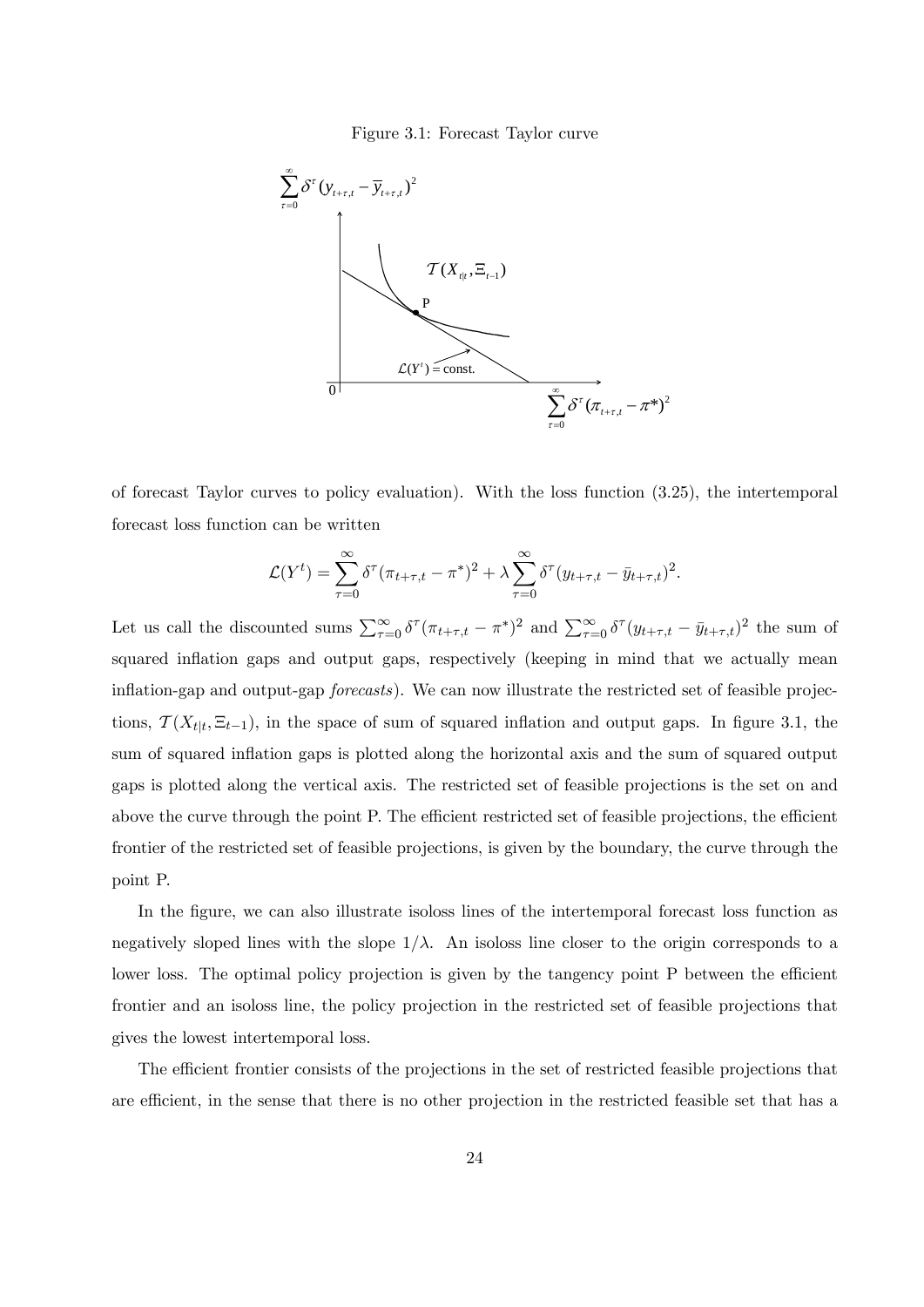Figure 3.1: Forecast Taylor curve

of forecast Taylor curves to policy evaluation). With the loss function (3.25), the intertemporal forecast loss function can be written

$$\mathcal{L}(Y^t) = \sum_{\tau=0}^{\infty} \delta^\tau (\pi_{t+\tau,t} - \pi^*)^2 + \lambda \sum_{\tau=0}^{\infty} \delta^\tau (y_{t+\tau,t} - \bar{y}_{t+\tau,t})^2.$$

Let us call the discounted sums $\sum_{\tau=0}^{\infty} \delta^\tau (\pi_{t+\tau,t} - \pi^*)^2$ and $\sum_{\tau=0}^{\infty} \delta^\tau (y_{t+\tau,t} - \bar{y}_{t+\tau,t})^2$ the sum of squared inflation gaps and output gaps, respectively (keeping in mind that we actually mean inflation-gap and output-gap *forecasts*). We can now illustrate the restricted set of feasible projections, $\mathcal{T}(X_{t|t}, \Xi_{t-1})$, in the space of sum of squared inflation and output gaps. In figure 3.1, the sum of squared inflation gaps is plotted along the horizontal axis and the sum of squared output gaps is plotted along the vertical axis. The restricted set of feasible projections is the set on and above the curve through the point P. The efficient restricted set of feasible projections, the efficient frontier of the restricted set of feasible projections, is given by the boundary, the curve through the point P.

In the figure, we can also illustrate isoloss lines of the intertemporal forecast loss function as negatively sloped lines with the slope $1/\lambda$. An isoloss line closer to the origin corresponds to a lower loss. The optimal policy projection is given by the tangency point P between the efficient frontier and an isoloss line, the policy projection in the restricted set of feasible projections that gives the lowest intertemporal loss.

The efficient frontier consists of the projections in the set of restricted feasible projections that are efficient, in the sense that there is no other projection in the restricted feasible set that has a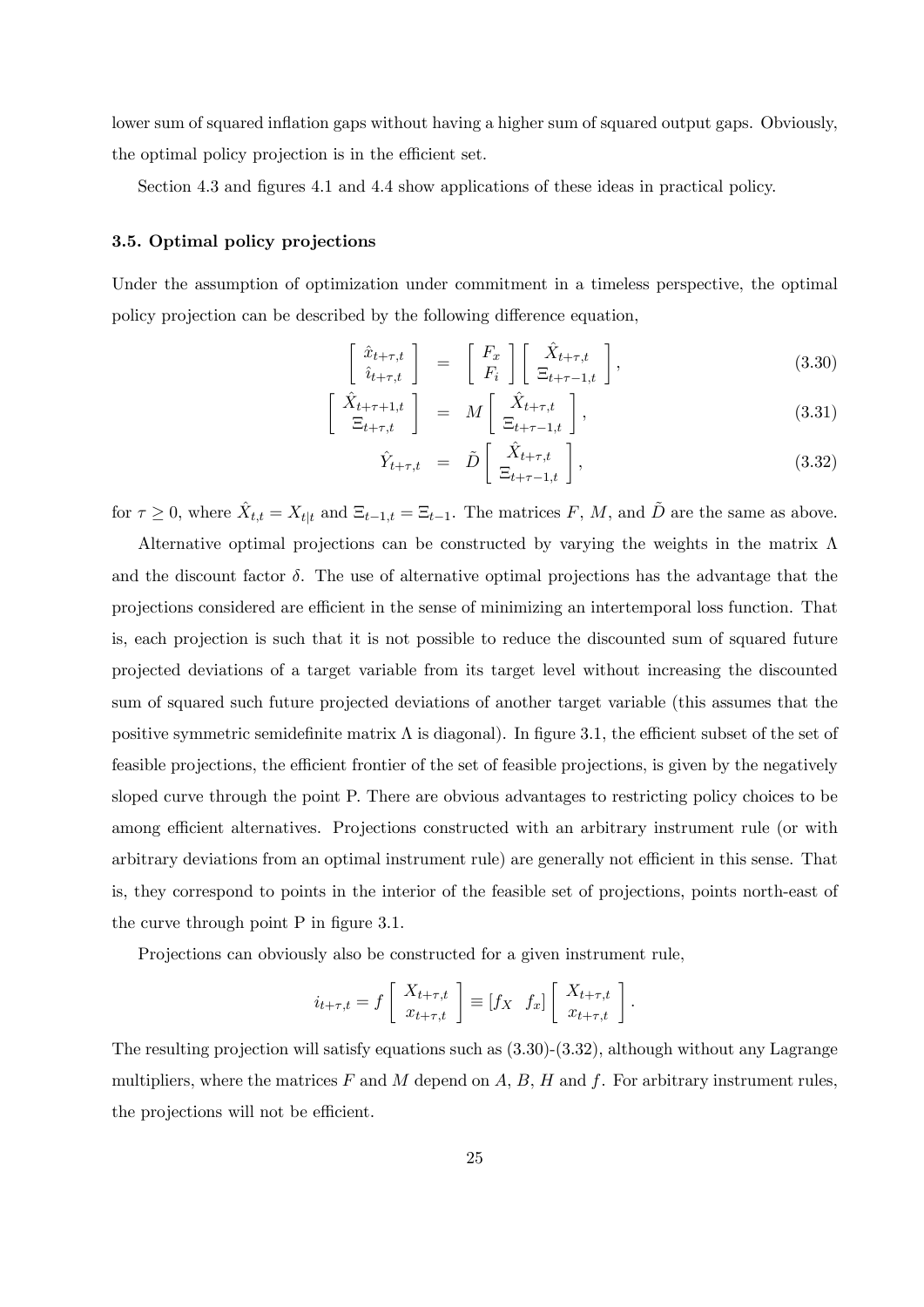lower sum of squared inflation gaps without having a higher sum of squared output gaps. Obviously, the optimal policy projection is in the efficient set.

Section 4.3 and figures 4.1 and 4.4 show applications of these ideas in practical policy.

### 3.5. Optimal policy projections

Under the assumption of optimization under commitment in a timeless perspective, the optimal policy projection can be described by the following difference equation,

$$\begin{bmatrix} \hat{x}_{t+\tau,t} \\ \hat{\imath}_{t+\tau,t} \end{bmatrix} = \begin{bmatrix} F_x \\ F_i \end{bmatrix} \begin{bmatrix} \hat{X}_{t+\tau,t} \\ \Xi_{t+\tau-1,t} \end{bmatrix}, \tag{3.30}$$

$$\begin{bmatrix} \hat{X}_{t+\tau+1,t} \\ \Xi_{t+\tau,t} \end{bmatrix} = M \begin{bmatrix} \hat{X}_{t+\tau,t} \\ \Xi_{t+\tau-1,t} \end{bmatrix}, \tag{3.31}$$

$$\hat{Y}_{t+\tau,t} = \tilde{D} \begin{bmatrix} \hat{X}_{t+\tau,t} \\ \Xi_{t+\tau-1,t} \end{bmatrix}, \tag{3.32}$$

for $\tau \geq 0$, where $\hat{X}_{t,t} = X_{t|t}$ and $\Xi_{t-1,t} = \Xi_{t-1}$. The matrices $F$, $M$, and $\tilde{D}$ are the same as above.

Alternative optimal projections can be constructed by varying the weights in the matrix $\Lambda$ and the discount factor $\delta$. The use of alternative optimal projections has the advantage that the projections considered are efficient in the sense of minimizing an intertemporal loss function. That is, each projection is such that it is not possible to reduce the discounted sum of squared future projected deviations of a target variable from its target level without increasing the discounted sum of squared such future projected deviations of another target variable (this assumes that the positive symmetric semidefinite matrix $\Lambda$ is diagonal). In figure 3.1, the efficient subset of the set of feasible projections, the efficient frontier of the set of feasible projections, is given by the negatively sloped curve through the point P. There are obvious advantages to restricting policy choices to be among efficient alternatives. Projections constructed with an arbitrary instrument rule (or with arbitrary deviations from an optimal instrument rule) are generally not efficient in this sense. That is, they correspond to points in the interior of the feasible set of projections, points north-east of the curve through point P in figure 3.1.

Projections can obviously also be constructed for a given instrument rule,

$$i_{t+\tau,t} = f \begin{bmatrix} X_{t+\tau,t} \\ x_{t+\tau,t} \end{bmatrix} \equiv [f_X \quad f_x] \begin{bmatrix} X_{t+\tau,t} \\ x_{t+\tau,t} \end{bmatrix}.$$

The resulting projection will satisfy equations such as (3.30)-(3.32), although without any Lagrange multipliers, where the matrices $F$ and $M$ depend on $A$, $B$, $H$ and $f$. For arbitrary instrument rules, the projections will not be efficient.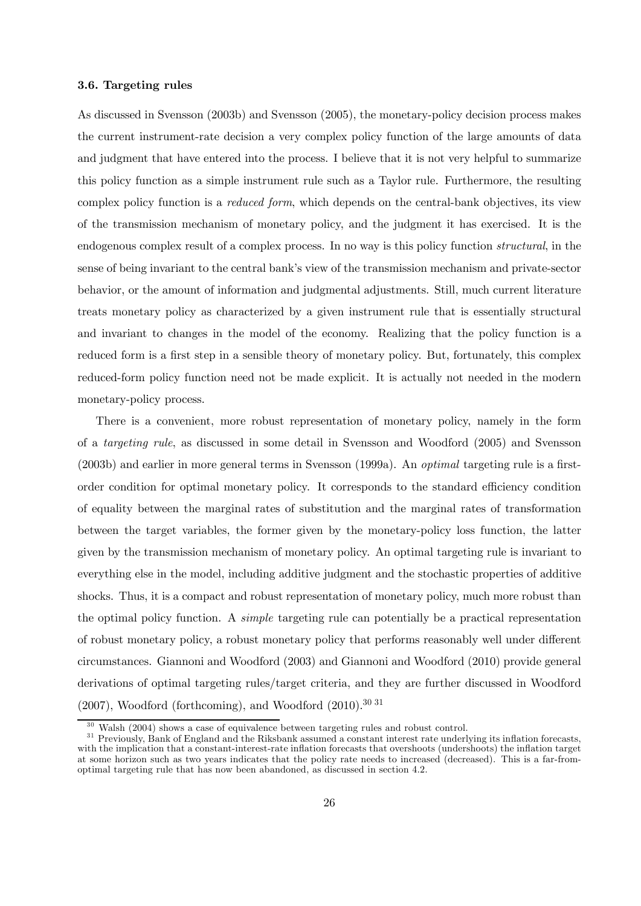### 3.6. Targeting rules

As discussed in Svensson (2003b) and Svensson (2005), the monetary-policy decision process makes the current instrument-rate decision a very complex policy function of the large amounts of data and judgment that have entered into the process. I believe that it is not very helpful to summarize this policy function as a simple instrument rule such as a Taylor rule. Furthermore, the resulting complex policy function is a *reduced form*, which depends on the central-bank objectives, its view of the transmission mechanism of monetary policy, and the judgment it has exercised. It is the endogenous complex result of a complex process. In no way is this policy function *structural*, in the sense of being invariant to the central bank's view of the transmission mechanism and private-sector behavior, or the amount of information and judgmental adjustments. Still, much current literature treats monetary policy as characterized by a given instrument rule that is essentially structural and invariant to changes in the model of the economy. Realizing that the policy function is a reduced form is a first step in a sensible theory of monetary policy. But, fortunately, this complex reduced-form policy function need not be made explicit. It is actually not needed in the modern monetary-policy process.

There is a convenient, more robust representation of monetary policy, namely in the form of a *targeting rule*, as discussed in some detail in Svensson and Woodford (2005) and Svensson (2003b) and earlier in more general terms in Svensson (1999a). An *optimal* targeting rule is a first-order condition for optimal monetary policy. It corresponds to the standard efficiency condition of equality between the marginal rates of substitution and the marginal rates of transformation between the target variables, the former given by the monetary-policy loss function, the latter given by the transmission mechanism of monetary policy. An optimal targeting rule is invariant to everything else in the model, including additive judgment and the stochastic properties of additive shocks. Thus, it is a compact and robust representation of monetary policy, much more robust than the optimal policy function. A *simple* targeting rule can potentially be a practical representation of robust monetary policy, a robust monetary policy that performs reasonably well under different circumstances. Giannoni and Woodford (2003) and Giannoni and Woodford (2010) provide general derivations of optimal targeting rules/target criteria, and they are further discussed in Woodford (2007), Woodford (forthcoming), and Woodford (2010).[30] [31]

[30] Walsh (2004) shows a case of equivalence between targeting rules and robust control.

[31] Previously, Bank of England and the Riksbank assumed a constant interest rate underlying its inflation forecasts, with the implication that a constant-interest-rate inflation forecasts that overshoots (undershoots) the inflation target at some horizon such as two years indicates that the policy rate needs to increased (decreased). This is a far-from-optimal targeting rule that has now been abandoned, as discussed in section 4.2.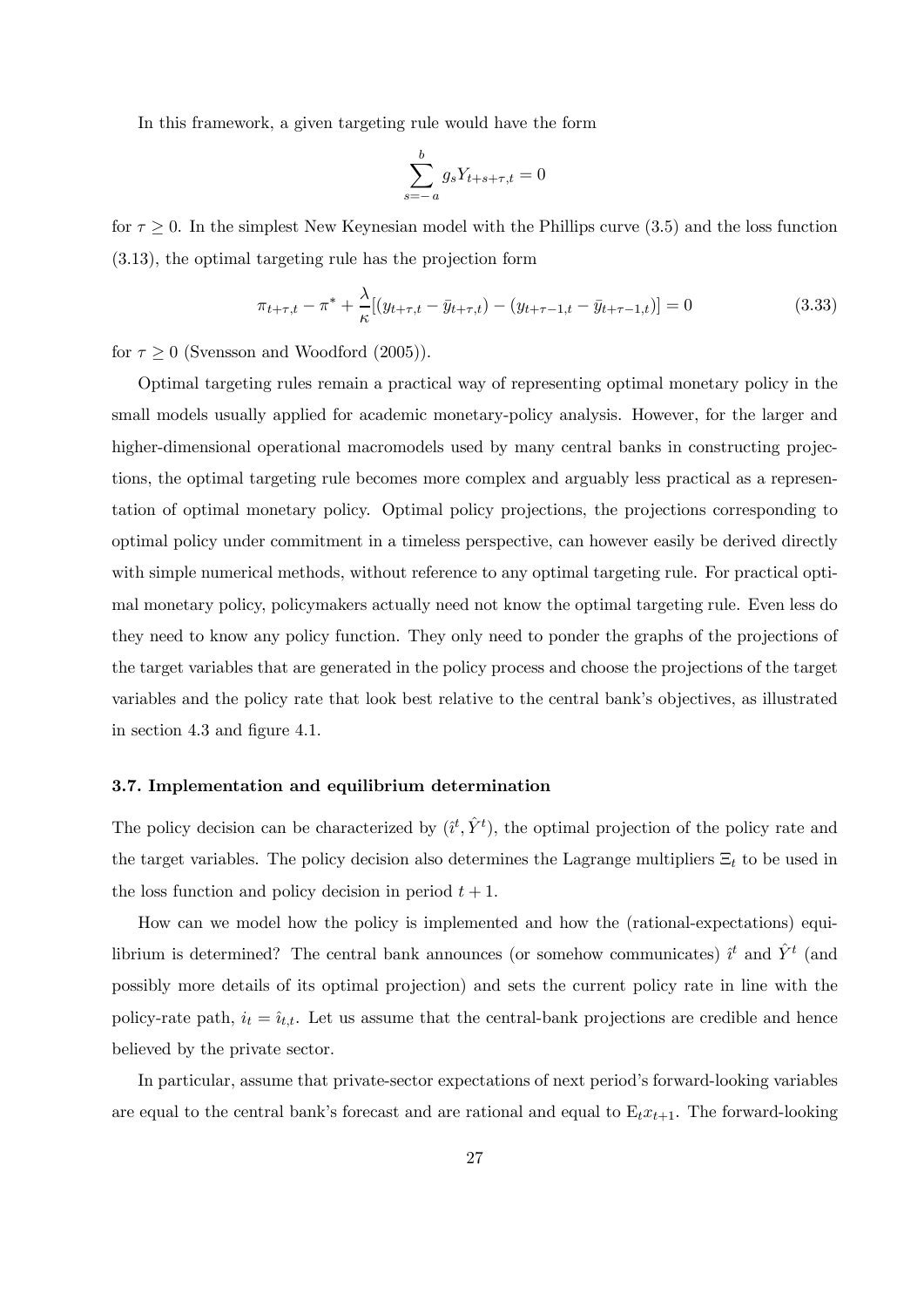In this framework, a given targeting rule would have the form

$$\sum_{s=-a}^{b} g_s Y_{t+s+\tau,t} = 0$$

for $\tau \geq 0$. In the simplest New Keynesian model with the Phillips curve (3.5) and the loss function (3.13), the optimal targeting rule has the projection form

$$\pi_{t+\tau,t} - \pi^* + \frac{\lambda}{\kappa}[(y_{t+\tau,t} - \bar{y}_{t+\tau,t}) - (y_{t+\tau-1,t} - \bar{y}_{t+\tau-1,t})] = 0 \tag{3.33}$$

for $\tau \geq 0$ (Svensson and Woodford (2005)).

Optimal targeting rules remain a practical way of representing optimal monetary policy in the small models usually applied for academic monetary-policy analysis. However, for the larger and higher-dimensional operational macromodels used by many central banks in constructing projections, the optimal targeting rule becomes more complex and arguably less practical as a representation of optimal monetary policy. Optimal policy projections, the projections corresponding to optimal policy under commitment in a timeless perspective, can however easily be derived directly with simple numerical methods, without reference to any optimal targeting rule. For practical optimal monetary policy, policymakers actually need not know the optimal targeting rule. Even less do they need to know any policy function. They only need to ponder the graphs of the projections of the target variables that are generated in the policy process and choose the projections of the target variables and the policy rate that look best relative to the central bank's objectives, as illustrated in section 4.3 and figure 4.1.

### 3.7. Implementation and equilibrium determination

The policy decision can be characterized by $(\hat{\imath}^t, \hat{Y}^t)$, the optimal projection of the policy rate and the target variables. The policy decision also determines the Lagrange multipliers $\Xi_t$ to be used in the loss function and policy decision in period $t+1$.

How can we model how the policy is implemented and how the (rational-expectations) equilibrium is determined? The central bank announces (or somehow communicates) $\hat{\imath}^t$ and $\hat{Y}^t$ (and possibly more details of its optimal projection) and sets the current policy rate in line with the policy-rate path, $i_t = \hat{\imath}_{t,t}$. Let us assume that the central-bank projections are credible and hence believed by the private sector.

In particular, assume that private-sector expectations of next period's forward-looking variables are equal to the central bank's forecast and are rational and equal to $\mathrm{E}_t x_{t+1}$. The forward-looking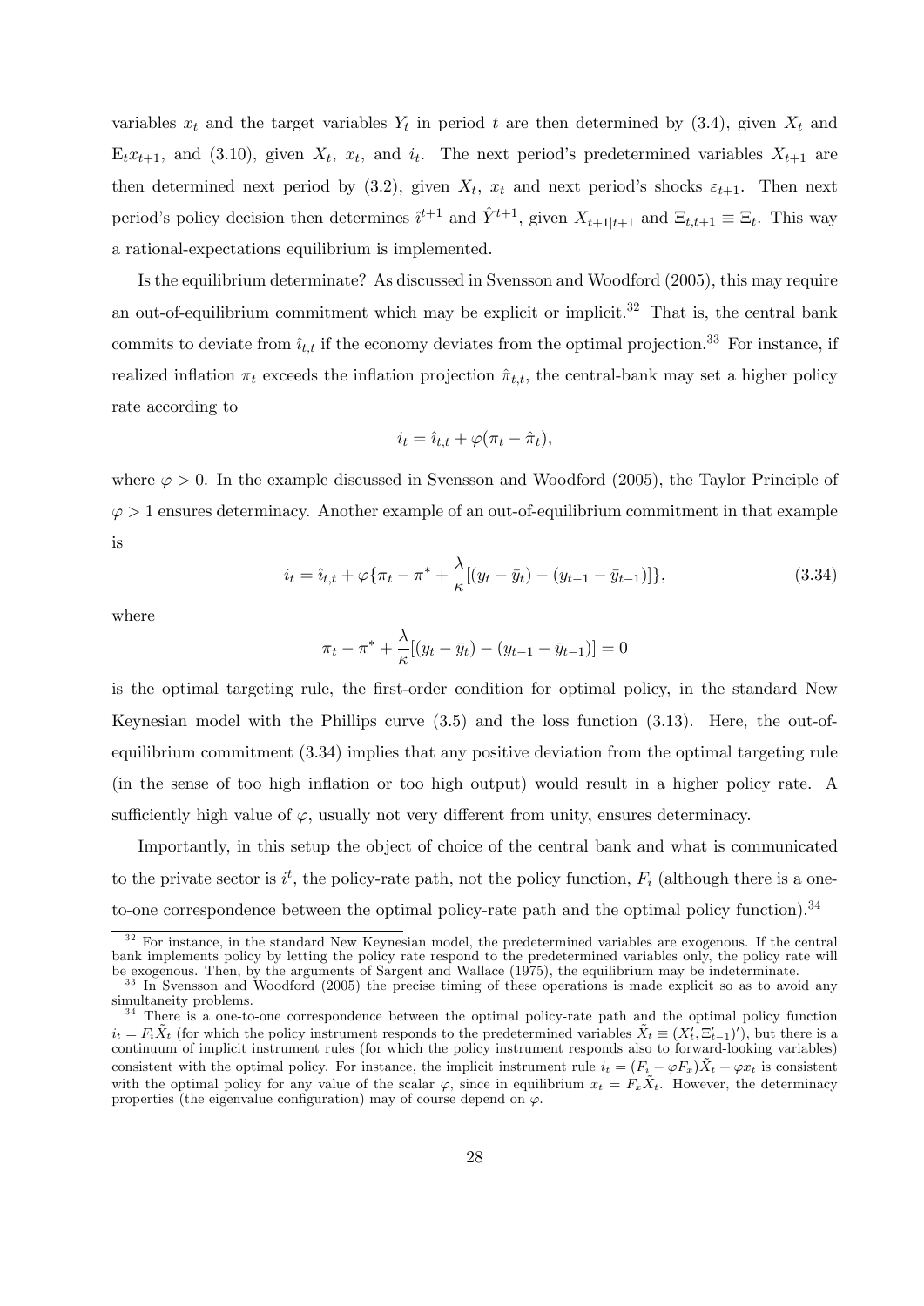variables $x_t$ and the target variables $Y_t$ in period $t$ are then determined by (3.4), given $X_t$ and $\mathrm{E}_t x_{t+1}$, and (3.10), given $X_t$, $x_t$, and $i_t$. The next period's predetermined variables $X_{t+1}$ are then determined next period by (3.2), given $X_t$, $x_t$ and next period's shocks $\varepsilon_{t+1}$. Then next period's policy decision then determines $\hat{\imath}^{t+1}$ and $\hat{Y}^{t+1}$, given $X_{t+1|t+1}$ and $\Xi_{t,t+1} \equiv \Xi_t$. This way a rational-expectations equilibrium is implemented.

Is the equilibrium determinate? As discussed in Svensson and Woodford (2005), this may require an out-of-equilibrium commitment which may be explicit or implicit.[32] That is, the central bank commits to deviate from $\hat{\imath}_{t,t}$ if the economy deviates from the optimal projection.[33] For instance, if realized inflation $\pi_t$ exceeds the inflation projection $\hat{\pi}_{t,t}$, the central-bank may set a higher policy rate according to

$$i_t = \hat{\imath}_{t,t} + \varphi(\pi_t - \hat{\pi}_t),$$

where $\varphi > 0$. In the example discussed in Svensson and Woodford (2005), the Taylor Principle of $\varphi > 1$ ensures determinacy. Another example of an out-of-equilibrium commitment in that example is

$$i_t = \hat{\imath}_{t,t} + \varphi\{\pi_t - \pi^* + \frac{\lambda}{\kappa}[(y_t - \bar{y}_t) - (y_{t-1} - \bar{y}_{t-1})]\}, \tag{3.34}$$

where

$$\pi_t - \pi^* + \frac{\lambda}{\kappa}[(y_t - \bar{y}_t) - (y_{t-1} - \bar{y}_{t-1})] = 0$$

is the optimal targeting rule, the first-order condition for optimal policy, in the standard New Keynesian model with the Phillips curve (3.5) and the loss function (3.13). Here, the out-of-equilibrium commitment (3.34) implies that any positive deviation from the optimal targeting rule (in the sense of too high inflation or too high output) would result in a higher policy rate. A sufficiently high value of $\varphi$, usually not very different from unity, ensures determinacy.

Importantly, in this setup the object of choice of the central bank and what is communicated to the private sector is $i^t$, the policy-rate path, not the policy function, $F_i$ (although there is a one-to-one correspondence between the optimal policy-rate path and the optimal policy function).[34]

---

[32] For instance, in the standard New Keynesian model, the predetermined variables are exogenous. If the central bank implements policy by letting the policy rate respond to the predetermined variables only, the policy rate will be exogenous. Then, by the arguments of Sargent and Wallace (1975), the equilibrium may be indeterminate.

[33] In Svensson and Woodford (2005) the precise timing of these operations is made explicit so as to avoid any simultaneity problems.

[34] There is a one-to-one correspondence between the optimal policy-rate path and the optimal policy function $i_t = F_i \tilde{X}_t$ (for which the policy instrument responds to the predetermined variables $\tilde{X}_t \equiv (X_t', \Xi_{t-1}')'$), but there is a continuum of implicit instrument rules (for which the policy instrument responds also to forward-looking variables) consistent with the optimal policy. For instance, the implicit instrument rule $i_t = (F_i - \varphi F_x)\tilde{X}_t + \varphi x_t$ is consistent with the optimal policy for any value of the scalar $\varphi$, since in equilibrium $x_t = F_x \tilde{X}_t$. However, the determinacy properties (the eigenvalue configuration) may of course depend on $\varphi$.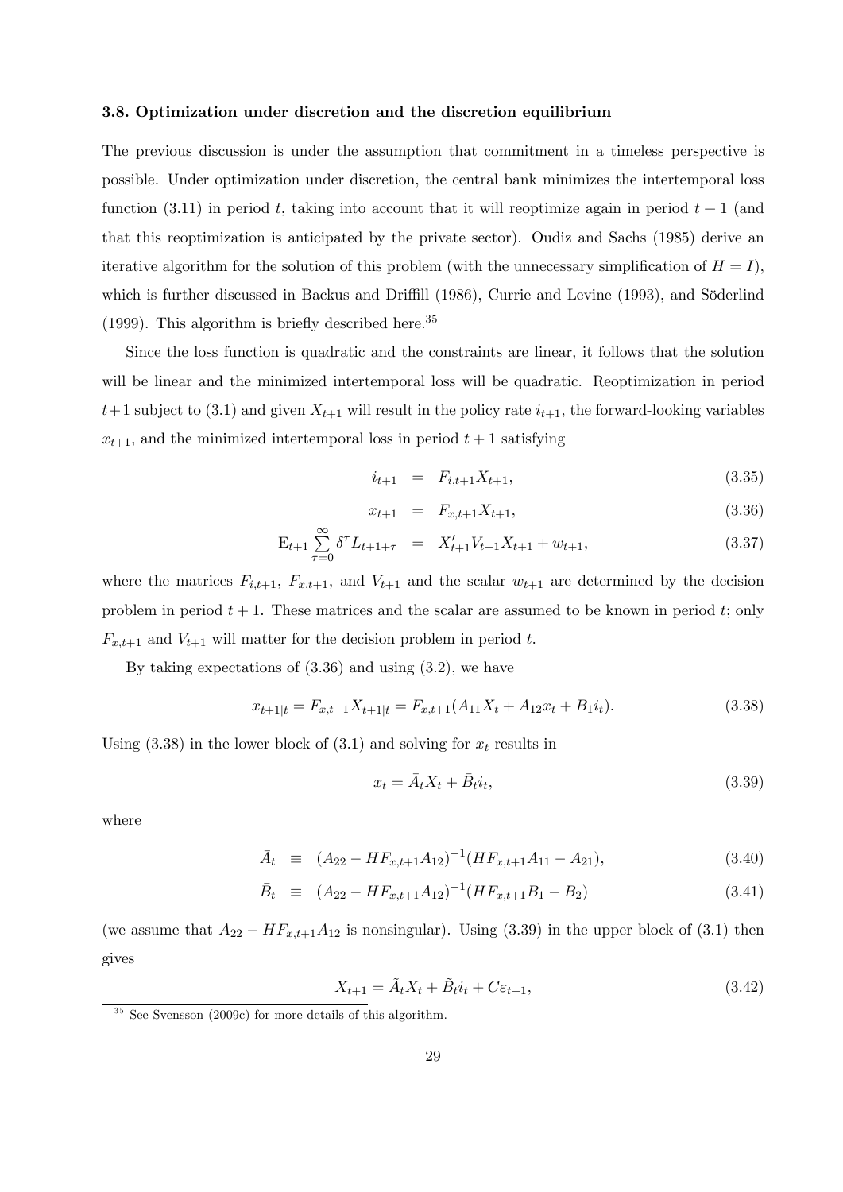### 3.8. Optimization under discretion and the discretion equilibrium

The previous discussion is under the assumption that commitment in a timeless perspective is possible. Under optimization under discretion, the central bank minimizes the intertemporal loss function (3.11) in period $t$, taking into account that it will reoptimize again in period $t+1$ (and that this reoptimization is anticipated by the private sector). Oudiz and Sachs (1985) derive an iterative algorithm for the solution of this problem (with the unnecessary simplification of $H = I$), which is further discussed in Backus and Driffill (1986), Currie and Levine (1993), and Söderlind (1999). This algorithm is briefly described here.[35]

Since the loss function is quadratic and the constraints are linear, it follows that the solution will be linear and the minimized intertemporal loss will be quadratic. Reoptimization in period $t+1$ subject to (3.1) and given $X_{t+1}$ will result in the policy rate $i_{t+1}$, the forward-looking variables $x_{t+1}$, and the minimized intertemporal loss in period $t+1$ satisfying

$$i_{t+1} = F_{i,t+1} X_{t+1}, \tag{3.35}$$

$$x_{t+1} = F_{x,t+1} X_{t+1}, \tag{3.36}$$

$$\mathrm{E}_{t+1} \sum_{\tau=0}^{\infty} \delta^{\tau} L_{t+1+\tau} = X'_{t+1} V_{t+1} X_{t+1} + w_{t+1}, \tag{3.37}$$

where the matrices $F_{i,t+1}$, $F_{x,t+1}$, and $V_{t+1}$ and the scalar $w_{t+1}$ are determined by the decision problem in period $t+1$. These matrices and the scalar are assumed to be known in period $t$; only $F_{x,t+1}$ and $V_{t+1}$ will matter for the decision problem in period $t$.

By taking expectations of (3.36) and using (3.2), we have

$$x_{t+1|t} = F_{x,t+1} X_{t+1|t} = F_{x,t+1}(A_{11} X_t + A_{12} x_t + B_1 i_t). \tag{3.38}$$

Using (3.38) in the lower block of (3.1) and solving for $x_t$ results in

$$x_t = \bar{A}_t X_t + \bar{B}_t i_t, \tag{3.39}$$

where

$$\bar{A}_t \equiv (A_{22} - H F_{x,t+1} A_{12})^{-1} (H F_{x,t+1} A_{11} - A_{21}), \tag{3.40}$$

$$\bar{B}_t \equiv (A_{22} - H F_{x,t+1} A_{12})^{-1} (H F_{x,t+1} B_1 - B_2) \tag{3.41}$$

(we assume that $A_{22} - H F_{x,t+1} A_{12}$ is nonsingular). Using (3.39) in the upper block of (3.1) then gives

$$X_{t+1} = \tilde{A}_t X_t + \tilde{B}_t i_t + C \varepsilon_{t+1}, \tag{3.42}$$

[35] See Svensson (2009c) for more details of this algorithm.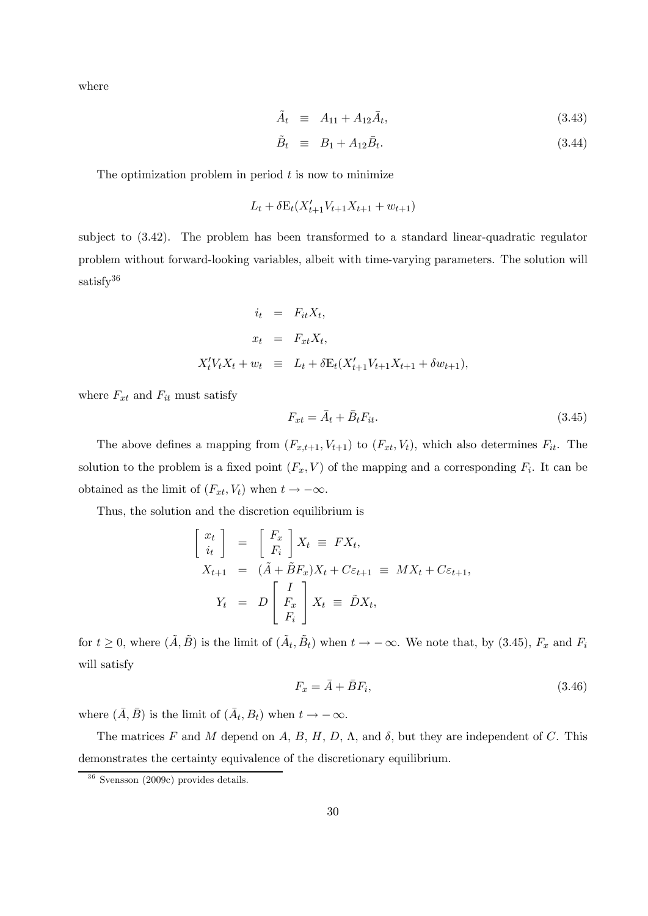where

$$
\tilde{A}_t \equiv A_{11} + A_{12}\bar{A}_t, \tag{3.43}
$$

$$
\tilde{B}_t \equiv B_1 + A_{12}\bar{B}_t. \tag{3.44}
$$

The optimization problem in period $t$ is now to minimize

$$
L_t + \delta \mathrm{E}_t(X'_{t+1}V_{t+1}X_{t+1} + w_{t+1})
$$

subject to (3.42). The problem has been transformed to a standard linear-quadratic regulator problem without forward-looking variables, albeit with time-varying parameters. The solution will satisfy[36]

$$
\begin{aligned}
i_t &= F_{it}X_t, \\
x_t &= F_{xt}X_t, \\
X'_tV_tX_t + w_t &\equiv L_t + \delta \mathrm{E}_t(X'_{t+1}V_{t+1}X_{t+1} + \delta w_{t+1}),
\end{aligned}
$$

where $F_{xt}$ and $F_{it}$ must satisfy

$$
F_{xt} = \bar{A}_t + \bar{B}_t F_{it}. \tag{3.45}
$$

The above defines a mapping from $(F_{x,t+1}, V_{t+1})$ to $(F_{xt}, V_t)$, which also determines $F_{it}$. The solution to the problem is a fixed point $(F_x, V)$ of the mapping and a corresponding $F_i$. It can be obtained as the limit of $(F_{xt}, V_t)$ when $t \to -\infty$.

Thus, the solution and the discretion equilibrium is

$$
\begin{aligned}
\begin{bmatrix} x_t \\ i_t \end{bmatrix} &= \begin{bmatrix} F_x \\ F_i \end{bmatrix} X_t \equiv FX_t, \\
X_{t+1} &= (\tilde{A} + \tilde{B}F_x)X_t + C\varepsilon_{t+1} \equiv MX_t + C\varepsilon_{t+1}, \\
Y_t &= D \begin{bmatrix} I \\ F_x \\ F_i \end{bmatrix} X_t \equiv \tilde{D}X_t,
\end{aligned}
$$

for $t \geq 0$, where $(\tilde{A}, \tilde{B})$ is the limit of $(\tilde{A}_t, \tilde{B}_t)$ when $t \to -\infty$. We note that, by (3.45), $F_x$ and $F_i$ will satisfy

$$
F_x = \bar{A} + \bar{B}F_i, \tag{3.46}
$$

where $(\bar{A}, \bar{B})$ is the limit of $(\bar{A}_t, B_t)$ when $t \to -\infty$.

The matrices $F$ and $M$ depend on $A$, $B$, $H$, $D$, $\Lambda$, and $\delta$, but they are independent of $C$. This demonstrates the certainty equivalence of the discretionary equilibrium.

[36] Svensson (2009c) provides details.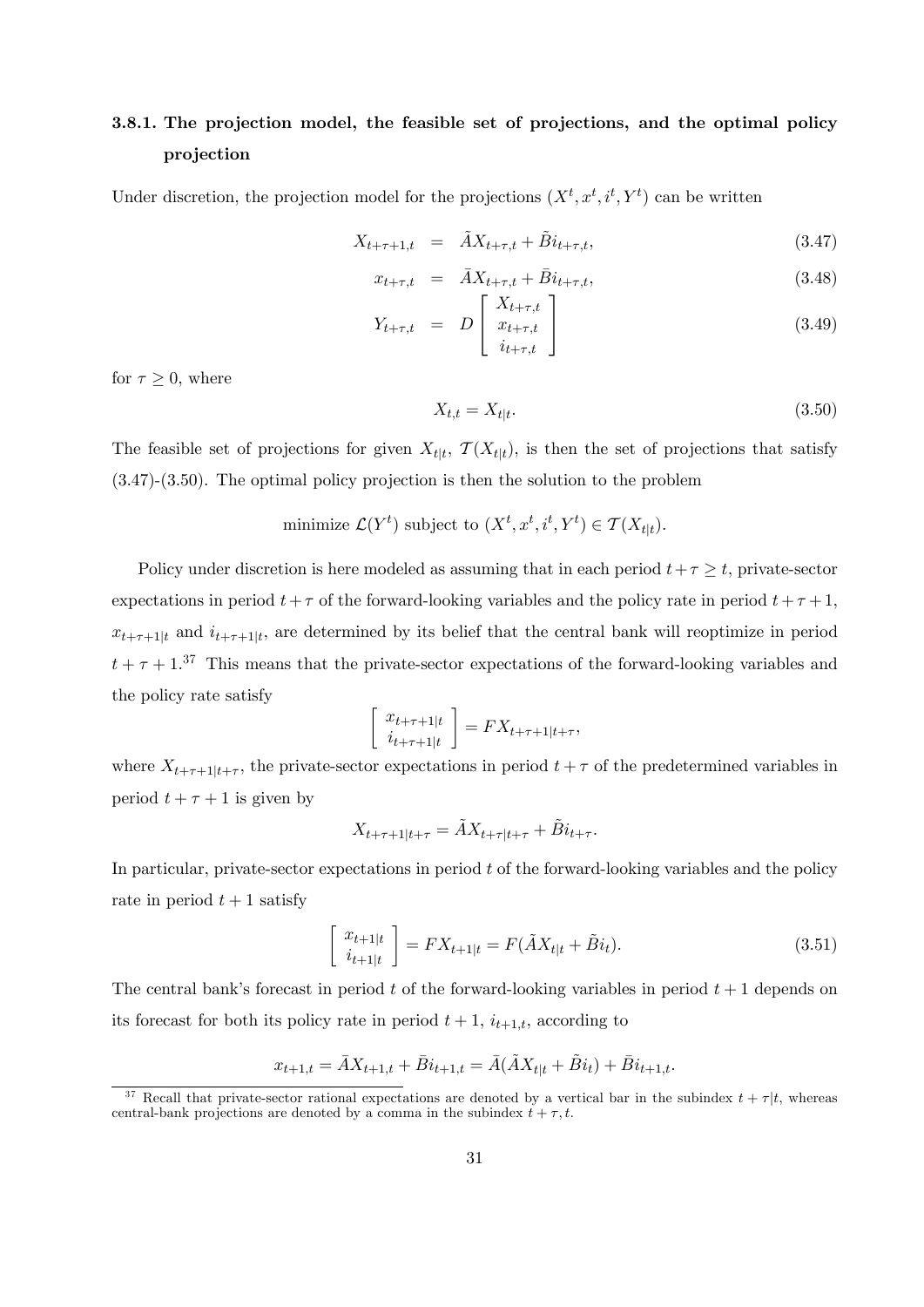### 3.8.1. The projection model, the feasible set of projections, and the optimal policy projection

Under discretion, the projection model for the projections $(X^t, x^t, i^t, Y^t)$ can be written

$$X_{t+\tau+1,t} = \tilde{A}X_{t+\tau,t} + \tilde{B}i_{t+\tau,t}, \tag{3.47}$$

$$x_{t+\tau,t} = \bar{A}X_{t+\tau,t} + \bar{B}i_{t+\tau,t}, \tag{3.48}$$

$$Y_{t+\tau,t} = D\begin{bmatrix} X_{t+\tau,t} \\ x_{t+\tau,t} \\ i_{t+\tau,t} \end{bmatrix} \tag{3.49}$$

for $\tau \geq 0$, where

$$X_{t,t} = X_{t|t}. \tag{3.50}$$

The feasible set of projections for given $X_{t|t}$, $\mathcal{T}(X_{t|t})$, is then the set of projections that satisfy (3.47)-(3.50). The optimal policy projection is then the solution to the problem

$$\text{minimize } \mathcal{L}(Y^t) \text{ subject to } (X^t, x^t, i^t, Y^t) \in \mathcal{T}(X_{t|t}).$$

Policy under discretion is here modeled as assuming that in each period $t+\tau \geq t$, private-sector expectations in period $t+\tau$ of the forward-looking variables and the policy rate in period $t+\tau+1$, $x_{t+\tau+1|t}$ and $i_{t+\tau+1|t}$, are determined by its belief that the central bank will reoptimize in period $t+\tau+1$.[37] This means that the private-sector expectations of the forward-looking variables and the policy rate satisfy

$$\begin{bmatrix} x_{t+\tau+1|t} \\ i_{t+\tau+1|t} \end{bmatrix} = FX_{t+\tau+1|t+\tau},$$

where $X_{t+\tau+1|t+\tau}$, the private-sector expectations in period $t+\tau$ of the predetermined variables in period $t+\tau+1$ is given by

$$X_{t+\tau+1|t+\tau} = \tilde{A}X_{t+\tau|t+\tau} + \tilde{B}i_{t+\tau}.$$

In particular, private-sector expectations in period $t$ of the forward-looking variables and the policy rate in period $t+1$ satisfy

$$\begin{bmatrix} x_{t+1|t} \\ i_{t+1|t} \end{bmatrix} = FX_{t+1|t} = F(\tilde{A}X_{t|t} + \tilde{B}i_t). \tag{3.51}$$

The central bank's forecast in period $t$ of the forward-looking variables in period $t+1$ depends on its forecast for both its policy rate in period $t+1$, $i_{t+1,t}$, according to

$$x_{t+1,t} = \bar{A}X_{t+1,t} + \bar{B}i_{t+1,t} = \bar{A}(\tilde{A}X_{t|t} + \tilde{B}i_t) + \bar{B}i_{t+1,t}.$$

[37] Recall that private-sector rational expectations are denoted by a vertical bar in the subindex $t+\tau|t$, whereas central-bank projections are denoted by a comma in the subindex $t+\tau, t$.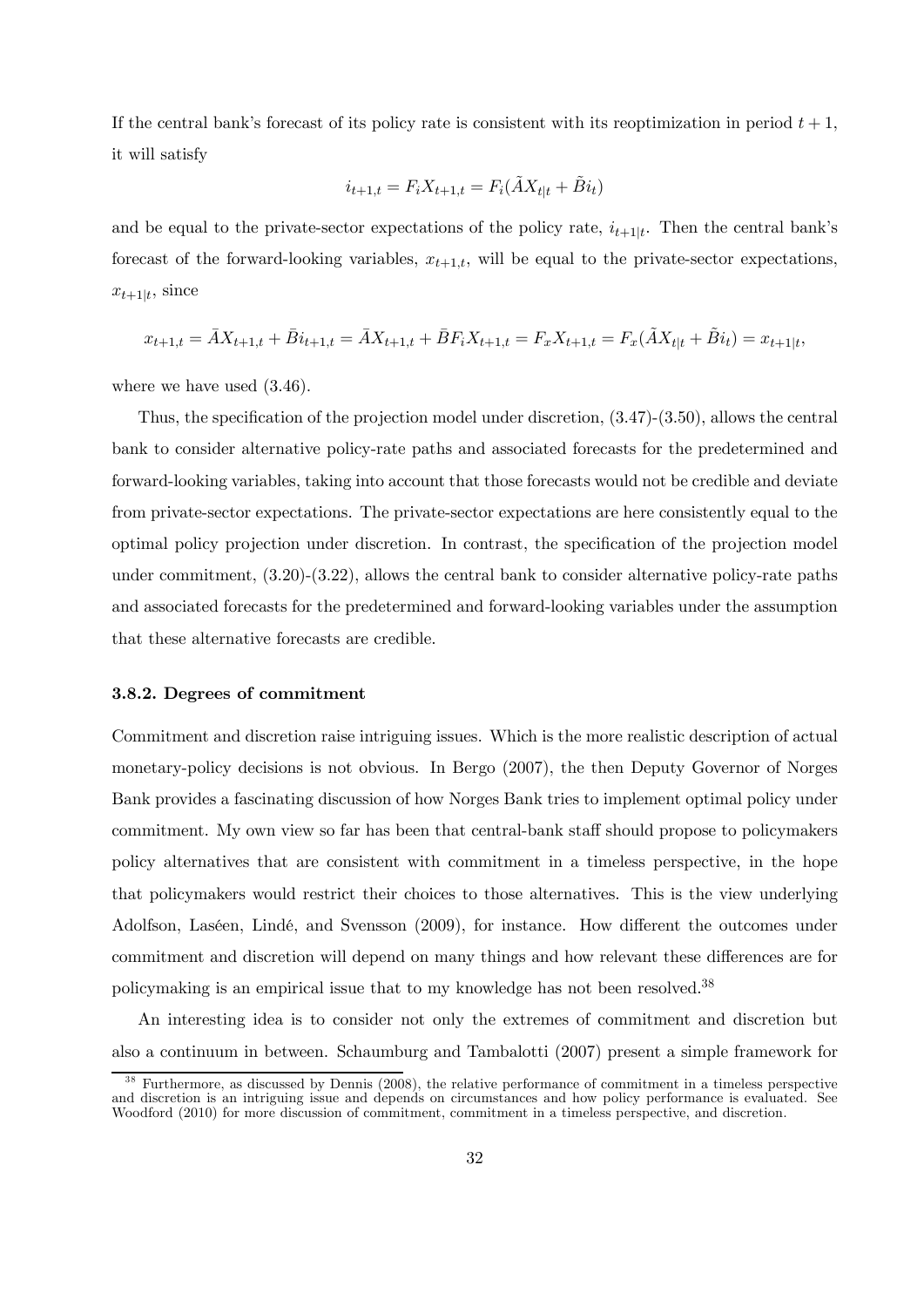If the central bank's forecast of its policy rate is consistent with its reoptimization in period $t+1$, it will satisfy

$$i_{t+1,t} = F_i X_{t+1,t} = F_i(\tilde{A} X_{t|t} + \tilde{B} i_t)$$

and be equal to the private-sector expectations of the policy rate, $i_{t+1|t}$. Then the central bank's forecast of the forward-looking variables, $x_{t+1,t}$, will be equal to the private-sector expectations, $x_{t+1|t}$, since

$$x_{t+1,t} = \bar{A} X_{t+1,t} + \bar{B} i_{t+1,t} = \bar{A} X_{t+1,t} + \bar{B} F_i X_{t+1,t} = F_x X_{t+1,t} = F_x(\tilde{A} X_{t|t} + \tilde{B} i_t) = x_{t+1|t},$$

where we have used (3.46).

Thus, the specification of the projection model under discretion, (3.47)-(3.50), allows the central bank to consider alternative policy-rate paths and associated forecasts for the predetermined and forward-looking variables, taking into account that those forecasts would not be credible and deviate from private-sector expectations. The private-sector expectations are here consistently equal to the optimal policy projection under discretion. In contrast, the specification of the projection model under commitment, (3.20)-(3.22), allows the central bank to consider alternative policy-rate paths and associated forecasts for the predetermined and forward-looking variables under the assumption that these alternative forecasts are credible.

### 3.8.2. Degrees of commitment

Commitment and discretion raise intriguing issues. Which is the more realistic description of actual monetary-policy decisions is not obvious. In Bergo (2007), the then Deputy Governor of Norges Bank provides a fascinating discussion of how Norges Bank tries to implement optimal policy under commitment. My own view so far has been that central-bank staff should propose to policymakers policy alternatives that are consistent with commitment in a timeless perspective, in the hope that policymakers would restrict their choices to those alternatives. This is the view underlying Adolfson, Laséen, Lindé, and Svensson (2009), for instance. How different the outcomes under commitment and discretion will depend on many things and how relevant these differences are for policymaking is an empirical issue that to my knowledge has not been resolved.[38]

An interesting idea is to consider not only the extremes of commitment and discretion but also a continuum in between. Schaumburg and Tambalotti (2007) present a simple framework for

[38] Furthermore, as discussed by Dennis (2008), the relative performance of commitment in a timeless perspective and discretion is an intriguing issue and depends on circumstances and how policy performance is evaluated. See Woodford (2010) for more discussion of commitment, commitment in a timeless perspective, and discretion.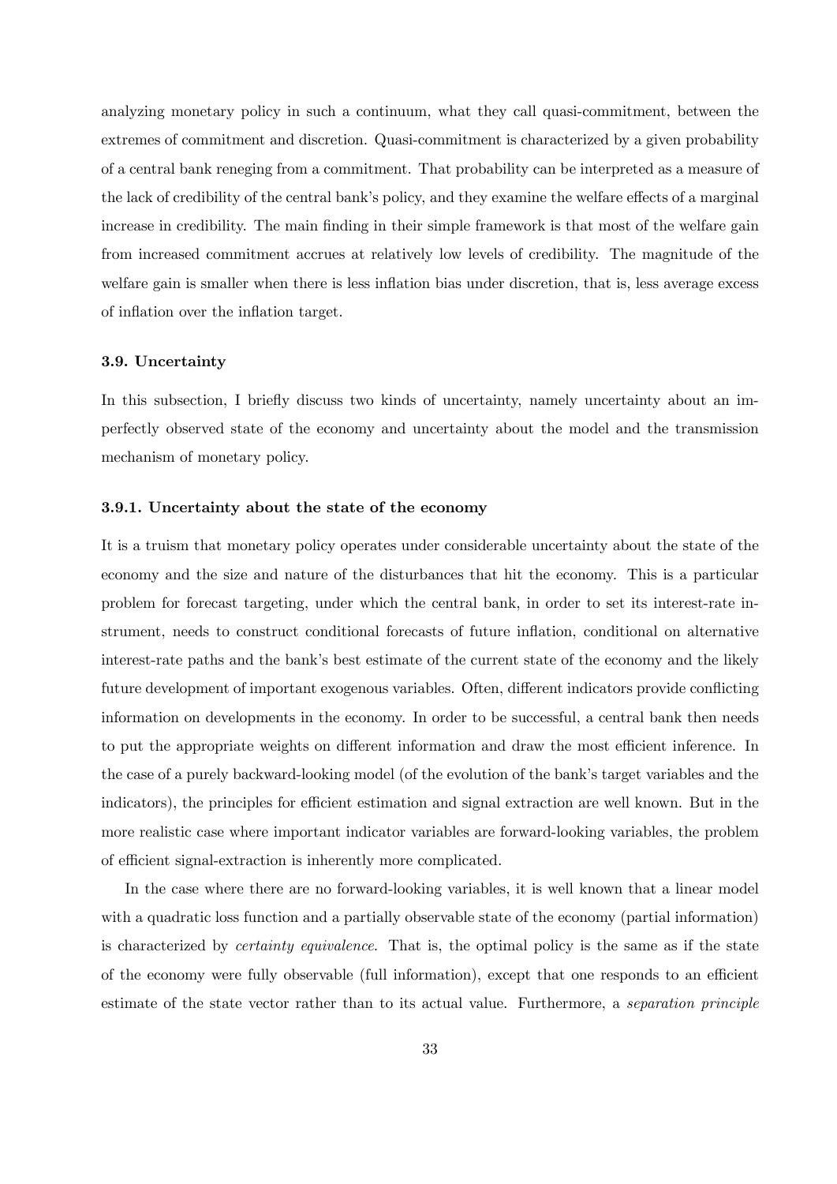analyzing monetary policy in such a continuum, what they call quasi-commitment, between the extremes of commitment and discretion. Quasi-commitment is characterized by a given probability of a central bank reneging from a commitment. That probability can be interpreted as a measure of the lack of credibility of the central bank's policy, and they examine the welfare effects of a marginal increase in credibility. The main finding in their simple framework is that most of the welfare gain from increased commitment accrues at relatively low levels of credibility. The magnitude of the welfare gain is smaller when there is less inflation bias under discretion, that is, less average excess of inflation over the inflation target.

### 3.9. Uncertainty

In this subsection, I briefly discuss two kinds of uncertainty, namely uncertainty about an imperfectly observed state of the economy and uncertainty about the model and the transmission mechanism of monetary policy.

#### 3.9.1. Uncertainty about the state of the economy

It is a truism that monetary policy operates under considerable uncertainty about the state of the economy and the size and nature of the disturbances that hit the economy. This is a particular problem for forecast targeting, under which the central bank, in order to set its interest-rate instrument, needs to construct conditional forecasts of future inflation, conditional on alternative interest-rate paths and the bank's best estimate of the current state of the economy and the likely future development of important exogenous variables. Often, different indicators provide conflicting information on developments in the economy. In order to be successful, a central bank then needs to put the appropriate weights on different information and draw the most efficient inference. In the case of a purely backward-looking model (of the evolution of the bank's target variables and the indicators), the principles for efficient estimation and signal extraction are well known. But in the more realistic case where important indicator variables are forward-looking variables, the problem of efficient signal-extraction is inherently more complicated.

In the case where there are no forward-looking variables, it is well known that a linear model with a quadratic loss function and a partially observable state of the economy (partial information) is characterized by *certainty equivalence*. That is, the optimal policy is the same as if the state of the economy were fully observable (full information), except that one responds to an efficient estimate of the state vector rather than to its actual value. Furthermore, a *separation principle*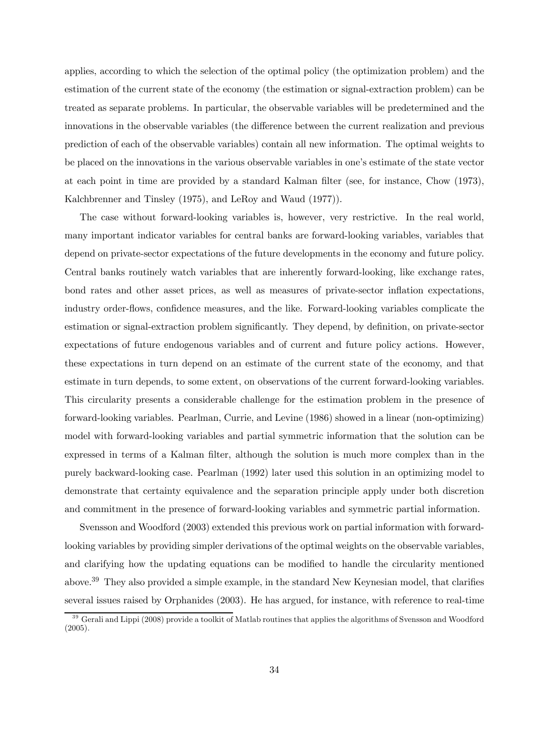applies, according to which the selection of the optimal policy (the optimization problem) and the estimation of the current state of the economy (the estimation or signal-extraction problem) can be treated as separate problems. In particular, the observable variables will be predetermined and the innovations in the observable variables (the difference between the current realization and previous prediction of each of the observable variables) contain all new information. The optimal weights to be placed on the innovations in the various observable variables in one's estimate of the state vector at each point in time are provided by a standard Kalman filter (see, for instance, Chow (1973), Kalchbrenner and Tinsley (1975), and LeRoy and Waud (1977)).

The case without forward-looking variables is, however, very restrictive. In the real world, many important indicator variables for central banks are forward-looking variables, variables that depend on private-sector expectations of the future developments in the economy and future policy. Central banks routinely watch variables that are inherently forward-looking, like exchange rates, bond rates and other asset prices, as well as measures of private-sector inflation expectations, industry order-flows, confidence measures, and the like. Forward-looking variables complicate the estimation or signal-extraction problem significantly. They depend, by definition, on private-sector expectations of future endogenous variables and of current and future policy actions. However, these expectations in turn depend on an estimate of the current state of the economy, and that estimate in turn depends, to some extent, on observations of the current forward-looking variables. This circularity presents a considerable challenge for the estimation problem in the presence of forward-looking variables. Pearlman, Currie, and Levine (1986) showed in a linear (non-optimizing) model with forward-looking variables and partial symmetric information that the solution can be expressed in terms of a Kalman filter, although the solution is much more complex than in the purely backward-looking case. Pearlman (1992) later used this solution in an optimizing model to demonstrate that certainty equivalence and the separation principle apply under both discretion and commitment in the presence of forward-looking variables and symmetric partial information.

Svensson and Woodford (2003) extended this previous work on partial information with forward-looking variables by providing simpler derivations of the optimal weights on the observable variables, and clarifying how the updating equations can be modified to handle the circularity mentioned above.[39] They also provided a simple example, in the standard New Keynesian model, that clarifies several issues raised by Orphanides (2003). He has argued, for instance, with reference to real-time

[39] Gerali and Lippi (2008) provide a toolkit of Matlab routines that applies the algorithms of Svensson and Woodford (2005).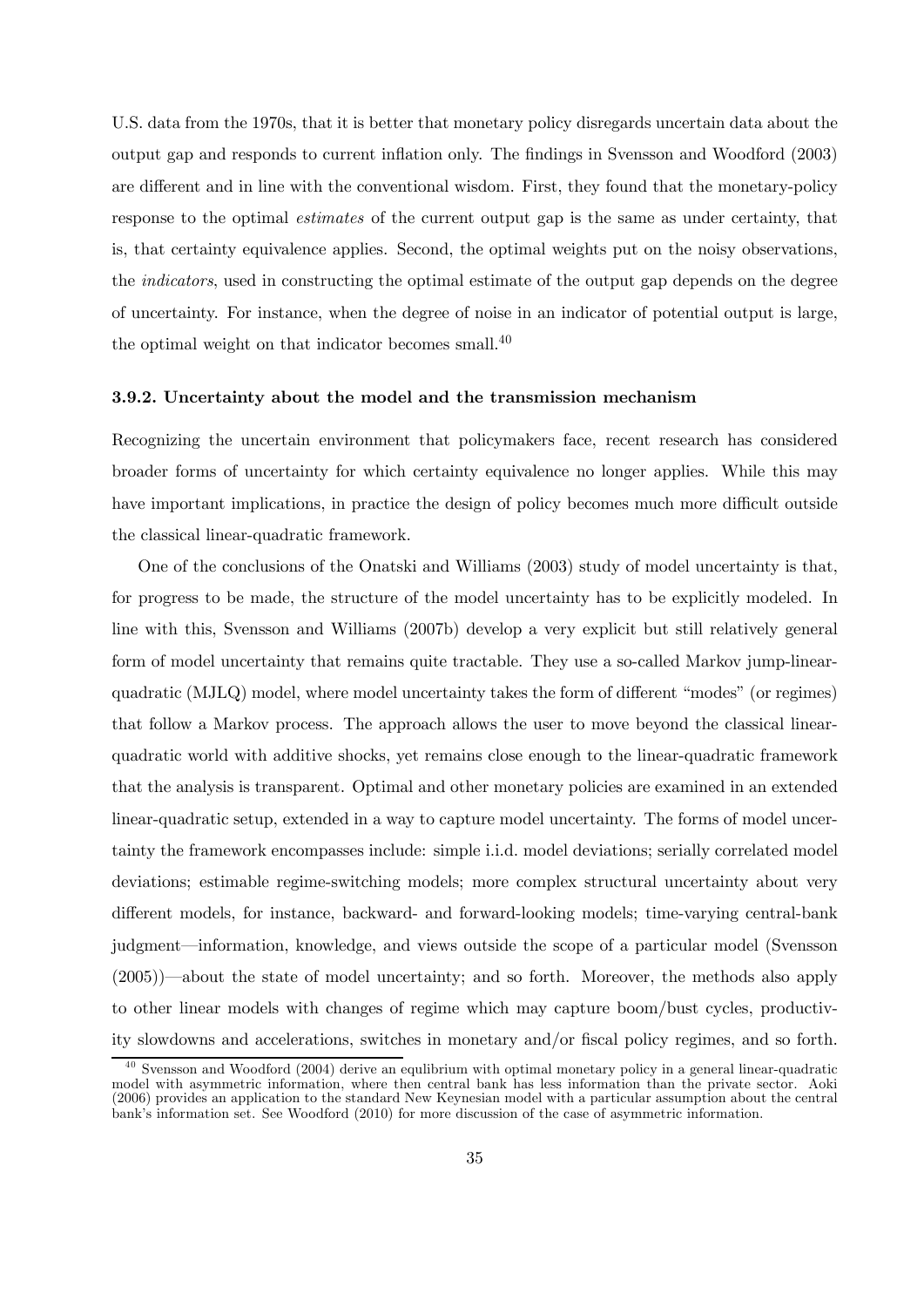U.S. data from the 1970s, that it is better that monetary policy disregards uncertain data about the output gap and responds to current inflation only. The findings in Svensson and Woodford (2003) are different and in line with the conventional wisdom. First, they found that the monetary-policy response to the optimal *estimates* of the current output gap is the same as under certainty, that is, that certainty equivalence applies. Second, the optimal weights put on the noisy observations, the *indicators*, used in constructing the optimal estimate of the output gap depends on the degree of uncertainty. For instance, when the degree of noise in an indicator of potential output is large, the optimal weight on that indicator becomes small.[40]

### 3.9.2. Uncertainty about the model and the transmission mechanism

Recognizing the uncertain environment that policymakers face, recent research has considered broader forms of uncertainty for which certainty equivalence no longer applies. While this may have important implications, in practice the design of policy becomes much more difficult outside the classical linear-quadratic framework.

One of the conclusions of the Onatski and Williams (2003) study of model uncertainty is that, for progress to be made, the structure of the model uncertainty has to be explicitly modeled. In line with this, Svensson and Williams (2007b) develop a very explicit but still relatively general form of model uncertainty that remains quite tractable. They use a so-called Markov jump-linear-quadratic (MJLQ) model, where model uncertainty takes the form of different "modes" (or regimes) that follow a Markov process. The approach allows the user to move beyond the classical linear-quadratic world with additive shocks, yet remains close enough to the linear-quadratic framework that the analysis is transparent. Optimal and other monetary policies are examined in an extended linear-quadratic setup, extended in a way to capture model uncertainty. The forms of model uncertainty the framework encompasses include: simple i.i.d. model deviations; serially correlated model deviations; estimable regime-switching models; more complex structural uncertainty about very different models, for instance, backward- and forward-looking models; time-varying central-bank judgment—information, knowledge, and views outside the scope of a particular model (Svensson (2005))—about the state of model uncertainty; and so forth. Moreover, the methods also apply to other linear models with changes of regime which may capture boom/bust cycles, productivity slowdowns and accelerations, switches in monetary and/or fiscal policy regimes, and so forth.

[40] Svensson and Woodford (2004) derive an equlibrium with optimal monetary policy in a general linear-quadratic model with asymmetric information, where then central bank has less information than the private sector. Aoki (2006) provides an application to the standard New Keynesian model with a particular assumption about the central bank's information set. See Woodford (2010) for more discussion of the case of asymmetric information.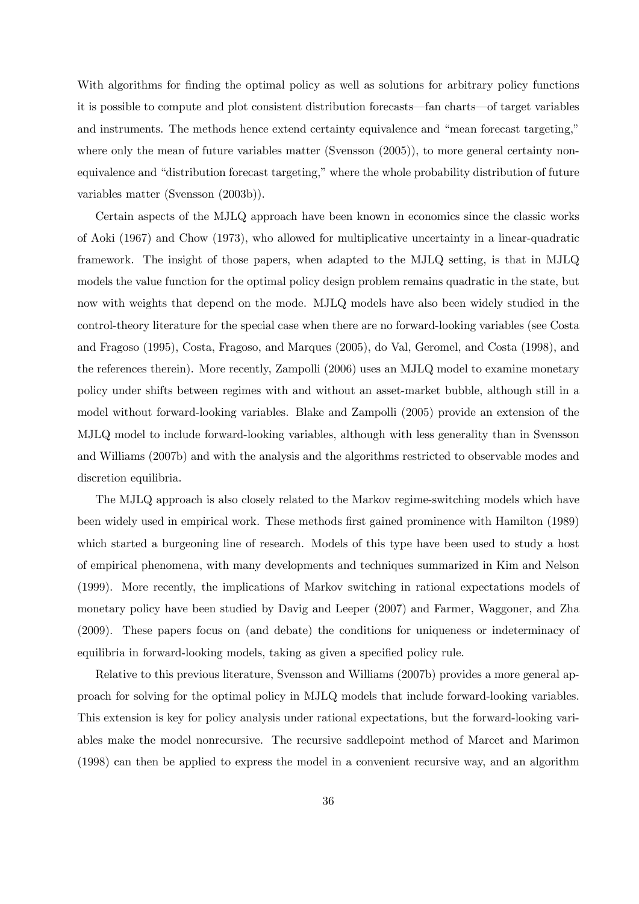With algorithms for finding the optimal policy as well as solutions for arbitrary policy functions it is possible to compute and plot consistent distribution forecasts—fan charts—of target variables and instruments. The methods hence extend certainty equivalence and "mean forecast targeting," where only the mean of future variables matter (Svensson (2005)), to more general certainty nonequivalence and "distribution forecast targeting," where the whole probability distribution of future variables matter (Svensson (2003b)).

Certain aspects of the MJLQ approach have been known in economics since the classic works of Aoki (1967) and Chow (1973), who allowed for multiplicative uncertainty in a linear-quadratic framework. The insight of those papers, when adapted to the MJLQ setting, is that in MJLQ models the value function for the optimal policy design problem remains quadratic in the state, but now with weights that depend on the mode. MJLQ models have also been widely studied in the control-theory literature for the special case when there are no forward-looking variables (see Costa and Fragoso (1995), Costa, Fragoso, and Marques (2005), do Val, Geromel, and Costa (1998), and the references therein). More recently, Zampolli (2006) uses an MJLQ model to examine monetary policy under shifts between regimes with and without an asset-market bubble, although still in a model without forward-looking variables. Blake and Zampolli (2005) provide an extension of the MJLQ model to include forward-looking variables, although with less generality than in Svensson and Williams (2007b) and with the analysis and the algorithms restricted to observable modes and discretion equilibria.

The MJLQ approach is also closely related to the Markov regime-switching models which have been widely used in empirical work. These methods first gained prominence with Hamilton (1989) which started a burgeoning line of research. Models of this type have been used to study a host of empirical phenomena, with many developments and techniques summarized in Kim and Nelson (1999). More recently, the implications of Markov switching in rational expectations models of monetary policy have been studied by Davig and Leeper (2007) and Farmer, Waggoner, and Zha (2009). These papers focus on (and debate) the conditions for uniqueness or indeterminacy of equilibria in forward-looking models, taking as given a specified policy rule.

Relative to this previous literature, Svensson and Williams (2007b) provides a more general approach for solving for the optimal policy in MJLQ models that include forward-looking variables. This extension is key for policy analysis under rational expectations, but the forward-looking variables make the model nonrecursive. The recursive saddlepoint method of Marcet and Marimon (1998) can then be applied to express the model in a convenient recursive way, and an algorithm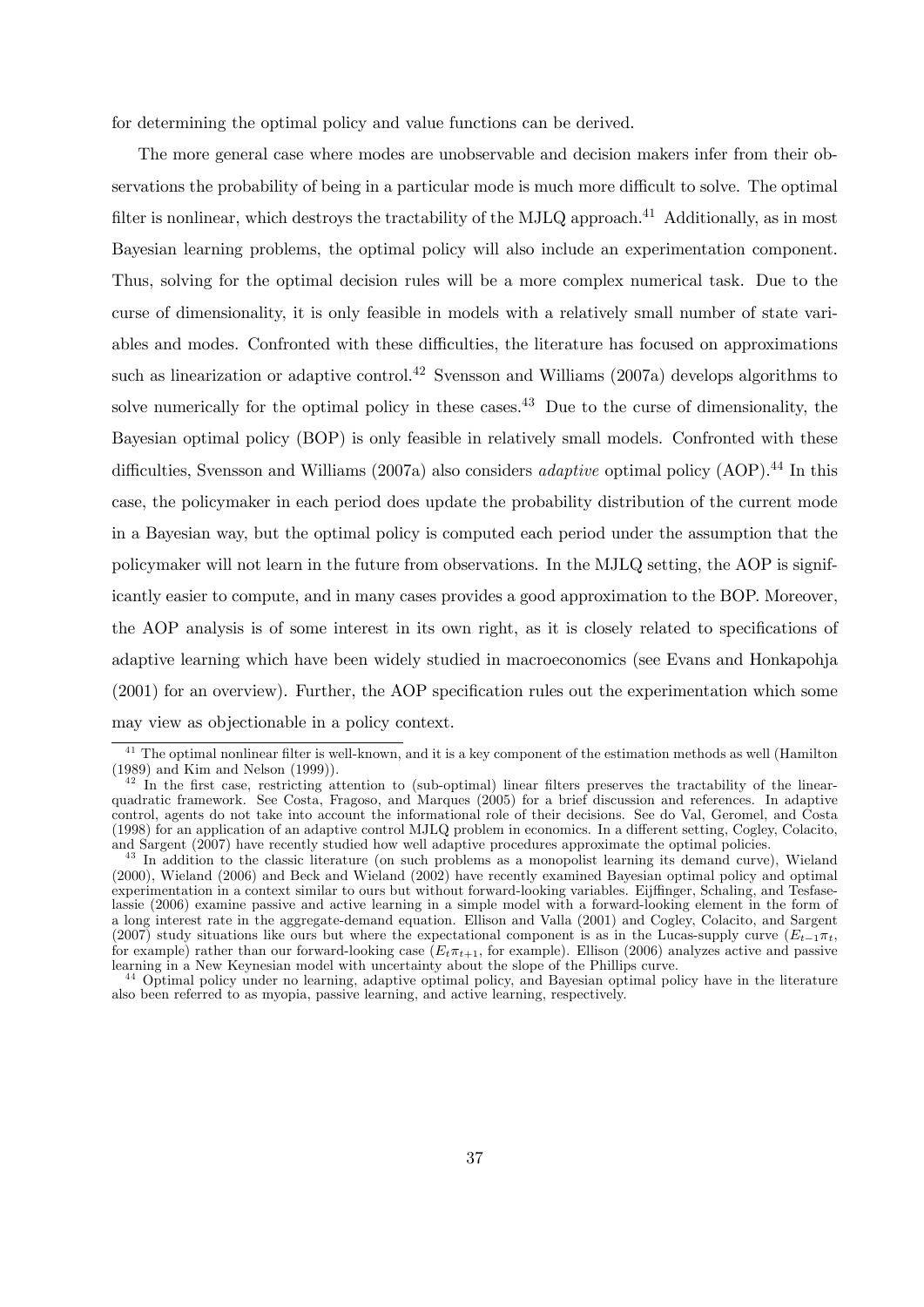for determining the optimal policy and value functions can be derived.

The more general case where modes are unobservable and decision makers infer from their observations the probability of being in a particular mode is much more difficult to solve. The optimal filter is nonlinear, which destroys the tractability of the MJLQ approach.[41] Additionally, as in most Bayesian learning problems, the optimal policy will also include an experimentation component. Thus, solving for the optimal decision rules will be a more complex numerical task. Due to the curse of dimensionality, it is only feasible in models with a relatively small number of state variables and modes. Confronted with these difficulties, the literature has focused on approximations such as linearization or adaptive control.[42] Svensson and Williams (2007a) develops algorithms to solve numerically for the optimal policy in these cases.[43] Due to the curse of dimensionality, the Bayesian optimal policy (BOP) is only feasible in relatively small models. Confronted with these difficulties, Svensson and Williams (2007a) also considers *adaptive* optimal policy (AOP).[44] In this case, the policymaker in each period does update the probability distribution of the current mode in a Bayesian way, but the optimal policy is computed each period under the assumption that the policymaker will not learn in the future from observations. In the MJLQ setting, the AOP is significantly easier to compute, and in many cases provides a good approximation to the BOP. Moreover, the AOP analysis is of some interest in its own right, as it is closely related to specifications of adaptive learning which have been widely studied in macroeconomics (see Evans and Honkapohja (2001) for an overview). Further, the AOP specification rules out the experimentation which some may view as objectionable in a policy context.

---

[41] The optimal nonlinear filter is well-known, and it is a key component of the estimation methods as well (Hamilton (1989) and Kim and Nelson (1999)).

[42] In the first case, restricting attention to (sub-optimal) linear filters preserves the tractability of the linear-quadratic framework. See Costa, Fragoso, and Marques (2005) for a brief discussion and references. In adaptive control, agents do not take into account the informational role of their decisions. See do Val, Geromel, and Costa (1998) for an application of an adaptive control MJLQ problem in economics. In a different setting, Cogley, Colacito, and Sargent (2007) have recently studied how well adaptive procedures approximate the optimal policies.

[43] In addition to the classic literature (on such problems as a monopolist learning its demand curve), Wieland (2000), Wieland (2006) and Beck and Wieland (2002) have recently examined Bayesian optimal policy and optimal experimentation in a context similar to ours but without forward-looking variables. Eijffinger, Schaling, and Tesfaselassie (2006) examine passive and active learning in a simple model with a forward-looking element in the form of a long interest rate in the aggregate-demand equation. Ellison and Valla (2001) and Cogley, Colacito, and Sargent (2007) study situations like ours but where the expectational component is as in the Lucas-supply curve ($E_{t-1}\pi_t$, for example) rather than our forward-looking case ($E_t\pi_{t+1}$, for example). Ellison (2006) analyzes active and passive learning in a New Keynesian model with uncertainty about the slope of the Phillips curve.

[44] Optimal policy under no learning, adaptive optimal policy, and Bayesian optimal policy have in the literature also been referred to as myopia, passive learning, and active learning, respectively.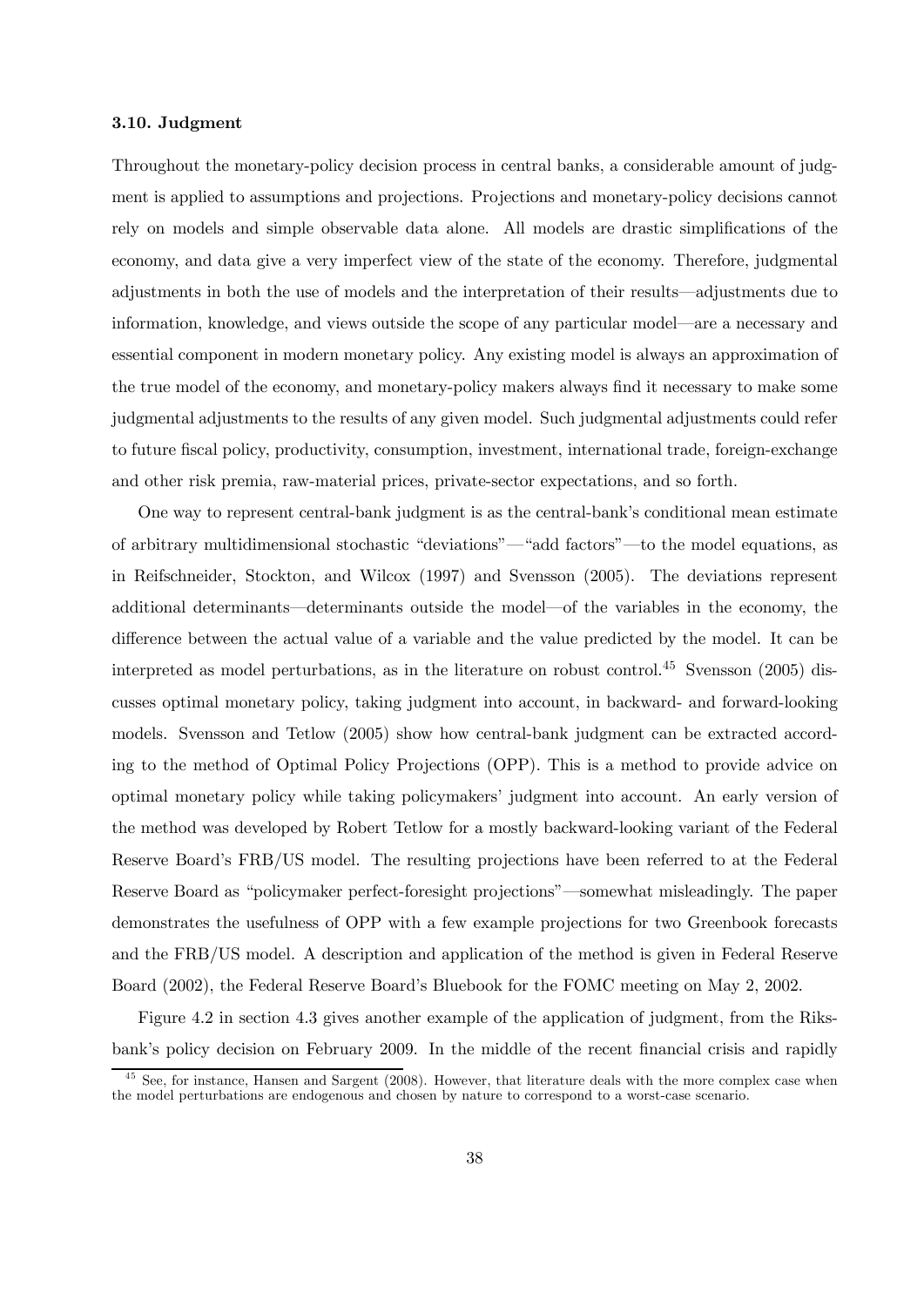### 3.10. Judgment

Throughout the monetary-policy decision process in central banks, a considerable amount of judgment is applied to assumptions and projections. Projections and monetary-policy decisions cannot rely on models and simple observable data alone. All models are drastic simplifications of the economy, and data give a very imperfect view of the state of the economy. Therefore, judgmental adjustments in both the use of models and the interpretation of their results—adjustments due to information, knowledge, and views outside the scope of any particular model—are a necessary and essential component in modern monetary policy. Any existing model is always an approximation of the true model of the economy, and monetary-policy makers always find it necessary to make some judgmental adjustments to the results of any given model. Such judgmental adjustments could refer to future fiscal policy, productivity, consumption, investment, international trade, foreign-exchange and other risk premia, raw-material prices, private-sector expectations, and so forth.

One way to represent central-bank judgment is as the central-bank's conditional mean estimate of arbitrary multidimensional stochastic "deviations"—"add factors"—to the model equations, as in Reifschneider, Stockton, and Wilcox (1997) and Svensson (2005). The deviations represent additional determinants—determinants outside the model—of the variables in the economy, the difference between the actual value of a variable and the value predicted by the model. It can be interpreted as model perturbations, as in the literature on robust control.[45] Svensson (2005) discusses optimal monetary policy, taking judgment into account, in backward- and forward-looking models. Svensson and Tetlow (2005) show how central-bank judgment can be extracted according to the method of Optimal Policy Projections (OPP). This is a method to provide advice on optimal monetary policy while taking policymakers' judgment into account. An early version of the method was developed by Robert Tetlow for a mostly backward-looking variant of the Federal Reserve Board's FRB/US model. The resulting projections have been referred to at the Federal Reserve Board as "policymaker perfect-foresight projections"—somewhat misleadingly. The paper demonstrates the usefulness of OPP with a few example projections for two Greenbook forecasts and the FRB/US model. A description and application of the method is given in Federal Reserve Board (2002), the Federal Reserve Board's Bluebook for the FOMC meeting on May 2, 2002.

Figure 4.2 in section 4.3 gives another example of the application of judgment, from the Riksbank's policy decision on February 2009. In the middle of the recent financial crisis and rapidly

[45] See, for instance, Hansen and Sargent (2008). However, that literature deals with the more complex case when the model perturbations are endogenous and chosen by nature to correspond to a worst-case scenario.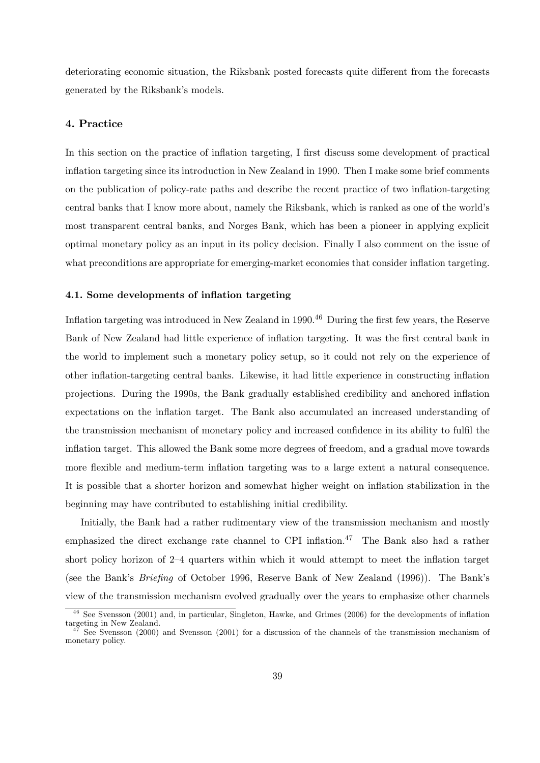deteriorating economic situation, the Riksbank posted forecasts quite different from the forecasts generated by the Riksbank's models.

## 4. Practice

In this section on the practice of inflation targeting, I first discuss some development of practical inflation targeting since its introduction in New Zealand in 1990. Then I make some brief comments on the publication of policy-rate paths and describe the recent practice of two inflation-targeting central banks that I know more about, namely the Riksbank, which is ranked as one of the world's most transparent central banks, and Norges Bank, which has been a pioneer in applying explicit optimal monetary policy as an input in its policy decision. Finally I also comment on the issue of what preconditions are appropriate for emerging-market economies that consider inflation targeting.

### 4.1. Some developments of inflation targeting

Inflation targeting was introduced in New Zealand in 1990.[46] During the first few years, the Reserve Bank of New Zealand had little experience of inflation targeting. It was the first central bank in the world to implement such a monetary policy setup, so it could not rely on the experience of other inflation-targeting central banks. Likewise, it had little experience in constructing inflation projections. During the 1990s, the Bank gradually established credibility and anchored inflation expectations on the inflation target. The Bank also accumulated an increased understanding of the transmission mechanism of monetary policy and increased confidence in its ability to fulfil the inflation target. This allowed the Bank some more degrees of freedom, and a gradual move towards more flexible and medium-term inflation targeting was to a large extent a natural consequence. It is possible that a shorter horizon and somewhat higher weight on inflation stabilization in the beginning may have contributed to establishing initial credibility.

Initially, the Bank had a rather rudimentary view of the transmission mechanism and mostly emphasized the direct exchange rate channel to CPI inflation.[47] The Bank also had a rather short policy horizon of 2–4 quarters within which it would attempt to meet the inflation target (see the Bank's *Briefing* of October 1996, Reserve Bank of New Zealand (1996)). The Bank's view of the transmission mechanism evolved gradually over the years to emphasize other channels

[46] See Svensson (2001) and, in particular, Singleton, Hawke, and Grimes (2006) for the developments of inflation targeting in New Zealand.

[47] See Svensson (2000) and Svensson (2001) for a discussion of the channels of the transmission mechanism of monetary policy.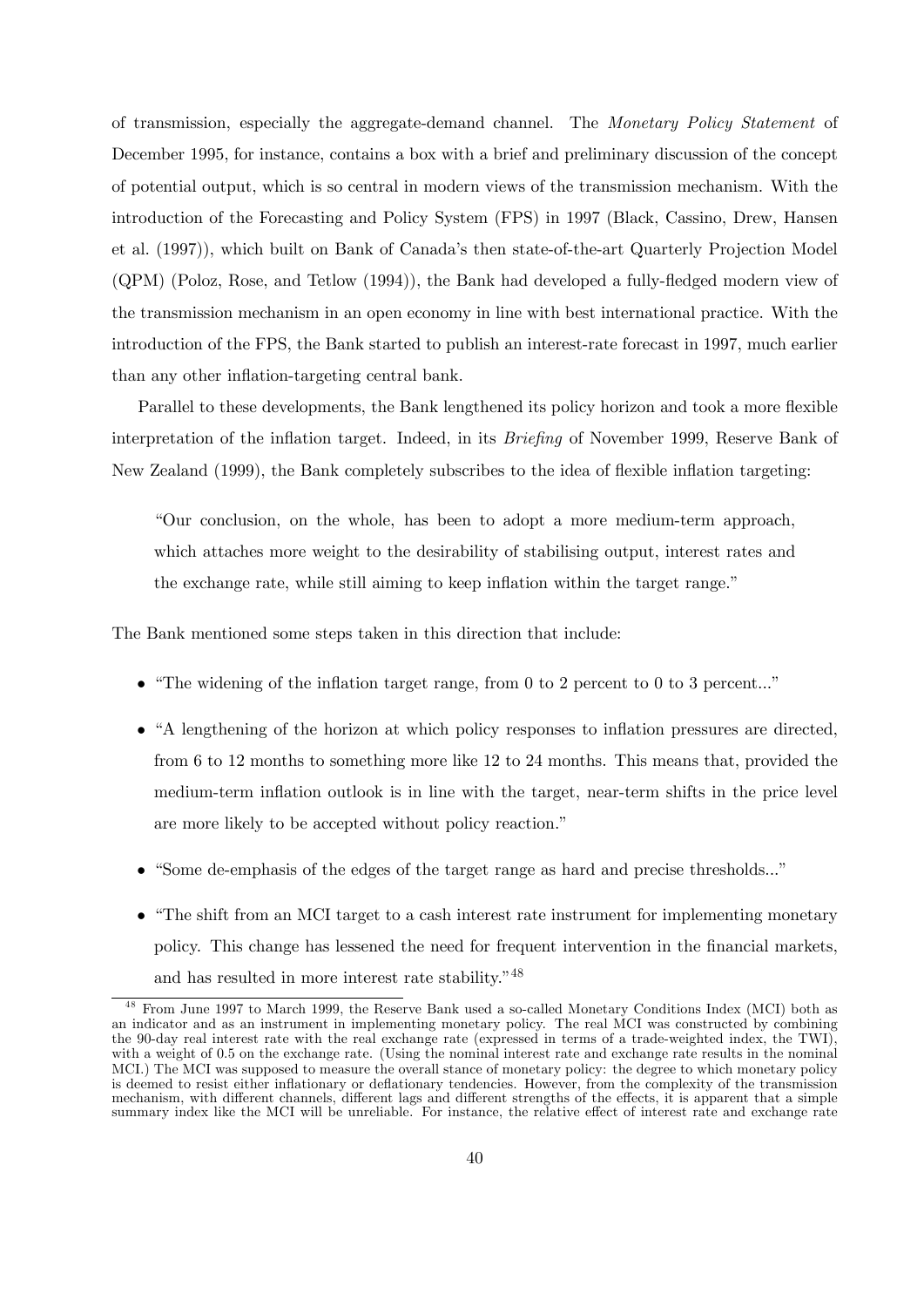of transmission, especially the aggregate-demand channel. The *Monetary Policy Statement* of December 1995, for instance, contains a box with a brief and preliminary discussion of the concept of potential output, which is so central in modern views of the transmission mechanism. With the introduction of the Forecasting and Policy System (FPS) in 1997 (Black, Cassino, Drew, Hansen et al. (1997)), which built on Bank of Canada's then state-of-the-art Quarterly Projection Model (QPM) (Poloz, Rose, and Tetlow (1994)), the Bank had developed a fully-fledged modern view of the transmission mechanism in an open economy in line with best international practice. With the introduction of the FPS, the Bank started to publish an interest-rate forecast in 1997, much earlier than any other inflation-targeting central bank.

Parallel to these developments, the Bank lengthened its policy horizon and took a more flexible interpretation of the inflation target. Indeed, in its *Briefing* of November 1999, Reserve Bank of New Zealand (1999), the Bank completely subscribes to the idea of flexible inflation targeting:

> "Our conclusion, on the whole, has been to adopt a more medium-term approach, which attaches more weight to the desirability of stabilising output, interest rates and the exchange rate, while still aiming to keep inflation within the target range."

The Bank mentioned some steps taken in this direction that include:

- "The widening of the inflation target range, from 0 to 2 percent to 0 to 3 percent..."
- "A lengthening of the horizon at which policy responses to inflation pressures are directed, from 6 to 12 months to something more like 12 to 24 months. This means that, provided the medium-term inflation outlook is in line with the target, near-term shifts in the price level are more likely to be accepted without policy reaction."
- "Some de-emphasis of the edges of the target range as hard and precise thresholds..."
- "The shift from an MCI target to a cash interest rate instrument for implementing monetary policy. This change has lessened the need for frequent intervention in the financial markets, and has resulted in more interest rate stability."[48]

[48] From June 1997 to March 1999, the Reserve Bank used a so-called Monetary Conditions Index (MCI) both as an indicator and as an instrument in implementing monetary policy. The real MCI was constructed by combining the 90-day real interest rate with the real exchange rate (expressed in terms of a trade-weighted index, the TWI), with a weight of 0.5 on the exchange rate. (Using the nominal interest rate and exchange rate results in the nominal MCI.) The MCI was supposed to measure the overall stance of monetary policy: the degree to which monetary policy is deemed to resist either inflationary or deflationary tendencies. However, from the complexity of the transmission mechanism, with different channels, different lags and different strengths of the effects, it is apparent that a simple summary index like the MCI will be unreliable. For instance, the relative effect of interest rate and exchange rate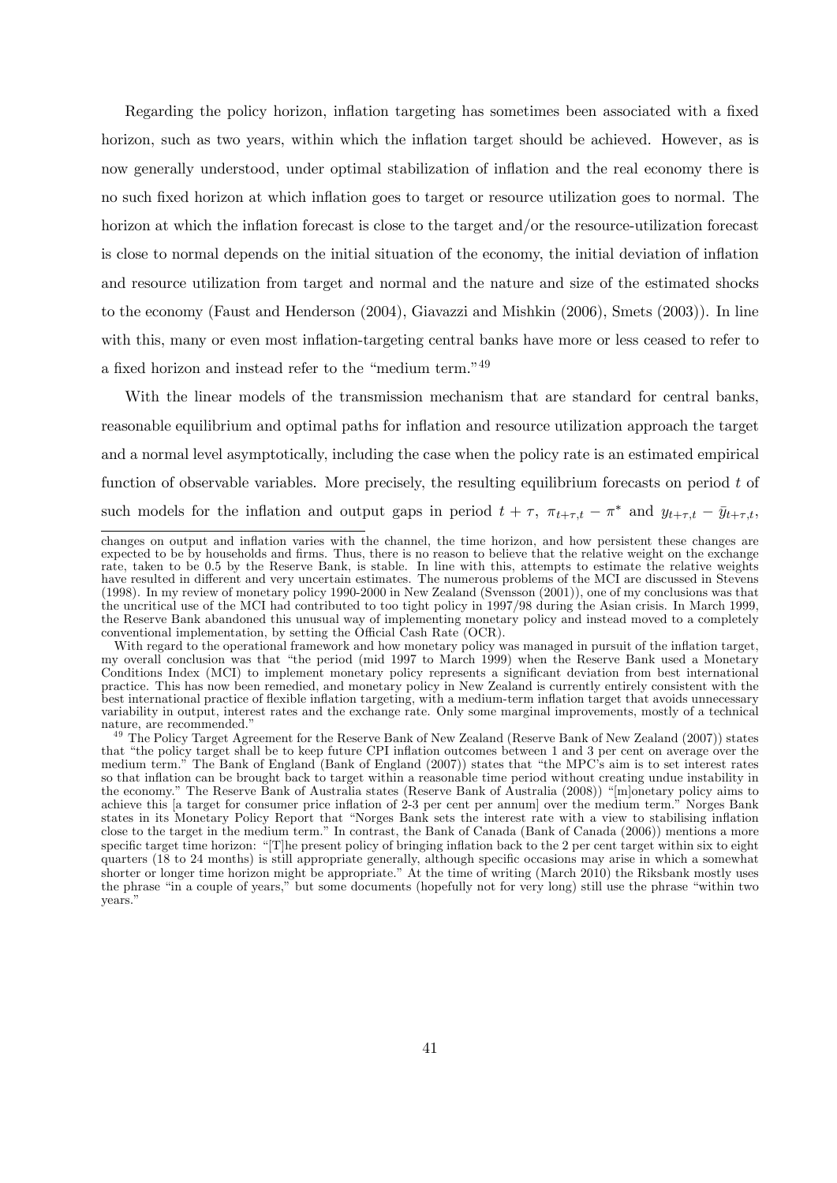Regarding the policy horizon, inflation targeting has sometimes been associated with a fixed horizon, such as two years, within which the inflation target should be achieved. However, as is now generally understood, under optimal stabilization of inflation and the real economy there is no such fixed horizon at which inflation goes to target or resource utilization goes to normal. The horizon at which the inflation forecast is close to the target and/or the resource-utilization forecast is close to normal depends on the initial situation of the economy, the initial deviation of inflation and resource utilization from target and normal and the nature and size of the estimated shocks to the economy (Faust and Henderson (2004), Giavazzi and Mishkin (2006), Smets (2003)). In line with this, many or even most inflation-targeting central banks have more or less ceased to refer to a fixed horizon and instead refer to the "medium term."[49]

With the linear models of the transmission mechanism that are standard for central banks, reasonable equilibrium and optimal paths for inflation and resource utilization approach the target and a normal level asymptotically, including the case when the policy rate is an estimated empirical function of observable variables. More precisely, the resulting equilibrium forecasts on period $t$ of such models for the inflation and output gaps in period $t + \tau$, $\pi_{t+\tau,t} - \pi^*$ and $y_{t+\tau,t} - \bar{y}_{t+\tau,t}$,

---

changes on output and inflation varies with the channel, the time horizon, and how persistent these changes are expected to be by households and firms. Thus, there is no reason to believe that the relative weight on the exchange rate, taken to be 0.5 by the Reserve Bank, is stable. In line with this, attempts to estimate the relative weights have resulted in different and very uncertain estimates. The numerous problems of the MCI are discussed in Stevens (1998). In my review of monetary policy 1990-2000 in New Zealand (Svensson (2001)), one of my conclusions was that the uncritical use of the MCI had contributed to too tight policy in 1997/98 during the Asian crisis. In March 1999, the Reserve Bank abandoned this unusual way of implementing monetary policy and instead moved to a completely conventional implementation, by setting the Official Cash Rate (OCR).

With regard to the operational framework and how monetary policy was managed in pursuit of the inflation target, my overall conclusion was that "the period (mid 1997 to March 1999) when the Reserve Bank used a Monetary Conditions Index (MCI) to implement monetary policy represents a significant deviation from best international practice. This has now been remedied, and monetary policy in New Zealand is currently entirely consistent with the best international practice of flexible inflation targeting, with a medium-term inflation target that avoids unnecessary variability in output, interest rates and the exchange rate. Only some marginal improvements, mostly of a technical nature, are recommended."

[49] The Policy Target Agreement for the Reserve Bank of New Zealand (Reserve Bank of New Zealand (2007)) states that "the policy target shall be to keep future CPI inflation outcomes between 1 and 3 per cent on average over the medium term." The Bank of England (Bank of England (2007)) states that "the MPC's aim is to set interest rates so that inflation can be brought back to target within a reasonable time period without creating undue instability in the economy." The Reserve Bank of Australia states (Reserve Bank of Australia (2008)) "[m]onetary policy aims to achieve this [a target for consumer price inflation of 2-3 per cent per annum] over the medium term." Norges Bank states in its Monetary Policy Report that "Norges Bank sets the interest rate with a view to stabilising inflation close to the target in the medium term." In contrast, the Bank of Canada (Bank of Canada (2006)) mentions a more specific target time horizon: "[T]he present policy of bringing inflation back to the 2 per cent target within six to eight quarters (18 to 24 months) is still appropriate generally, although specific occasions may arise in which a somewhat shorter or longer time horizon might be appropriate." At the time of writing (March 2010) the Riksbank mostly uses the phrase "in a couple of years," but some documents (hopefully not for very long) still use the phrase "within two years."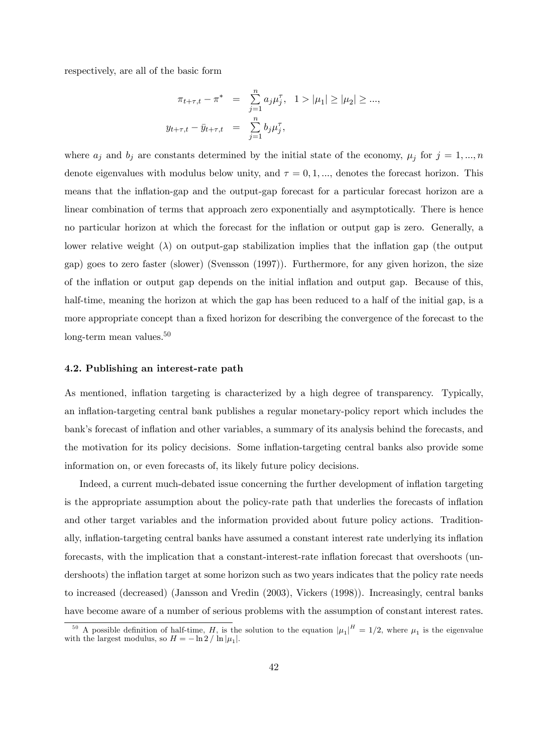respectively, are all of the basic form

$$
\begin{aligned}
\pi_{t+\tau,t} - \pi^* &= \sum_{j=1}^{n} a_j \mu_j^\tau, \quad 1 > |\mu_1| \geq |\mu_2| \geq ..., \\
y_{t+\tau,t} - \bar{y}_{t+\tau,t} &= \sum_{j=1}^{n} b_j \mu_j^\tau,
\end{aligned}
$$

where $a_j$ and $b_j$ are constants determined by the initial state of the economy, $\mu_j$ for $j = 1, ..., n$ denote eigenvalues with modulus below unity, and $\tau = 0, 1, ...,$ denotes the forecast horizon. This means that the inflation-gap and the output-gap forecast for a particular forecast horizon are a linear combination of terms that approach zero exponentially and asymptotically. There is hence no particular horizon at which the forecast for the inflation or output gap is zero. Generally, a lower relative weight ($\lambda$) on output-gap stabilization implies that the inflation gap (the output gap) goes to zero faster (slower) (Svensson (1997)). Furthermore, for any given horizon, the size of the inflation or output gap depends on the initial inflation and output gap. Because of this, half-time, meaning the horizon at which the gap has been reduced to a half of the initial gap, is a more appropriate concept than a fixed horizon for describing the convergence of the forecast to the long-term mean values.[50]

### 4.2. Publishing an interest-rate path

As mentioned, inflation targeting is characterized by a high degree of transparency. Typically, an inflation-targeting central bank publishes a regular monetary-policy report which includes the bank's forecast of inflation and other variables, a summary of its analysis behind the forecasts, and the motivation for its policy decisions. Some inflation-targeting central banks also provide some information on, or even forecasts of, its likely future policy decisions.

Indeed, a current much-debated issue concerning the further development of inflation targeting is the appropriate assumption about the policy-rate path that underlies the forecasts of inflation and other target variables and the information provided about future policy actions. Traditionally, inflation-targeting central banks have assumed a constant interest rate underlying its inflation forecasts, with the implication that a constant-interest-rate inflation forecast that overshoots (undershoots) the inflation target at some horizon such as two years indicates that the policy rate needs to increased (decreased) (Jansson and Vredin (2003), Vickers (1998)). Increasingly, central banks have become aware of a number of serious problems with the assumption of constant interest rates.

[50] A possible definition of half-time, $H$, is the solution to the equation $|\mu_1|^H = 1/2$, where $\mu_1$ is the eigenvalue with the largest modulus, so $H = -\ln 2 \,/\, \ln |\mu_1|$.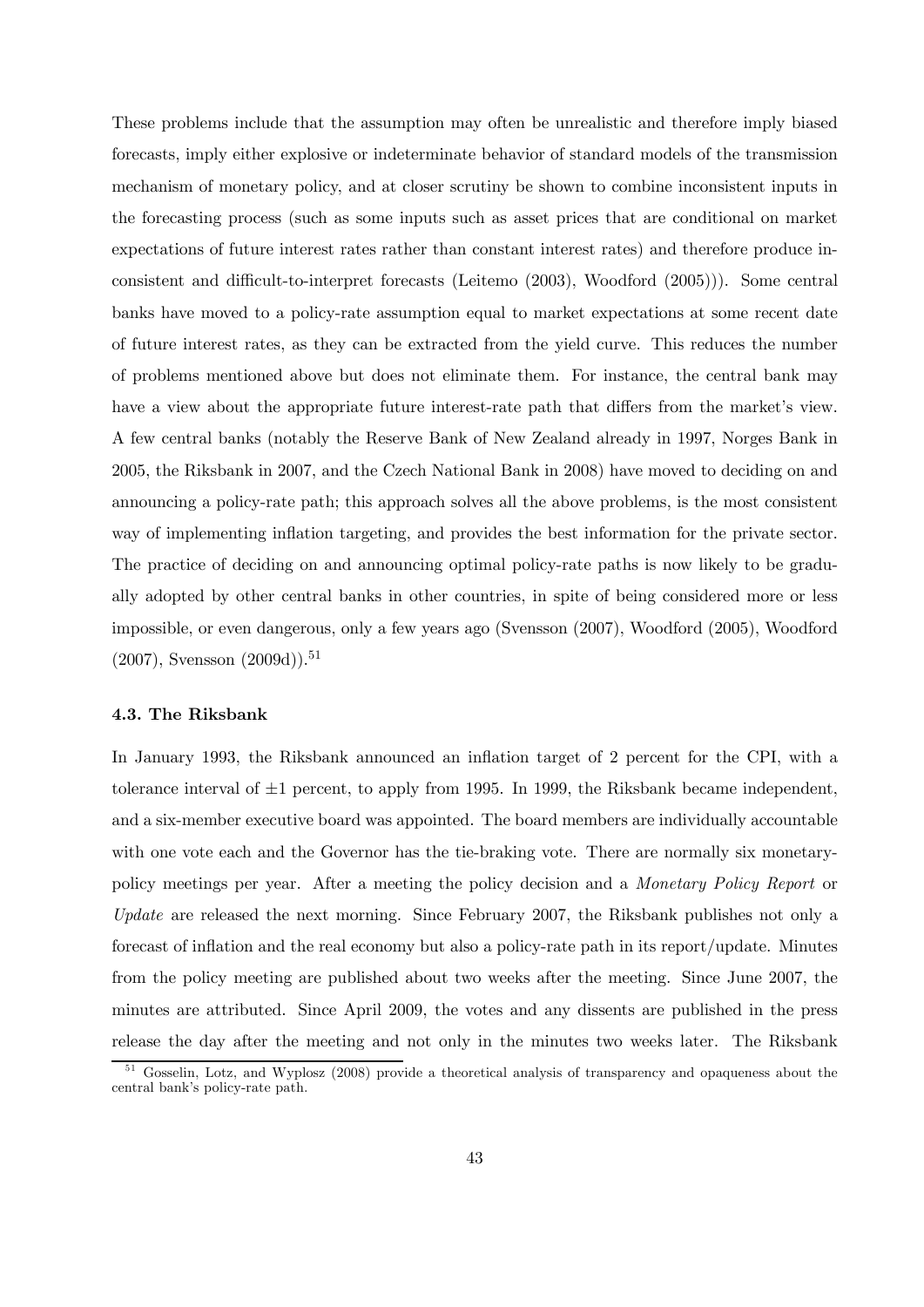These problems include that the assumption may often be unrealistic and therefore imply biased forecasts, imply either explosive or indeterminate behavior of standard models of the transmission mechanism of monetary policy, and at closer scrutiny be shown to combine inconsistent inputs in the forecasting process (such as some inputs such as asset prices that are conditional on market expectations of future interest rates rather than constant interest rates) and therefore produce inconsistent and difficult-to-interpret forecasts (Leitemo (2003), Woodford (2005))). Some central banks have moved to a policy-rate assumption equal to market expectations at some recent date of future interest rates, as they can be extracted from the yield curve. This reduces the number of problems mentioned above but does not eliminate them. For instance, the central bank may have a view about the appropriate future interest-rate path that differs from the market's view. A few central banks (notably the Reserve Bank of New Zealand already in 1997, Norges Bank in 2005, the Riksbank in 2007, and the Czech National Bank in 2008) have moved to deciding on and announcing a policy-rate path; this approach solves all the above problems, is the most consistent way of implementing inflation targeting, and provides the best information for the private sector. The practice of deciding on and announcing optimal policy-rate paths is now likely to be gradually adopted by other central banks in other countries, in spite of being considered more or less impossible, or even dangerous, only a few years ago (Svensson (2007), Woodford (2005), Woodford (2007), Svensson (2009d)).[51]

### 4.3. The Riksbank

In January 1993, the Riksbank announced an inflation target of 2 percent for the CPI, with a tolerance interval of $\pm 1$ percent, to apply from 1995. In 1999, the Riksbank became independent, and a six-member executive board was appointed. The board members are individually accountable with one vote each and the Governor has the tie-braking vote. There are normally six monetary-policy meetings per year. After a meeting the policy decision and a *Monetary Policy Report* or *Update* are released the next morning. Since February 2007, the Riksbank publishes not only a forecast of inflation and the real economy but also a policy-rate path in its report/update. Minutes from the policy meeting are published about two weeks after the meeting. Since June 2007, the minutes are attributed. Since April 2009, the votes and any dissents are published in the press release the day after the meeting and not only in the minutes two weeks later. The Riksbank

[51] Gosselin, Lotz, and Wyplosz (2008) provide a theoretical analysis of transparency and opaqueness about the central bank's policy-rate path.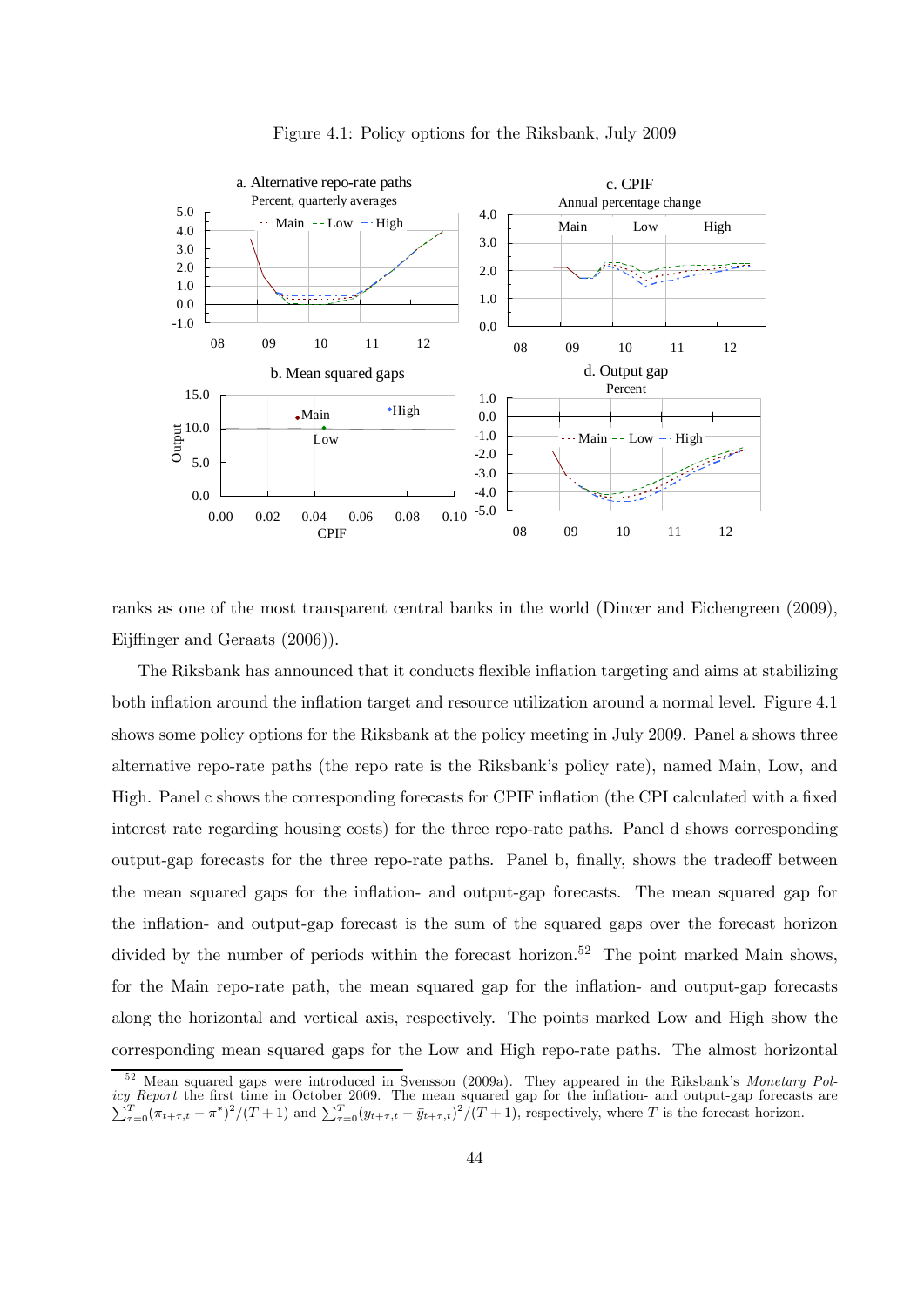Figure 4.1: Policy options for the Riksbank, July 2009

ranks as one of the most transparent central banks in the world (Dincer and Eichengreen (2009), Eijffinger and Geraats (2006)).

The Riksbank has announced that it conducts flexible inflation targeting and aims at stabilizing both inflation around the inflation target and resource utilization around a normal level. Figure 4.1 shows some policy options for the Riksbank at the policy meeting in July 2009. Panel a shows three alternative repo-rate paths (the repo rate is the Riksbank's policy rate), named Main, Low, and High. Panel c shows the corresponding forecasts for CPIF inflation (the CPI calculated with a fixed interest rate regarding housing costs) for the three repo-rate paths. Panel d shows corresponding output-gap forecasts for the three repo-rate paths. Panel b, finally, shows the tradeoff between the mean squared gaps for the inflation- and output-gap forecasts. The mean squared gap for the inflation- and output-gap forecast is the sum of the squared gaps over the forecast horizon divided by the number of periods within the forecast horizon.[52] The point marked Main shows, for the Main repo-rate path, the mean squared gap for the inflation- and output-gap forecasts along the horizontal and vertical axis, respectively. The points marked Low and High show the corresponding mean squared gaps for the Low and High repo-rate paths. The almost horizontal

[52] Mean squared gaps were introduced in Svensson (2009a). They appeared in the Riksbank's *Monetary Policy Report* the first time in October 2009. The mean squared gap for the inflation- and output-gap forecasts are $\sum_{\tau=0}^{T}(\pi_{t+\tau,t} - \pi^*)^2/(T+1)$ and $\sum_{\tau=0}^{T}(y_{t+\tau,t} - \bar{y}_{t+\tau,t})^2/(T+1)$, respectively, where $T$ is the forecast horizon.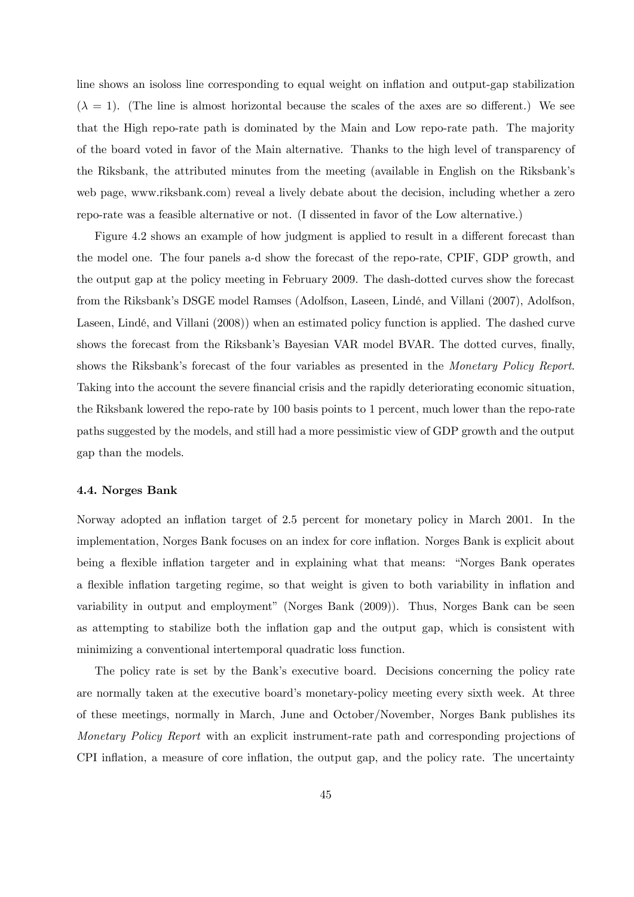line shows an isoloss line corresponding to equal weight on inflation and output-gap stabilization ($\lambda = 1$). (The line is almost horizontal because the scales of the axes are so different.) We see that the High repo-rate path is dominated by the Main and Low repo-rate path. The majority of the board voted in favor of the Main alternative. Thanks to the high level of transparency of the Riksbank, the attributed minutes from the meeting (available in English on the Riksbank's web page, www.riksbank.com) reveal a lively debate about the decision, including whether a zero repo-rate was a feasible alternative or not. (I dissented in favor of the Low alternative.)

Figure 4.2 shows an example of how judgment is applied to result in a different forecast than the model one. The four panels a-d show the forecast of the repo-rate, CPIF, GDP growth, and the output gap at the policy meeting in February 2009. The dash-dotted curves show the forecast from the Riksbank's DSGE model Ramses (Adolfson, Laseen, Lindé, and Villani (2007), Adolfson, Laseen, Lindé, and Villani (2008)) when an estimated policy function is applied. The dashed curve shows the forecast from the Riksbank's Bayesian VAR model BVAR. The dotted curves, finally, shows the Riksbank's forecast of the four variables as presented in the *Monetary Policy Report*. Taking into the account the severe financial crisis and the rapidly deteriorating economic situation, the Riksbank lowered the repo-rate by 100 basis points to 1 percent, much lower than the repo-rate paths suggested by the models, and still had a more pessimistic view of GDP growth and the output gap than the models.

### 4.4. Norges Bank

Norway adopted an inflation target of 2.5 percent for monetary policy in March 2001. In the implementation, Norges Bank focuses on an index for core inflation. Norges Bank is explicit about being a flexible inflation targeter and in explaining what that means: "Norges Bank operates a flexible inflation targeting regime, so that weight is given to both variability in inflation and variability in output and employment" (Norges Bank (2009)). Thus, Norges Bank can be seen as attempting to stabilize both the inflation gap and the output gap, which is consistent with minimizing a conventional intertemporal quadratic loss function.

The policy rate is set by the Bank's executive board. Decisions concerning the policy rate are normally taken at the executive board's monetary-policy meeting every sixth week. At three of these meetings, normally in March, June and October/November, Norges Bank publishes its *Monetary Policy Report* with an explicit instrument-rate path and corresponding projections of CPI inflation, a measure of core inflation, the output gap, and the policy rate. The uncertainty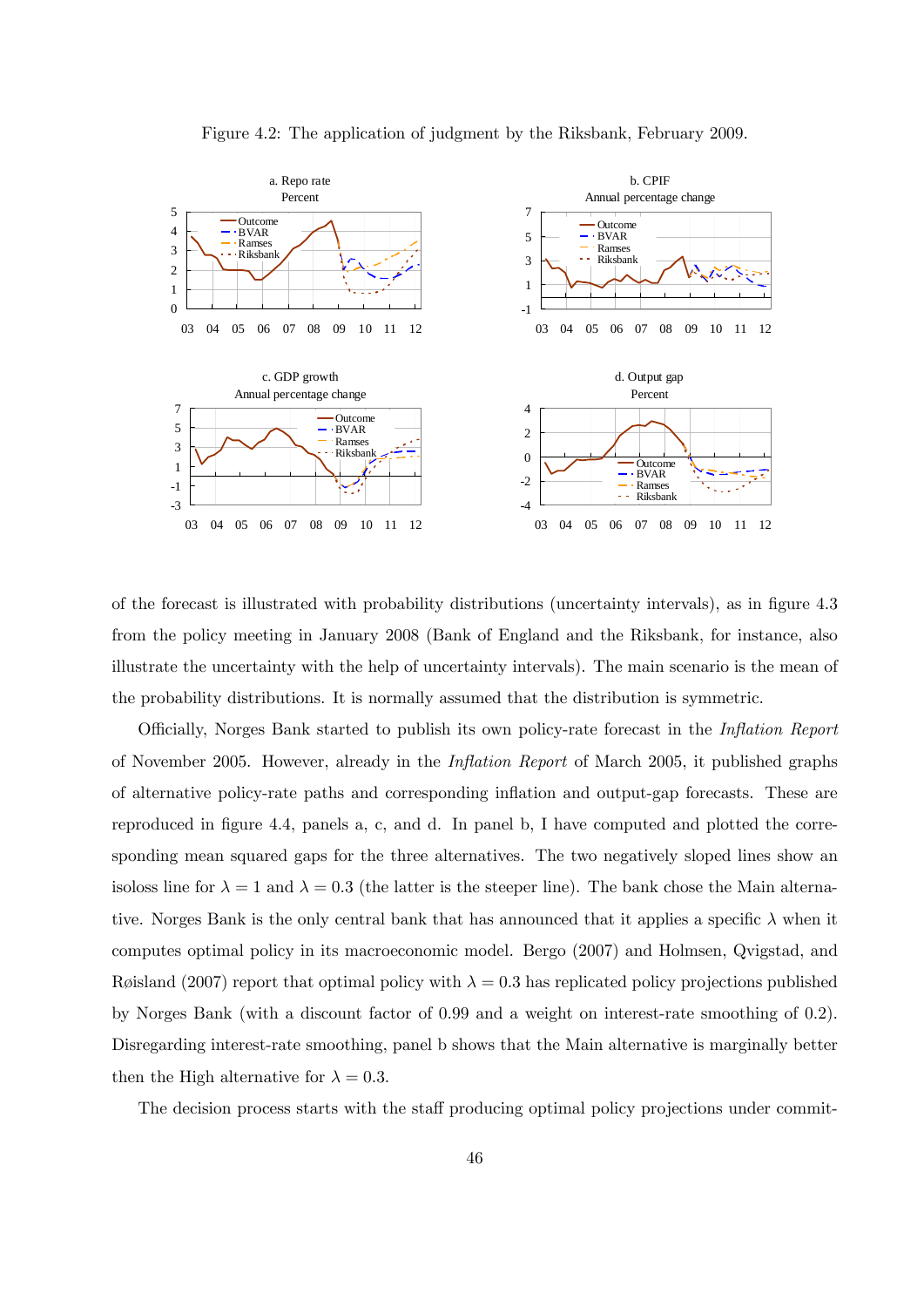Figure 4.2: The application of judgment by the Riksbank, February 2009.

of the forecast is illustrated with probability distributions (uncertainty intervals), as in figure 4.3 from the policy meeting in January 2008 (Bank of England and the Riksbank, for instance, also illustrate the uncertainty with the help of uncertainty intervals). The main scenario is the mean of the probability distributions. It is normally assumed that the distribution is symmetric.

Officially, Norges Bank started to publish its own policy-rate forecast in the *Inflation Report* of November 2005. However, already in the *Inflation Report* of March 2005, it published graphs of alternative policy-rate paths and corresponding inflation and output-gap forecasts. These are reproduced in figure 4.4, panels a, c, and d. In panel b, I have computed and plotted the corresponding mean squared gaps for the three alternatives. The two negatively sloped lines show an isoloss line for $\lambda = 1$ and $\lambda = 0.3$ (the latter is the steeper line). The bank chose the Main alternative. Norges Bank is the only central bank that has announced that it applies a specific $\lambda$ when it computes optimal policy in its macroeconomic model. Bergo (2007) and Holmsen, Qvigstad, and Røisland (2007) report that optimal policy with $\lambda = 0.3$ has replicated policy projections published by Norges Bank (with a discount factor of 0.99 and a weight on interest-rate smoothing of 0.2). Disregarding interest-rate smoothing, panel b shows that the Main alternative is marginally better then the High alternative for $\lambda = 0.3$.

The decision process starts with the staff producing optimal policy projections under commit-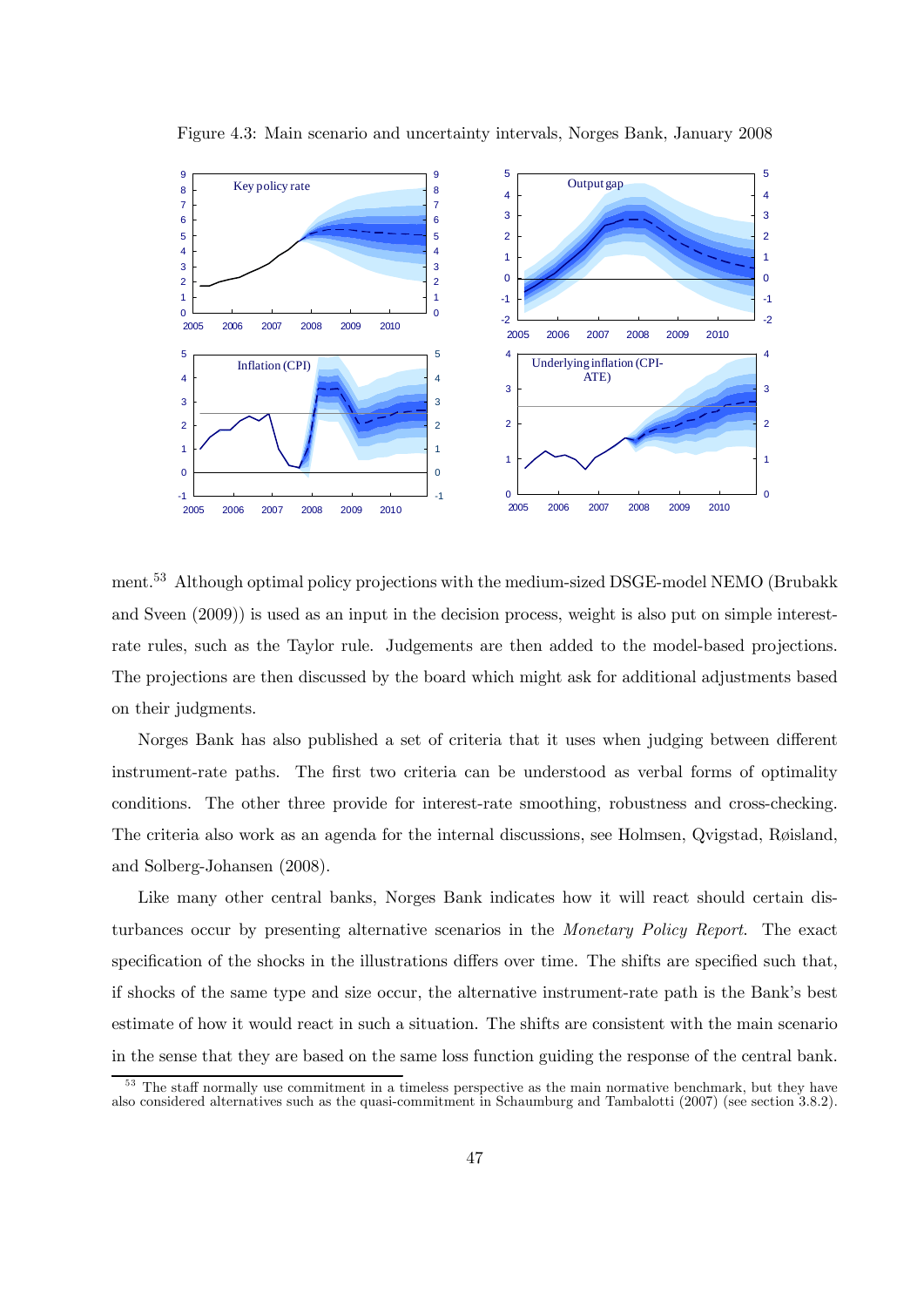Figure 4.3: Main scenario and uncertainty intervals, Norges Bank, January 2008

ment.[53] Although optimal policy projections with the medium-sized DSGE-model NEMO (Brubakk and Sveen (2009)) is used as an input in the decision process, weight is also put on simple interest-rate rules, such as the Taylor rule. Judgements are then added to the model-based projections. The projections are then discussed by the board which might ask for additional adjustments based on their judgments.

Norges Bank has also published a set of criteria that it uses when judging between different instrument-rate paths. The first two criteria can be understood as verbal forms of optimality conditions. The other three provide for interest-rate smoothing, robustness and cross-checking. The criteria also work as an agenda for the internal discussions, see Holmsen, Qvigstad, Røisland, and Solberg-Johansen (2008).

Like many other central banks, Norges Bank indicates how it will react should certain disturbances occur by presenting alternative scenarios in the *Monetary Policy Report*. The exact specification of the shocks in the illustrations differs over time. The shifts are specified such that, if shocks of the same type and size occur, the alternative instrument-rate path is the Bank's best estimate of how it would react in such a situation. The shifts are consistent with the main scenario in the sense that they are based on the same loss function guiding the response of the central bank.

[53] The staff normally use commitment in a timeless perspective as the main normative benchmark, but they have also considered alternatives such as the quasi-commitment in Schaumburg and Tambalotti (2007) (see section 3.8.2).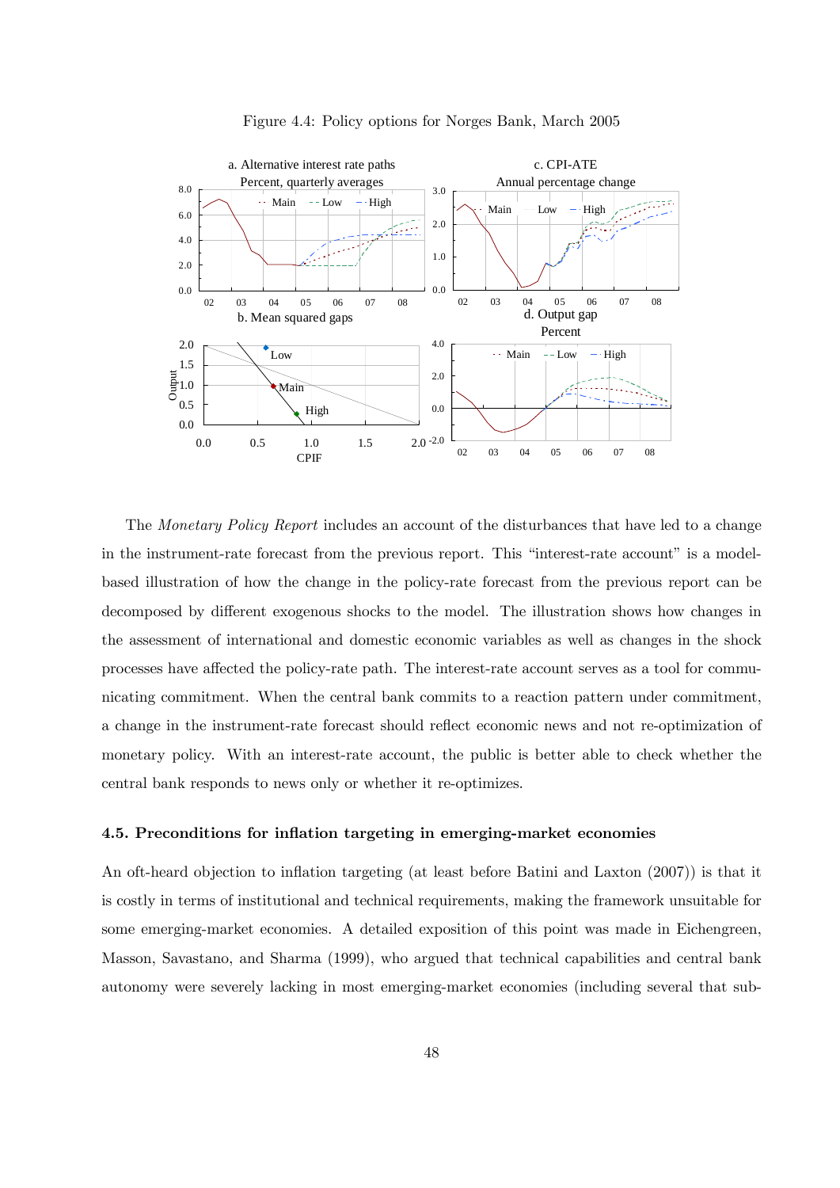Figure 4.4: Policy options for Norges Bank, March 2005

The *Monetary Policy Report* includes an account of the disturbances that have led to a change in the instrument-rate forecast from the previous report. This "interest-rate account" is a model-based illustration of how the change in the policy-rate forecast from the previous report can be decomposed by different exogenous shocks to the model. The illustration shows how changes in the assessment of international and domestic economic variables as well as changes in the shock processes have affected the policy-rate path. The interest-rate account serves as a tool for communicating commitment. When the central bank commits to a reaction pattern under commitment, a change in the instrument-rate forecast should reflect economic news and not re-optimization of monetary policy. With an interest-rate account, the public is better able to check whether the central bank responds to news only or whether it re-optimizes.

### 4.5. Preconditions for inflation targeting in emerging-market economies

An oft-heard objection to inflation targeting (at least before Batini and Laxton (2007)) is that it is costly in terms of institutional and technical requirements, making the framework unsuitable for some emerging-market economies. A detailed exposition of this point was made in Eichengreen, Masson, Savastano, and Sharma (1999), who argued that technical capabilities and central bank autonomy were severely lacking in most emerging-market economies (including several that sub-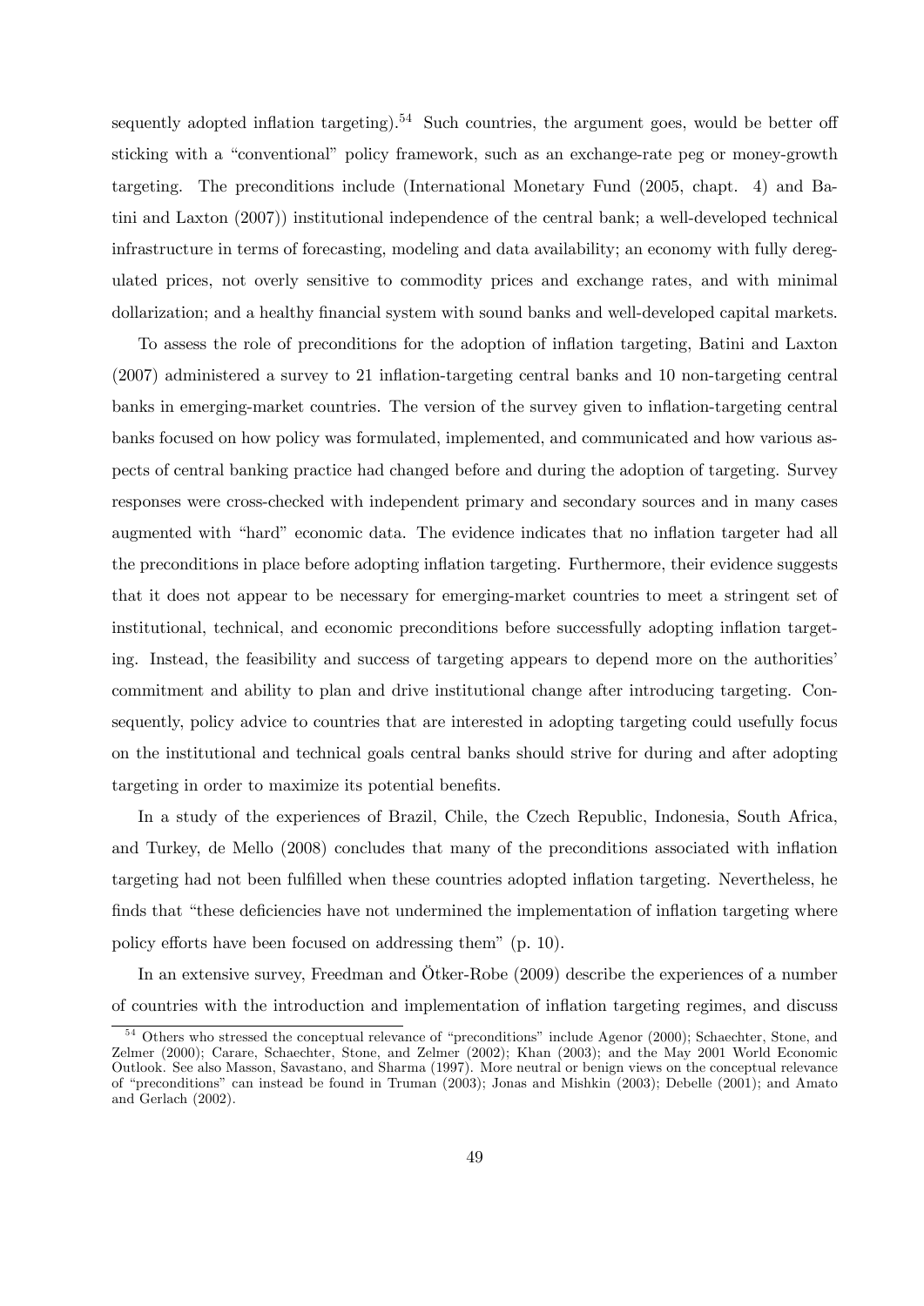sequently adopted inflation targeting).[54] Such countries, the argument goes, would be better off sticking with a "conventional" policy framework, such as an exchange-rate peg or money-growth targeting. The preconditions include (International Monetary Fund (2005, chapt. 4) and Batini and Laxton (2007)) institutional independence of the central bank; a well-developed technical infrastructure in terms of forecasting, modeling and data availability; an economy with fully deregulated prices, not overly sensitive to commodity prices and exchange rates, and with minimal dollarization; and a healthy financial system with sound banks and well-developed capital markets.

To assess the role of preconditions for the adoption of inflation targeting, Batini and Laxton (2007) administered a survey to 21 inflation-targeting central banks and 10 non-targeting central banks in emerging-market countries. The version of the survey given to inflation-targeting central banks focused on how policy was formulated, implemented, and communicated and how various aspects of central banking practice had changed before and during the adoption of targeting. Survey responses were cross-checked with independent primary and secondary sources and in many cases augmented with "hard" economic data. The evidence indicates that no inflation targeter had all the preconditions in place before adopting inflation targeting. Furthermore, their evidence suggests that it does not appear to be necessary for emerging-market countries to meet a stringent set of institutional, technical, and economic preconditions before successfully adopting inflation targeting. Instead, the feasibility and success of targeting appears to depend more on the authorities' commitment and ability to plan and drive institutional change after introducing targeting. Consequently, policy advice to countries that are interested in adopting targeting could usefully focus on the institutional and technical goals central banks should strive for during and after adopting targeting in order to maximize its potential benefits.

In a study of the experiences of Brazil, Chile, the Czech Republic, Indonesia, South Africa, and Turkey, de Mello (2008) concludes that many of the preconditions associated with inflation targeting had not been fulfilled when these countries adopted inflation targeting. Nevertheless, he finds that "these deficiencies have not undermined the implementation of inflation targeting where policy efforts have been focused on addressing them" (p. 10).

In an extensive survey, Freedman and Ötker-Robe (2009) describe the experiences of a number of countries with the introduction and implementation of inflation targeting regimes, and discuss

[54] Others who stressed the conceptual relevance of "preconditions" include Agenor (2000); Schaechter, Stone, and Zelmer (2000); Carare, Schaechter, Stone, and Zelmer (2002); Khan (2003); and the May 2001 World Economic Outlook. See also Masson, Savastano, and Sharma (1997). More neutral or benign views on the conceptual relevance of "preconditions" can instead be found in Truman (2003); Jonas and Mishkin (2003); Debelle (2001); and Amato and Gerlach (2002).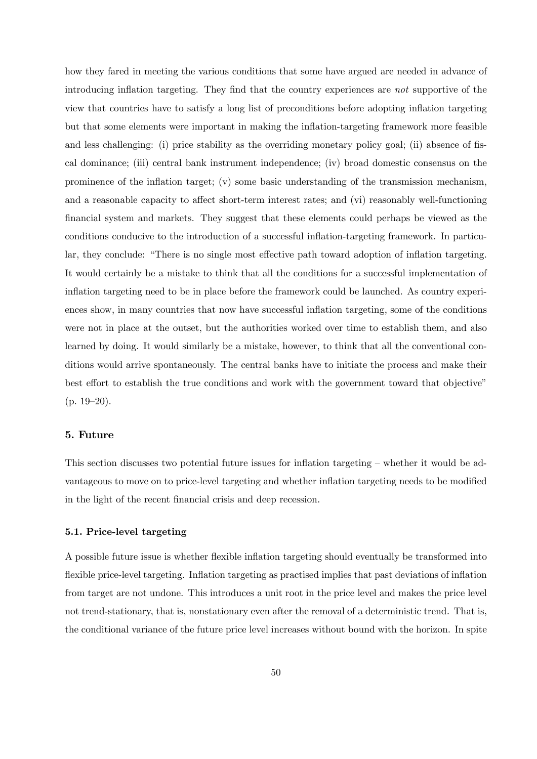how they fared in meeting the various conditions that some have argued are needed in advance of introducing inflation targeting. They find that the country experiences are *not* supportive of the view that countries have to satisfy a long list of preconditions before adopting inflation targeting but that some elements were important in making the inflation-targeting framework more feasible and less challenging: (i) price stability as the overriding monetary policy goal; (ii) absence of fiscal dominance; (iii) central bank instrument independence; (iv) broad domestic consensus on the prominence of the inflation target; (v) some basic understanding of the transmission mechanism, and a reasonable capacity to affect short-term interest rates; and (vi) reasonably well-functioning financial system and markets. They suggest that these elements could perhaps be viewed as the conditions conducive to the introduction of a successful inflation-targeting framework. In particular, they conclude: "There is no single most effective path toward adoption of inflation targeting. It would certainly be a mistake to think that all the conditions for a successful implementation of inflation targeting need to be in place before the framework could be launched. As country experiences show, in many countries that now have successful inflation targeting, some of the conditions were not in place at the outset, but the authorities worked over time to establish them, and also learned by doing. It would similarly be a mistake, however, to think that all the conventional conditions would arrive spontaneously. The central banks have to initiate the process and make their best effort to establish the true conditions and work with the government toward that objective" (p. 19–20).

### 5. Future

This section discusses two potential future issues for inflation targeting – whether it would be advantageous to move on to price-level targeting and whether inflation targeting needs to be modified in the light of the recent financial crisis and deep recession.

#### 5.1. Price-level targeting

A possible future issue is whether flexible inflation targeting should eventually be transformed into flexible price-level targeting. Inflation targeting as practised implies that past deviations of inflation from target are not undone. This introduces a unit root in the price level and makes the price level not trend-stationary, that is, nonstationary even after the removal of a deterministic trend. That is, the conditional variance of the future price level increases without bound with the horizon. In spite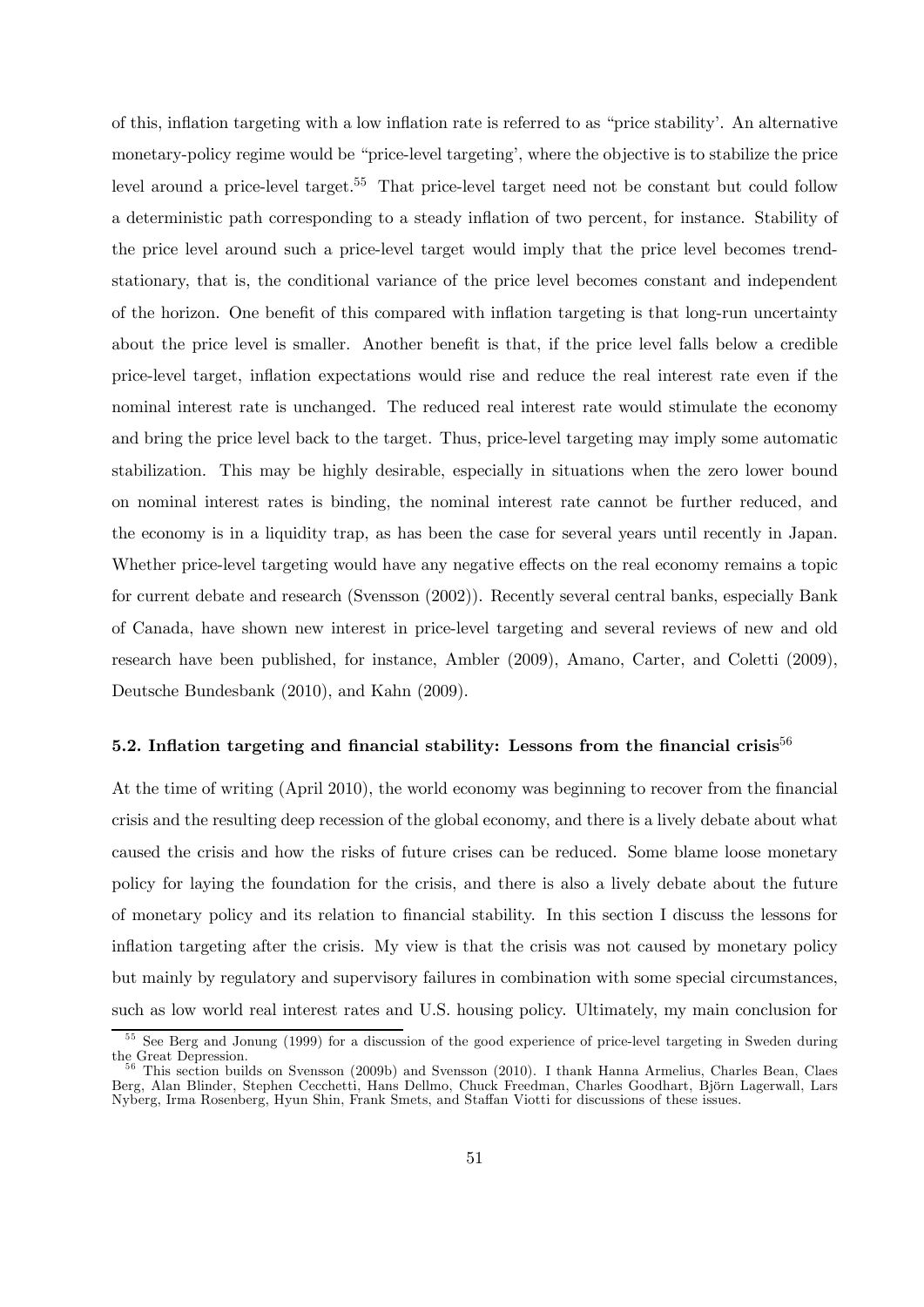of this, inflation targeting with a low inflation rate is referred to as "price stability'. An alternative monetary-policy regime would be "price-level targeting', where the objective is to stabilize the price level around a price-level target.[55] That price-level target need not be constant but could follow a deterministic path corresponding to a steady inflation of two percent, for instance. Stability of the price level around such a price-level target would imply that the price level becomes trend-stationary, that is, the conditional variance of the price level becomes constant and independent of the horizon. One benefit of this compared with inflation targeting is that long-run uncertainty about the price level is smaller. Another benefit is that, if the price level falls below a credible price-level target, inflation expectations would rise and reduce the real interest rate even if the nominal interest rate is unchanged. The reduced real interest rate would stimulate the economy and bring the price level back to the target. Thus, price-level targeting may imply some automatic stabilization. This may be highly desirable, especially in situations when the zero lower bound on nominal interest rates is binding, the nominal interest rate cannot be further reduced, and the economy is in a liquidity trap, as has been the case for several years until recently in Japan. Whether price-level targeting would have any negative effects on the real economy remains a topic for current debate and research (Svensson (2002)). Recently several central banks, especially Bank of Canada, have shown new interest in price-level targeting and several reviews of new and old research have been published, for instance, Ambler (2009), Amano, Carter, and Coletti (2009), Deutsche Bundesbank (2010), and Kahn (2009).

### 5.2. Inflation targeting and financial stability: Lessons from the financial crisis[56]

At the time of writing (April 2010), the world economy was beginning to recover from the financial crisis and the resulting deep recession of the global economy, and there is a lively debate about what caused the crisis and how the risks of future crises can be reduced. Some blame loose monetary policy for laying the foundation for the crisis, and there is also a lively debate about the future of monetary policy and its relation to financial stability. In this section I discuss the lessons for inflation targeting after the crisis. My view is that the crisis was not caused by monetary policy but mainly by regulatory and supervisory failures in combination with some special circumstances, such as low world real interest rates and U.S. housing policy. Ultimately, my main conclusion for

[55] See Berg and Jonung (1999) for a discussion of the good experience of price-level targeting in Sweden during the Great Depression.

[56] This section builds on Svensson (2009b) and Svensson (2010). I thank Hanna Armelius, Charles Bean, Claes Berg, Alan Blinder, Stephen Cecchetti, Hans Dellmo, Chuck Freedman, Charles Goodhart, Björn Lagerwall, Lars Nyberg, Irma Rosenberg, Hyun Shin, Frank Smets, and Staffan Viotti for discussions of these issues.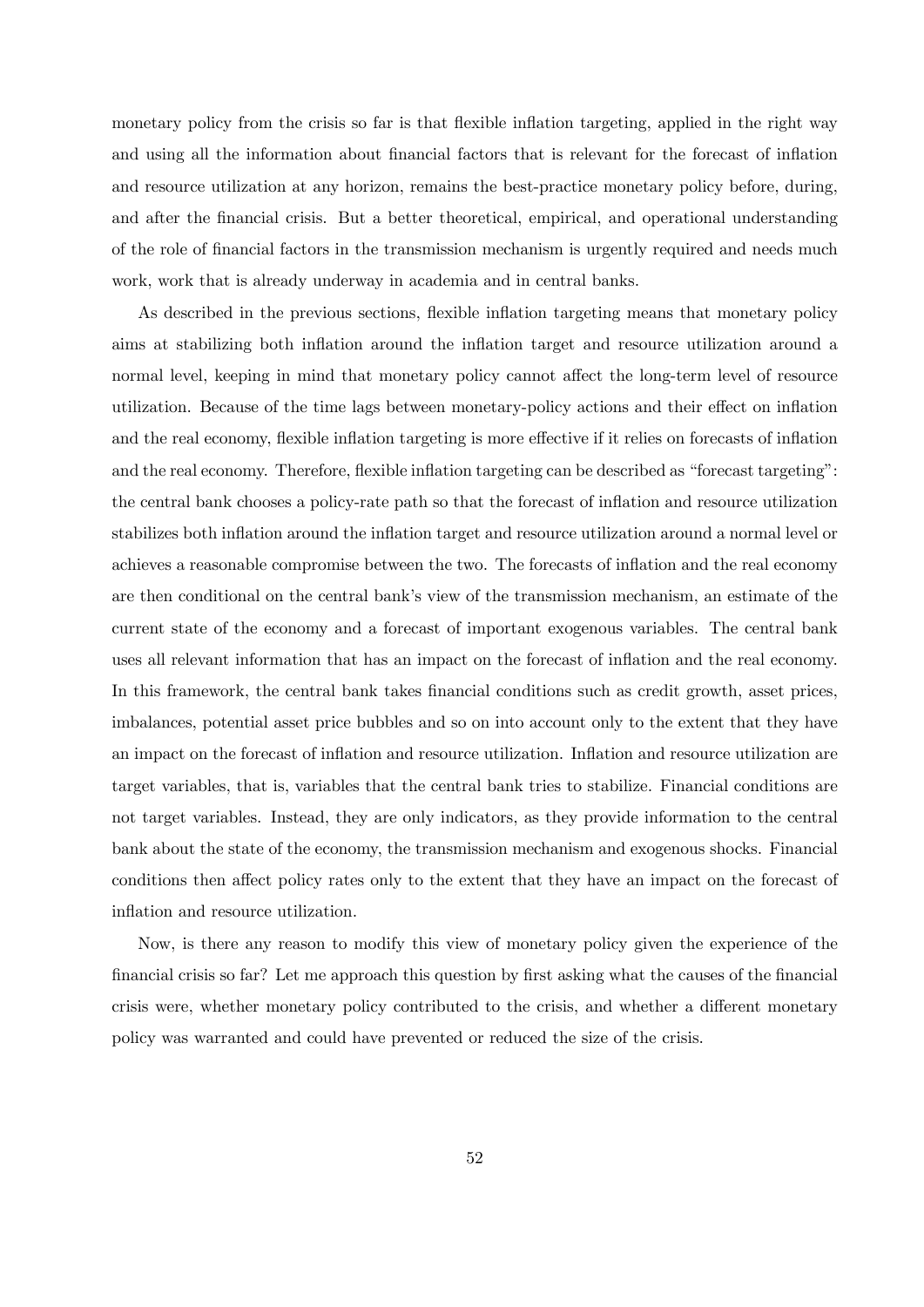monetary policy from the crisis so far is that flexible inflation targeting, applied in the right way and using all the information about financial factors that is relevant for the forecast of inflation and resource utilization at any horizon, remains the best-practice monetary policy before, during, and after the financial crisis. But a better theoretical, empirical, and operational understanding of the role of financial factors in the transmission mechanism is urgently required and needs much work, work that is already underway in academia and in central banks.

As described in the previous sections, flexible inflation targeting means that monetary policy aims at stabilizing both inflation around the inflation target and resource utilization around a normal level, keeping in mind that monetary policy cannot affect the long-term level of resource utilization. Because of the time lags between monetary-policy actions and their effect on inflation and the real economy, flexible inflation targeting is more effective if it relies on forecasts of inflation and the real economy. Therefore, flexible inflation targeting can be described as "forecast targeting": the central bank chooses a policy-rate path so that the forecast of inflation and resource utilization stabilizes both inflation around the inflation target and resource utilization around a normal level or achieves a reasonable compromise between the two. The forecasts of inflation and the real economy are then conditional on the central bank's view of the transmission mechanism, an estimate of the current state of the economy and a forecast of important exogenous variables. The central bank uses all relevant information that has an impact on the forecast of inflation and the real economy. In this framework, the central bank takes financial conditions such as credit growth, asset prices, imbalances, potential asset price bubbles and so on into account only to the extent that they have an impact on the forecast of inflation and resource utilization. Inflation and resource utilization are target variables, that is, variables that the central bank tries to stabilize. Financial conditions are not target variables. Instead, they are only indicators, as they provide information to the central bank about the state of the economy, the transmission mechanism and exogenous shocks. Financial conditions then affect policy rates only to the extent that they have an impact on the forecast of inflation and resource utilization.

Now, is there any reason to modify this view of monetary policy given the experience of the financial crisis so far? Let me approach this question by first asking what the causes of the financial crisis were, whether monetary policy contributed to the crisis, and whether a different monetary policy was warranted and could have prevented or reduced the size of the crisis.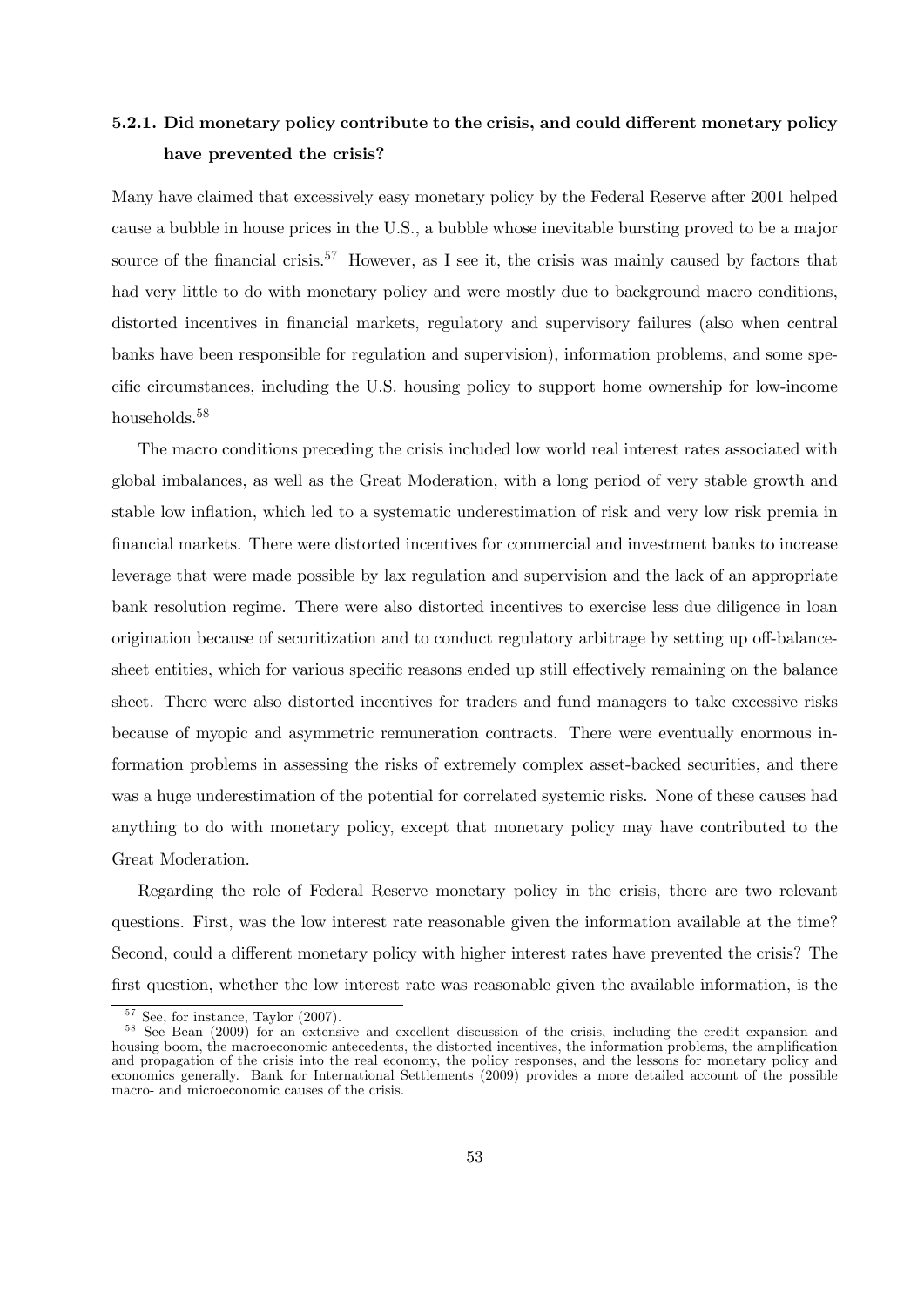#### 5.2.1. Did monetary policy contribute to the crisis, and could different monetary policy have prevented the crisis?

Many have claimed that excessively easy monetary policy by the Federal Reserve after 2001 helped cause a bubble in house prices in the U.S., a bubble whose inevitable bursting proved to be a major source of the financial crisis.[57] However, as I see it, the crisis was mainly caused by factors that had very little to do with monetary policy and were mostly due to background macro conditions, distorted incentives in financial markets, regulatory and supervisory failures (also when central banks have been responsible for regulation and supervision), information problems, and some specific circumstances, including the U.S. housing policy to support home ownership for low-income households.[58]

The macro conditions preceding the crisis included low world real interest rates associated with global imbalances, as well as the Great Moderation, with a long period of very stable growth and stable low inflation, which led to a systematic underestimation of risk and very low risk premia in financial markets. There were distorted incentives for commercial and investment banks to increase leverage that were made possible by lax regulation and supervision and the lack of an appropriate bank resolution regime. There were also distorted incentives to exercise less due diligence in loan origination because of securitization and to conduct regulatory arbitrage by setting up off-balance-sheet entities, which for various specific reasons ended up still effectively remaining on the balance sheet. There were also distorted incentives for traders and fund managers to take excessive risks because of myopic and asymmetric remuneration contracts. There were eventually enormous information problems in assessing the risks of extremely complex asset-backed securities, and there was a huge underestimation of the potential for correlated systemic risks. None of these causes had anything to do with monetary policy, except that monetary policy may have contributed to the Great Moderation.

Regarding the role of Federal Reserve monetary policy in the crisis, there are two relevant questions. First, was the low interest rate reasonable given the information available at the time? Second, could a different monetary policy with higher interest rates have prevented the crisis? The first question, whether the low interest rate was reasonable given the available information, is the

[57] See, for instance, Taylor (2007).

[58] See Bean (2009) for an extensive and excellent discussion of the crisis, including the credit expansion and housing boom, the macroeconomic antecedents, the distorted incentives, the information problems, the amplification and propagation of the crisis into the real economy, the policy responses, and the lessons for monetary policy and economics generally. Bank for International Settlements (2009) provides a more detailed account of the possible macro- and microeconomic causes of the crisis.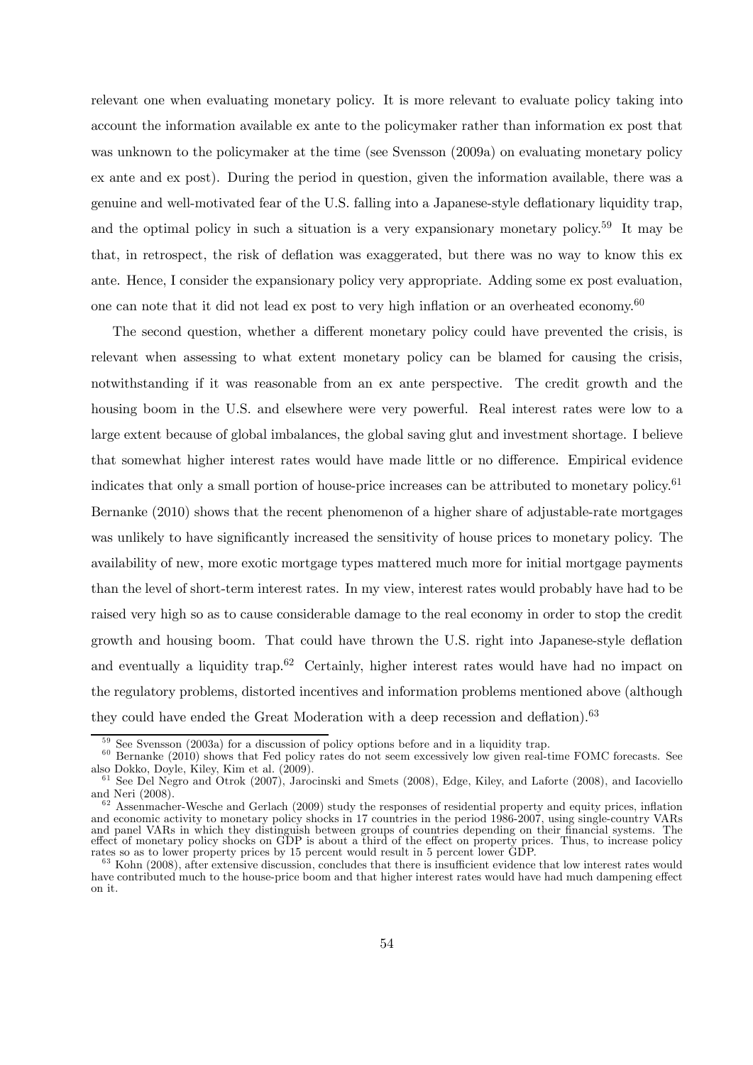relevant one when evaluating monetary policy. It is more relevant to evaluate policy taking into account the information available ex ante to the policymaker rather than information ex post that was unknown to the policymaker at the time (see Svensson (2009a) on evaluating monetary policy ex ante and ex post). During the period in question, given the information available, there was a genuine and well-motivated fear of the U.S. falling into a Japanese-style deflationary liquidity trap, and the optimal policy in such a situation is a very expansionary monetary policy.[59] It may be that, in retrospect, the risk of deflation was exaggerated, but there was no way to know this ex ante. Hence, I consider the expansionary policy very appropriate. Adding some ex post evaluation, one can note that it did not lead ex post to very high inflation or an overheated economy.[60]

The second question, whether a different monetary policy could have prevented the crisis, is relevant when assessing to what extent monetary policy can be blamed for causing the crisis, notwithstanding if it was reasonable from an ex ante perspective. The credit growth and the housing boom in the U.S. and elsewhere were very powerful. Real interest rates were low to a large extent because of global imbalances, the global saving glut and investment shortage. I believe that somewhat higher interest rates would have made little or no difference. Empirical evidence indicates that only a small portion of house-price increases can be attributed to monetary policy.[61] Bernanke (2010) shows that the recent phenomenon of a higher share of adjustable-rate mortgages was unlikely to have significantly increased the sensitivity of house prices to monetary policy. The availability of new, more exotic mortgage types mattered much more for initial mortgage payments than the level of short-term interest rates. In my view, interest rates would probably have had to be raised very high so as to cause considerable damage to the real economy in order to stop the credit growth and housing boom. That could have thrown the U.S. right into Japanese-style deflation and eventually a liquidity trap.[62] Certainly, higher interest rates would have had no impact on the regulatory problems, distorted incentives and information problems mentioned above (although they could have ended the Great Moderation with a deep recession and deflation).[63]

---

[59] See Svensson (2003a) for a discussion of policy options before and in a liquidity trap.

[60] Bernanke (2010) shows that Fed policy rates do not seem excessively low given real-time FOMC forecasts. See also Dokko, Doyle, Kiley, Kim et al. (2009).

[61] See Del Negro and Otrok (2007), Jarocinski and Smets (2008), Edge, Kiley, and Laforte (2008), and Iacoviello and Neri (2008).

[62] Assenmacher-Wesche and Gerlach (2009) study the responses of residential property and equity prices, inflation and economic activity to monetary policy shocks in 17 countries in the period 1986-2007, using single-country VARs and panel VARs in which they distinguish between groups of countries depending on their financial systems. The effect of monetary policy shocks on GDP is about a third of the effect on property prices. Thus, to increase policy rates so as to lower property prices by 15 percent would result in 5 percent lower GDP.

[63] Kohn (2008), after extensive discussion, concludes that there is insufficient evidence that low interest rates would have contributed much to the house-price boom and that higher interest rates would have had much dampening effect on it.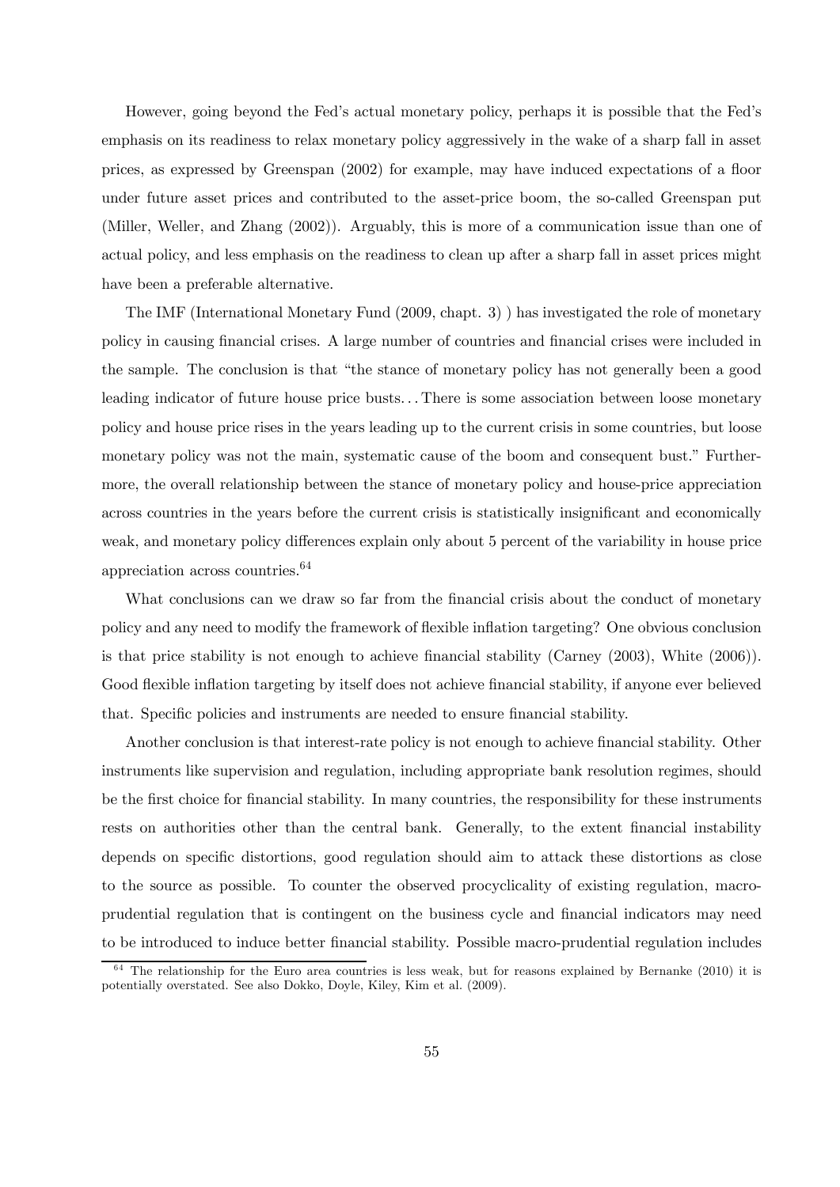However, going beyond the Fed's actual monetary policy, perhaps it is possible that the Fed's emphasis on its readiness to relax monetary policy aggressively in the wake of a sharp fall in asset prices, as expressed by Greenspan (2002) for example, may have induced expectations of a floor under future asset prices and contributed to the asset-price boom, the so-called Greenspan put (Miller, Weller, and Zhang (2002)). Arguably, this is more of a communication issue than one of actual policy, and less emphasis on the readiness to clean up after a sharp fall in asset prices might have been a preferable alternative.

The IMF (International Monetary Fund (2009, chapt. 3) ) has investigated the role of monetary policy in causing financial crises. A large number of countries and financial crises were included in the sample. The conclusion is that "the stance of monetary policy has not generally been a good leading indicator of future house price busts... There is some association between loose monetary policy and house price rises in the years leading up to the current crisis in some countries, but loose monetary policy was not the main, systematic cause of the boom and consequent bust." Furthermore, the overall relationship between the stance of monetary policy and house-price appreciation across countries in the years before the current crisis is statistically insignificant and economically weak, and monetary policy differences explain only about 5 percent of the variability in house price appreciation across countries.[64]

What conclusions can we draw so far from the financial crisis about the conduct of monetary policy and any need to modify the framework of flexible inflation targeting? One obvious conclusion is that price stability is not enough to achieve financial stability (Carney (2003), White (2006)). Good flexible inflation targeting by itself does not achieve financial stability, if anyone ever believed that. Specific policies and instruments are needed to ensure financial stability.

Another conclusion is that interest-rate policy is not enough to achieve financial stability. Other instruments like supervision and regulation, including appropriate bank resolution regimes, should be the first choice for financial stability. In many countries, the responsibility for these instruments rests on authorities other than the central bank. Generally, to the extent financial instability depends on specific distortions, good regulation should aim to attack these distortions as close to the source as possible. To counter the observed procyclicality of existing regulation, macro-prudential regulation that is contingent on the business cycle and financial indicators may need to be introduced to induce better financial stability. Possible macro-prudential regulation includes

[64] The relationship for the Euro area countries is less weak, but for reasons explained by Bernanke (2010) it is potentially overstated. See also Dokko, Doyle, Kiley, Kim et al. (2009).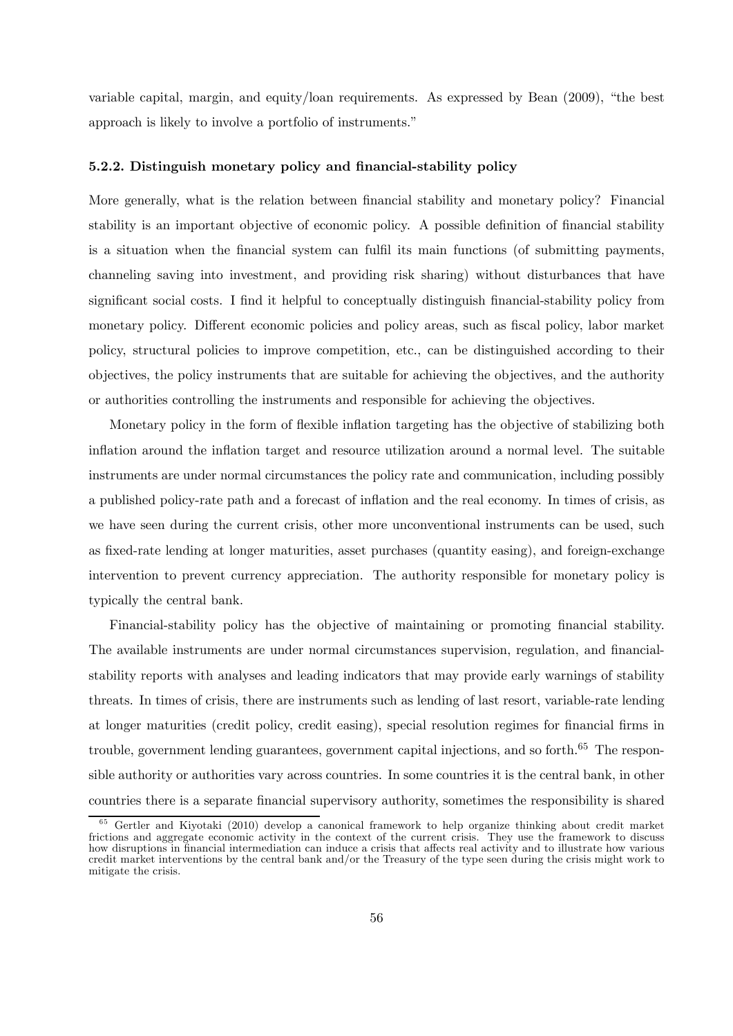variable capital, margin, and equity/loan requirements. As expressed by Bean (2009), "the best approach is likely to involve a portfolio of instruments."

#### 5.2.2. Distinguish monetary policy and financial-stability policy

More generally, what is the relation between financial stability and monetary policy? Financial stability is an important objective of economic policy. A possible definition of financial stability is a situation when the financial system can fulfil its main functions (of submitting payments, channeling saving into investment, and providing risk sharing) without disturbances that have significant social costs. I find it helpful to conceptually distinguish financial-stability policy from monetary policy. Different economic policies and policy areas, such as fiscal policy, labor market policy, structural policies to improve competition, etc., can be distinguished according to their objectives, the policy instruments that are suitable for achieving the objectives, and the authority or authorities controlling the instruments and responsible for achieving the objectives.

Monetary policy in the form of flexible inflation targeting has the objective of stabilizing both inflation around the inflation target and resource utilization around a normal level. The suitable instruments are under normal circumstances the policy rate and communication, including possibly a published policy-rate path and a forecast of inflation and the real economy. In times of crisis, as we have seen during the current crisis, other more unconventional instruments can be used, such as fixed-rate lending at longer maturities, asset purchases (quantity easing), and foreign-exchange intervention to prevent currency appreciation. The authority responsible for monetary policy is typically the central bank.

Financial-stability policy has the objective of maintaining or promoting financial stability. The available instruments are under normal circumstances supervision, regulation, and financial-stability reports with analyses and leading indicators that may provide early warnings of stability threats. In times of crisis, there are instruments such as lending of last resort, variable-rate lending at longer maturities (credit policy, credit easing), special resolution regimes for financial firms in trouble, government lending guarantees, government capital injections, and so forth.[65] The responsible authority or authorities vary across countries. In some countries it is the central bank, in other countries there is a separate financial supervisory authority, sometimes the responsibility is shared

[65] Gertler and Kiyotaki (2010) develop a canonical framework to help organize thinking about credit market frictions and aggregate economic activity in the context of the current crisis. They use the framework to discuss how disruptions in financial intermediation can induce a crisis that affects real activity and to illustrate how various credit market interventions by the central bank and/or the Treasury of the type seen during the crisis might work to mitigate the crisis.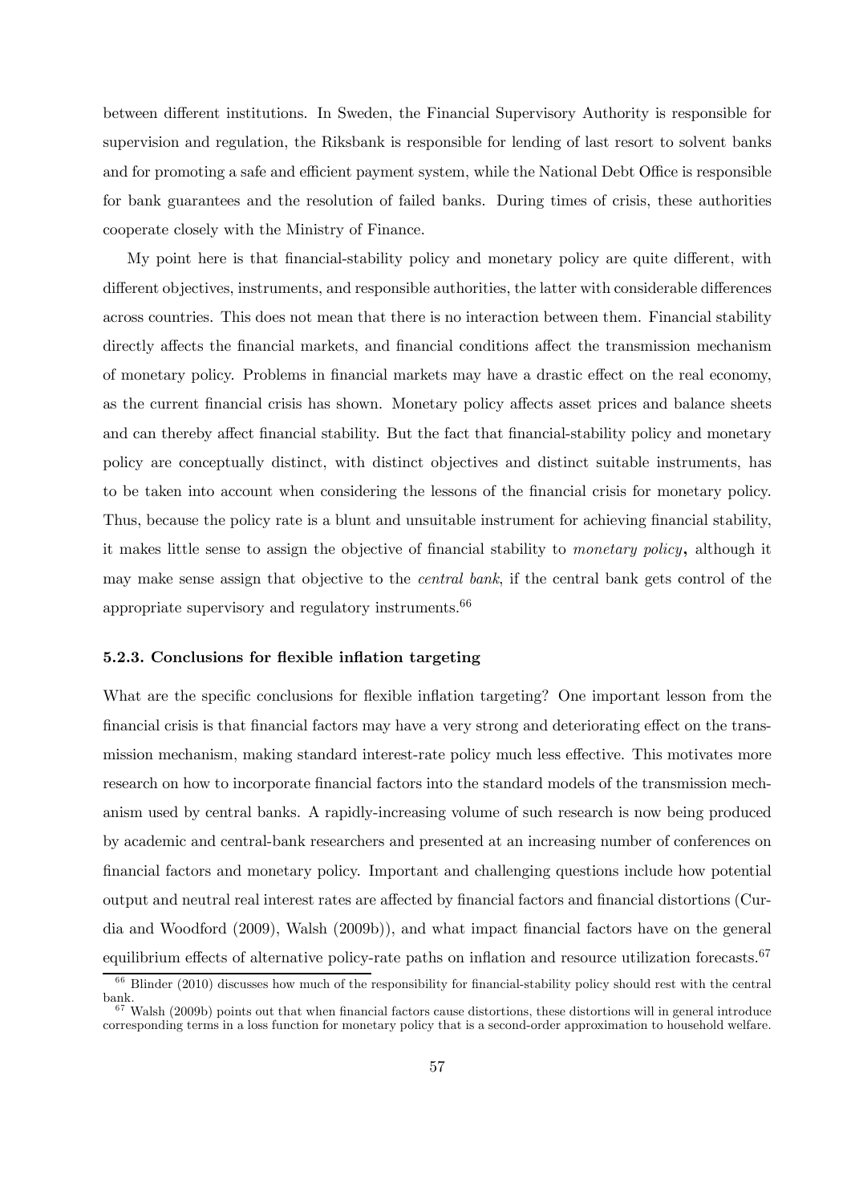between different institutions. In Sweden, the Financial Supervisory Authority is responsible for supervision and regulation, the Riksbank is responsible for lending of last resort to solvent banks and for promoting a safe and efficient payment system, while the National Debt Office is responsible for bank guarantees and the resolution of failed banks. During times of crisis, these authorities cooperate closely with the Ministry of Finance.

My point here is that financial-stability policy and monetary policy are quite different, with different objectives, instruments, and responsible authorities, the latter with considerable differences across countries. This does not mean that there is no interaction between them. Financial stability directly affects the financial markets, and financial conditions affect the transmission mechanism of monetary policy. Problems in financial markets may have a drastic effect on the real economy, as the current financial crisis has shown. Monetary policy affects asset prices and balance sheets and can thereby affect financial stability. But the fact that financial-stability policy and monetary policy are conceptually distinct, with distinct objectives and distinct suitable instruments, has to be taken into account when considering the lessons of the financial crisis for monetary policy. Thus, because the policy rate is a blunt and unsuitable instrument for achieving financial stability, it makes little sense to assign the objective of financial stability to *monetary policy*, although it may make sense assign that objective to the *central bank*, if the central bank gets control of the appropriate supervisory and regulatory instruments.[66]

### 5.2.3. Conclusions for flexible inflation targeting

What are the specific conclusions for flexible inflation targeting? One important lesson from the financial crisis is that financial factors may have a very strong and deteriorating effect on the transmission mechanism, making standard interest-rate policy much less effective. This motivates more research on how to incorporate financial factors into the standard models of the transmission mechanism used by central banks. A rapidly-increasing volume of such research is now being produced by academic and central-bank researchers and presented at an increasing number of conferences on financial factors and monetary policy. Important and challenging questions include how potential output and neutral real interest rates are affected by financial factors and financial distortions (Curdia and Woodford (2009), Walsh (2009b)), and what impact financial factors have on the general equilibrium effects of alternative policy-rate paths on inflation and resource utilization forecasts.[67]

[66] Blinder (2010) discusses how much of the responsibility for financial-stability policy should rest with the central bank.

[67] Walsh (2009b) points out that when financial factors cause distortions, these distortions will in general introduce corresponding terms in a loss function for monetary policy that is a second-order approximation to household welfare.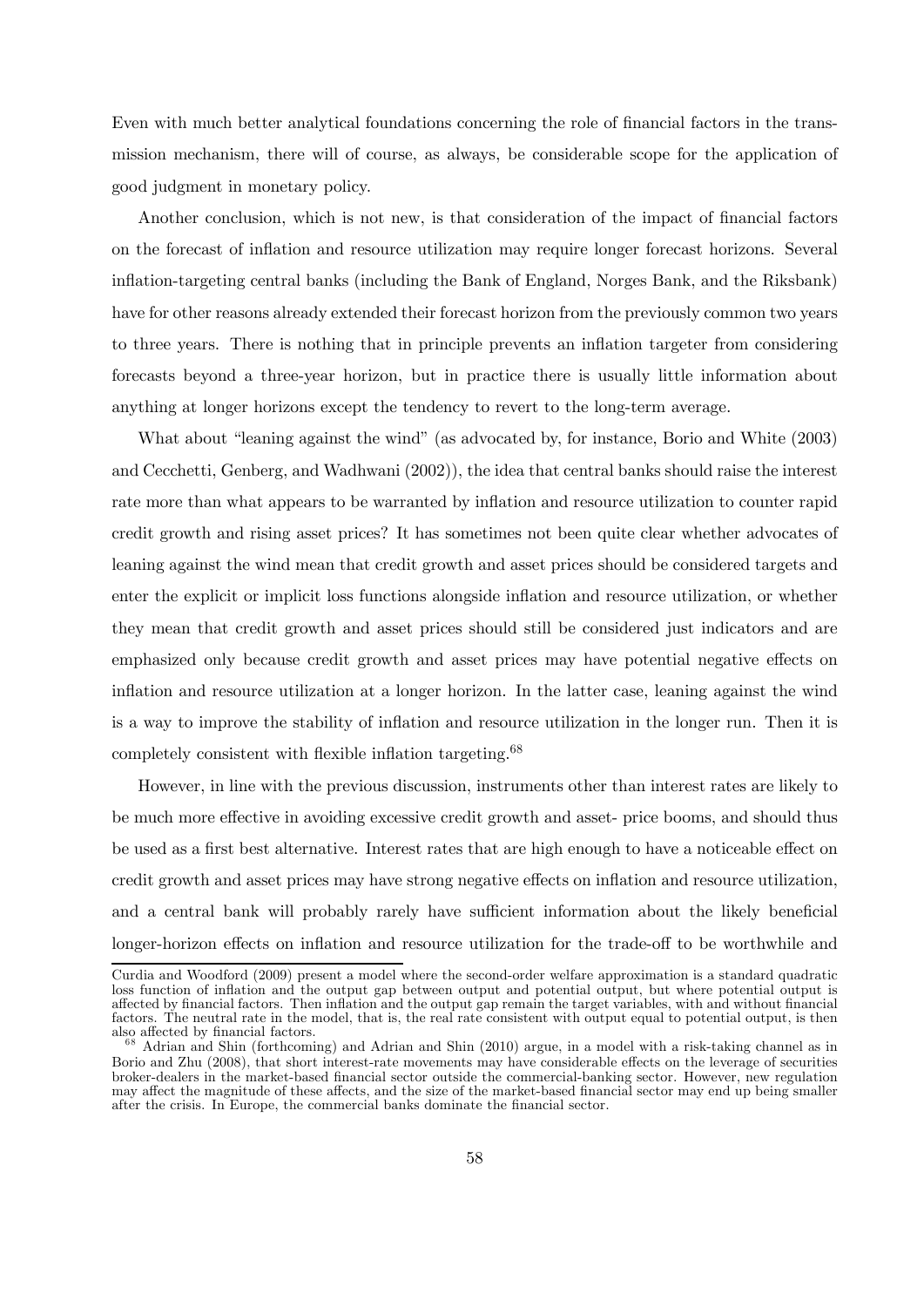Even with much better analytical foundations concerning the role of financial factors in the transmission mechanism, there will of course, as always, be considerable scope for the application of good judgment in monetary policy.

Another conclusion, which is not new, is that consideration of the impact of financial factors on the forecast of inflation and resource utilization may require longer forecast horizons. Several inflation-targeting central banks (including the Bank of England, Norges Bank, and the Riksbank) have for other reasons already extended their forecast horizon from the previously common two years to three years. There is nothing that in principle prevents an inflation targeter from considering forecasts beyond a three-year horizon, but in practice there is usually little information about anything at longer horizons except the tendency to revert to the long-term average.

What about "leaning against the wind" (as advocated by, for instance, Borio and White (2003) and Cecchetti, Genberg, and Wadhwani (2002)), the idea that central banks should raise the interest rate more than what appears to be warranted by inflation and resource utilization to counter rapid credit growth and rising asset prices? It has sometimes not been quite clear whether advocates of leaning against the wind mean that credit growth and asset prices should be considered targets and enter the explicit or implicit loss functions alongside inflation and resource utilization, or whether they mean that credit growth and asset prices should still be considered just indicators and are emphasized only because credit growth and asset prices may have potential negative effects on inflation and resource utilization at a longer horizon. In the latter case, leaning against the wind is a way to improve the stability of inflation and resource utilization in the longer run. Then it is completely consistent with flexible inflation targeting.[68]

However, in line with the previous discussion, instruments other than interest rates are likely to be much more effective in avoiding excessive credit growth and asset- price booms, and should thus be used as a first best alternative. Interest rates that are high enough to have a noticeable effect on credit growth and asset prices may have strong negative effects on inflation and resource utilization, and a central bank will probably rarely have sufficient information about the likely beneficial longer-horizon effects on inflation and resource utilization for the trade-off to be worthwhile and

Curdia and Woodford (2009) present a model where the second-order welfare approximation is a standard quadratic loss function of inflation and the output gap between output and potential output, but where potential output is affected by financial factors. Then inflation and the output gap remain the target variables, with and without financial factors. The neutral rate in the model, that is, the real rate consistent with output equal to potential output, is then also affected by financial factors.

[68] Adrian and Shin (forthcoming) and Adrian and Shin (2010) argue, in a model with a risk-taking channel as in Borio and Zhu (2008), that short interest-rate movements may have considerable effects on the leverage of securities broker-dealers in the market-based financial sector outside the commercial-banking sector. However, new regulation may affect the magnitude of these affects, and the size of the market-based financial sector may end up being smaller after the crisis. In Europe, the commercial banks dominate the financial sector.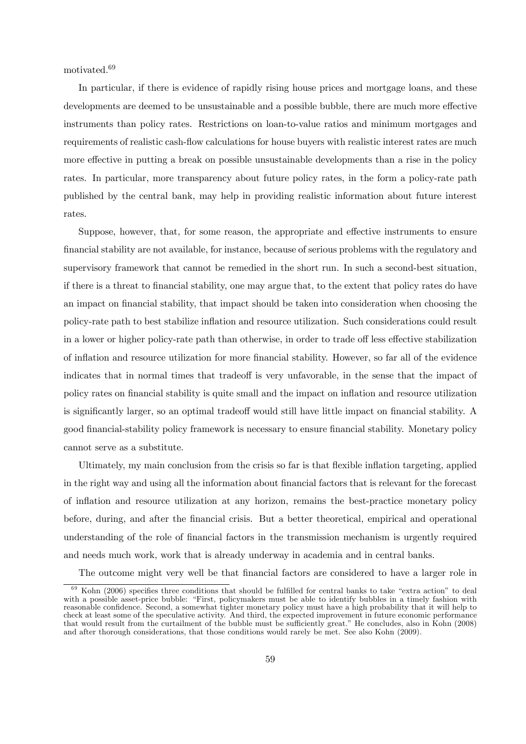motivated.[69]

In particular, if there is evidence of rapidly rising house prices and mortgage loans, and these developments are deemed to be unsustainable and a possible bubble, there are much more effective instruments than policy rates. Restrictions on loan-to-value ratios and minimum mortgages and requirements of realistic cash-flow calculations for house buyers with realistic interest rates are much more effective in putting a break on possible unsustainable developments than a rise in the policy rates. In particular, more transparency about future policy rates, in the form a policy-rate path published by the central bank, may help in providing realistic information about future interest rates.

Suppose, however, that, for some reason, the appropriate and effective instruments to ensure financial stability are not available, for instance, because of serious problems with the regulatory and supervisory framework that cannot be remedied in the short run. In such a second-best situation, if there is a threat to financial stability, one may argue that, to the extent that policy rates do have an impact on financial stability, that impact should be taken into consideration when choosing the policy-rate path to best stabilize inflation and resource utilization. Such considerations could result in a lower or higher policy-rate path than otherwise, in order to trade off less effective stabilization of inflation and resource utilization for more financial stability. However, so far all of the evidence indicates that in normal times that tradeoff is very unfavorable, in the sense that the impact of policy rates on financial stability is quite small and the impact on inflation and resource utilization is significantly larger, so an optimal tradeoff would still have little impact on financial stability. A good financial-stability policy framework is necessary to ensure financial stability. Monetary policy cannot serve as a substitute.

Ultimately, my main conclusion from the crisis so far is that flexible inflation targeting, applied in the right way and using all the information about financial factors that is relevant for the forecast of inflation and resource utilization at any horizon, remains the best-practice monetary policy before, during, and after the financial crisis. But a better theoretical, empirical and operational understanding of the role of financial factors in the transmission mechanism is urgently required and needs much work, work that is already underway in academia and in central banks.

The outcome might very well be that financial factors are considered to have a larger role in

[69] Kohn (2006) specifies three conditions that should be fulfilled for central banks to take "extra action" to deal with a possible asset-price bubble: "First, policymakers must be able to identify bubbles in a timely fashion with reasonable confidence. Second, a somewhat tighter monetary policy must have a high probability that it will help to check at least some of the speculative activity. And third, the expected improvement in future economic performance that would result from the curtailment of the bubble must be sufficiently great." He concludes, also in Kohn (2008) and after thorough considerations, that those conditions would rarely be met. See also Kohn (2009).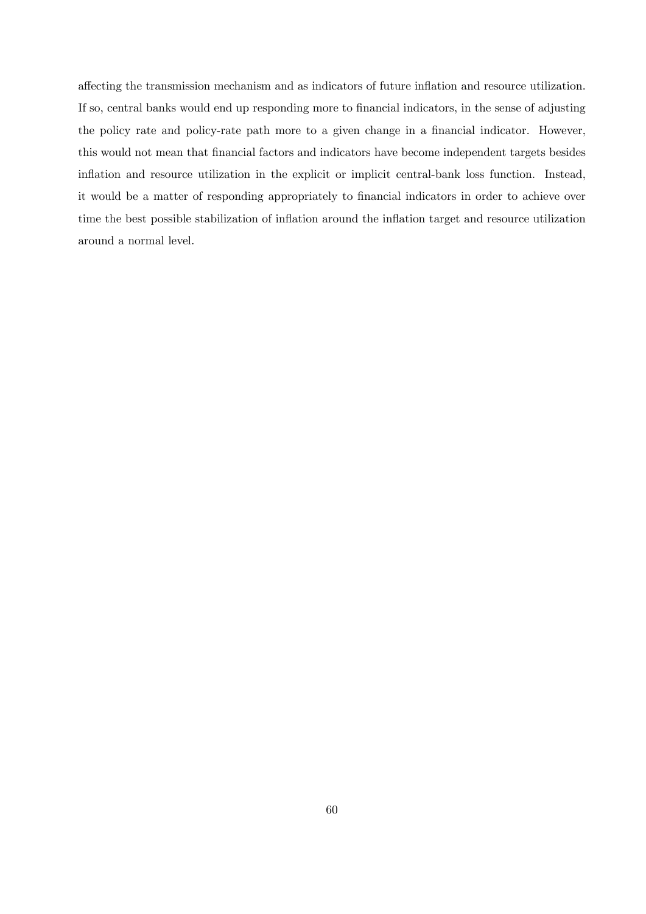affecting the transmission mechanism and as indicators of future inflation and resource utilization. If so, central banks would end up responding more to financial indicators, in the sense of adjusting the policy rate and policy-rate path more to a given change in a financial indicator. However, this would not mean that financial factors and indicators have become independent targets besides inflation and resource utilization in the explicit or implicit central-bank loss function. Instead, it would be a matter of responding appropriately to financial indicators in order to achieve over time the best possible stabilization of inflation around the inflation target and resource utilization around a normal level.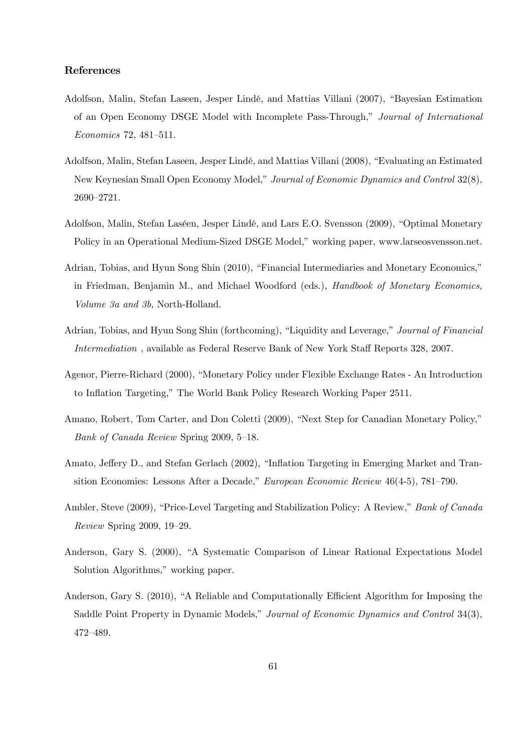## References

Adolfson, Malin, Stefan Laseen, Jesper Lindé, and Mattias Villani (2007), "Bayesian Estimation of an Open Economy DSGE Model with Incomplete Pass-Through," *Journal of International Economics* 72, 481–511.

Adolfson, Malin, Stefan Laseen, Jesper Lindé, and Mattias Villani (2008), "Evaluating an Estimated New Keynesian Small Open Economy Model," *Journal of Economic Dynamics and Control* 32(8), 2690–2721.

Adolfson, Malin, Stefan Laséen, Jesper Lindé, and Lars E.O. Svensson (2009), "Optimal Monetary Policy in an Operational Medium-Sized DSGE Model," working paper, www.larseosvensson.net.

Adrian, Tobias, and Hyun Song Shin (2010), "Financial Intermediaries and Monetary Economics," in Friedman, Benjamin M., and Michael Woodford (eds.), *Handbook of Monetary Economics, Volume 3a and 3b*, North-Holland.

Adrian, Tobias, and Hyun Song Shin (forthcoming), "Liquidity and Leverage," *Journal of Financial Intermediation* , available as Federal Reserve Bank of New York Staff Reports 328, 2007.

Agenor, Pierre-Richard (2000), "Monetary Policy under Flexible Exchange Rates - An Introduction to Inflation Targeting," The World Bank Policy Research Working Paper 2511.

Amano, Robert, Tom Carter, and Don Coletti (2009), "Next Step for Canadian Monetary Policy," *Bank of Canada Review* Spring 2009, 5–18.

Amato, Jeffery D., and Stefan Gerlach (2002), "Inflation Targeting in Emerging Market and Transition Economies: Lessons After a Decade," *European Economic Review* 46(4-5), 781–790.

Ambler, Steve (2009), "Price-Level Targeting and Stabilization Policy: A Review," *Bank of Canada Review* Spring 2009, 19–29.

Anderson, Gary S. (2000), "A Systematic Comparison of Linear Rational Expectations Model Solution Algorithms," working paper.

Anderson, Gary S. (2010), "A Reliable and Computationally Efficient Algorithm for Imposing the Saddle Point Property in Dynamic Models," *Journal of Economic Dynamics and Control* 34(3), 472–489.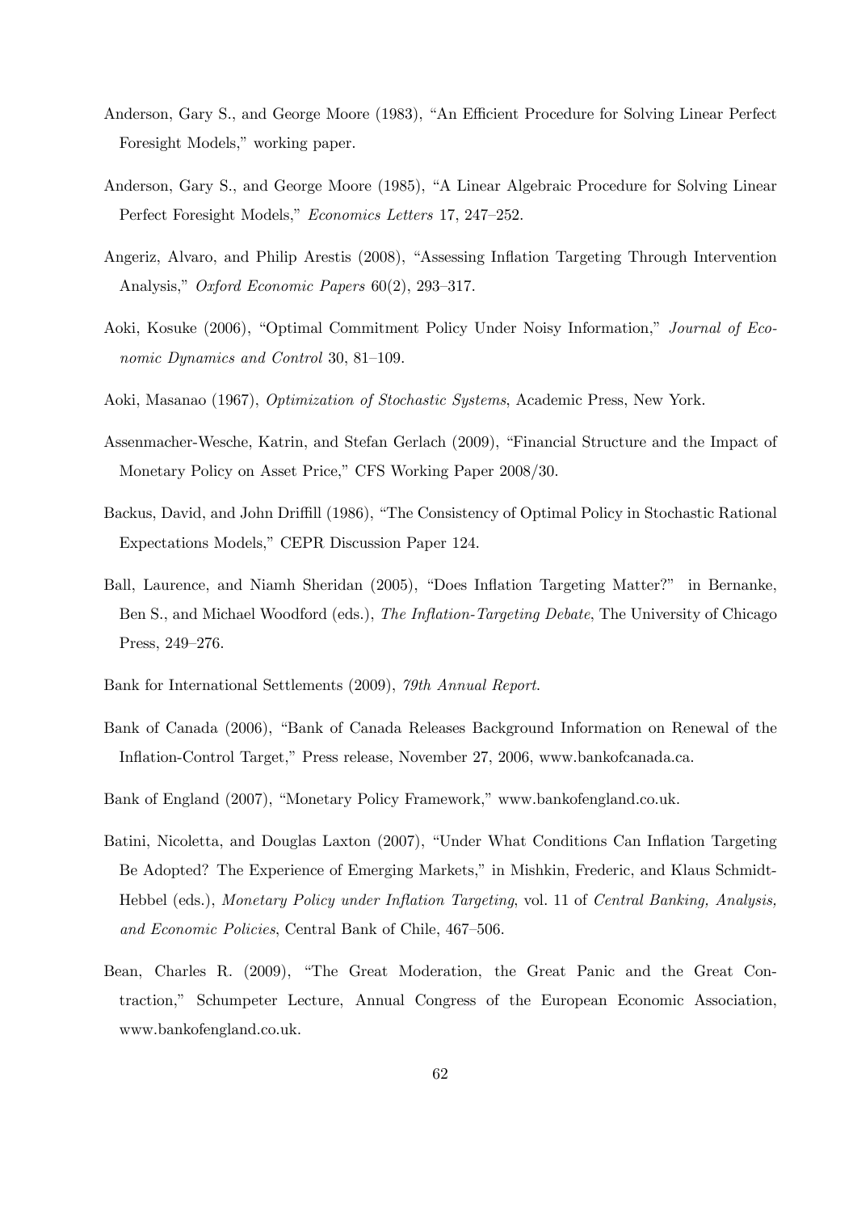Anderson, Gary S., and George Moore (1983), "An Efficient Procedure for Solving Linear Perfect Foresight Models," working paper.

Anderson, Gary S., and George Moore (1985), "A Linear Algebraic Procedure for Solving Linear Perfect Foresight Models," *Economics Letters* 17, 247–252.

Angeriz, Alvaro, and Philip Arestis (2008), "Assessing Inflation Targeting Through Intervention Analysis," *Oxford Economic Papers* 60(2), 293–317.

Aoki, Kosuke (2006), "Optimal Commitment Policy Under Noisy Information," *Journal of Economic Dynamics and Control* 30, 81–109.

Aoki, Masanao (1967), *Optimization of Stochastic Systems*, Academic Press, New York.

Assenmacher-Wesche, Katrin, and Stefan Gerlach (2009), "Financial Structure and the Impact of Monetary Policy on Asset Price," CFS Working Paper 2008/30.

Backus, David, and John Driffill (1986), "The Consistency of Optimal Policy in Stochastic Rational Expectations Models," CEPR Discussion Paper 124.

Ball, Laurence, and Niamh Sheridan (2005), "Does Inflation Targeting Matter?" in Bernanke, Ben S., and Michael Woodford (eds.), *The Inflation-Targeting Debate*, The University of Chicago Press, 249–276.

Bank for International Settlements (2009), *79th Annual Report*.

Bank of Canada (2006), "Bank of Canada Releases Background Information on Renewal of the Inflation-Control Target," Press release, November 27, 2006, www.bankofcanada.ca.

Bank of England (2007), "Monetary Policy Framework," www.bankofengland.co.uk.

Batini, Nicoletta, and Douglas Laxton (2007), "Under What Conditions Can Inflation Targeting Be Adopted? The Experience of Emerging Markets," in Mishkin, Frederic, and Klaus Schmidt-Hebbel (eds.), *Monetary Policy under Inflation Targeting*, vol. 11 of *Central Banking, Analysis, and Economic Policies*, Central Bank of Chile, 467–506.

Bean, Charles R. (2009), "The Great Moderation, the Great Panic and the Great Contraction," Schumpeter Lecture, Annual Congress of the European Economic Association, www.bankofengland.co.uk.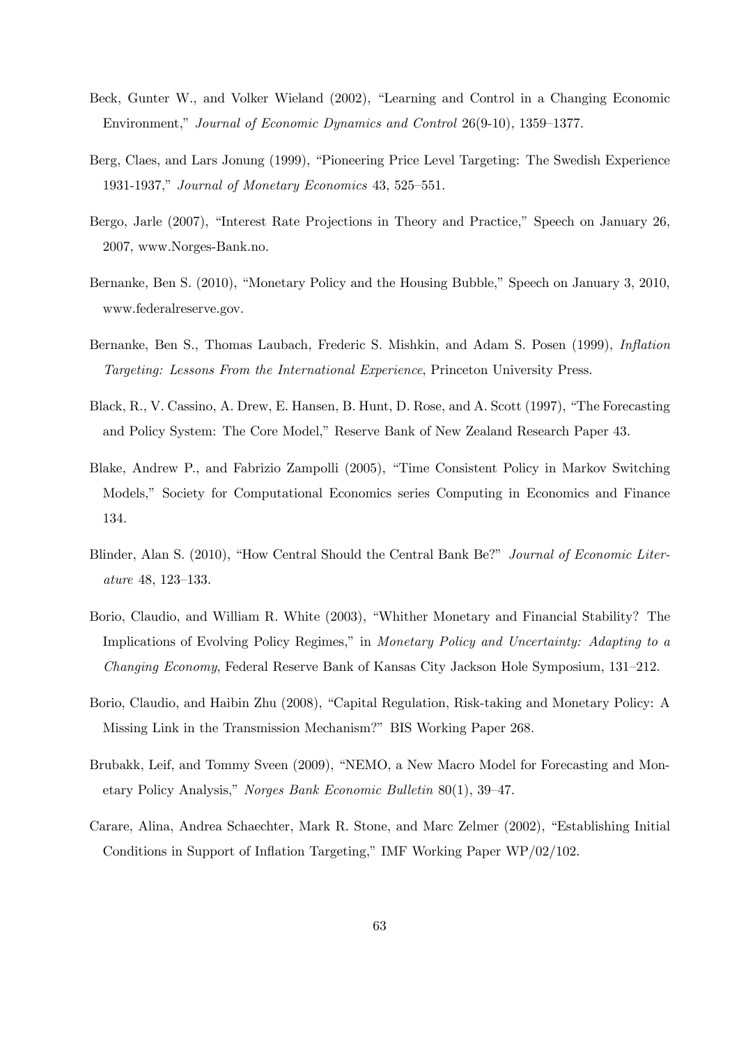Beck, Gunter W., and Volker Wieland (2002), "Learning and Control in a Changing Economic Environment," *Journal of Economic Dynamics and Control* 26(9-10), 1359–1377.

Berg, Claes, and Lars Jonung (1999), "Pioneering Price Level Targeting: The Swedish Experience 1931-1937," *Journal of Monetary Economics* 43, 525–551.

Bergo, Jarle (2007), "Interest Rate Projections in Theory and Practice," Speech on January 26, 2007, www.Norges-Bank.no.

Bernanke, Ben S. (2010), "Monetary Policy and the Housing Bubble," Speech on January 3, 2010, www.federalreserve.gov.

Bernanke, Ben S., Thomas Laubach, Frederic S. Mishkin, and Adam S. Posen (1999), *Inflation Targeting: Lessons From the International Experience*, Princeton University Press.

Black, R., V. Cassino, A. Drew, E. Hansen, B. Hunt, D. Rose, and A. Scott (1997), "The Forecasting and Policy System: The Core Model," Reserve Bank of New Zealand Research Paper 43.

Blake, Andrew P., and Fabrizio Zampolli (2005), "Time Consistent Policy in Markov Switching Models," Society for Computational Economics series Computing in Economics and Finance 134.

Blinder, Alan S. (2010), "How Central Should the Central Bank Be?" *Journal of Economic Literature* 48, 123–133.

Borio, Claudio, and William R. White (2003), "Whither Monetary and Financial Stability? The Implications of Evolving Policy Regimes," in *Monetary Policy and Uncertainty: Adapting to a Changing Economy*, Federal Reserve Bank of Kansas City Jackson Hole Symposium, 131–212.

Borio, Claudio, and Haibin Zhu (2008), "Capital Regulation, Risk-taking and Monetary Policy: A Missing Link in the Transmission Mechanism?" BIS Working Paper 268.

Brubakk, Leif, and Tommy Sveen (2009), "NEMO, a New Macro Model for Forecasting and Monetary Policy Analysis," *Norges Bank Economic Bulletin* 80(1), 39–47.

Carare, Alina, Andrea Schaechter, Mark R. Stone, and Marc Zelmer (2002), "Establishing Initial Conditions in Support of Inflation Targeting," IMF Working Paper WP/02/102.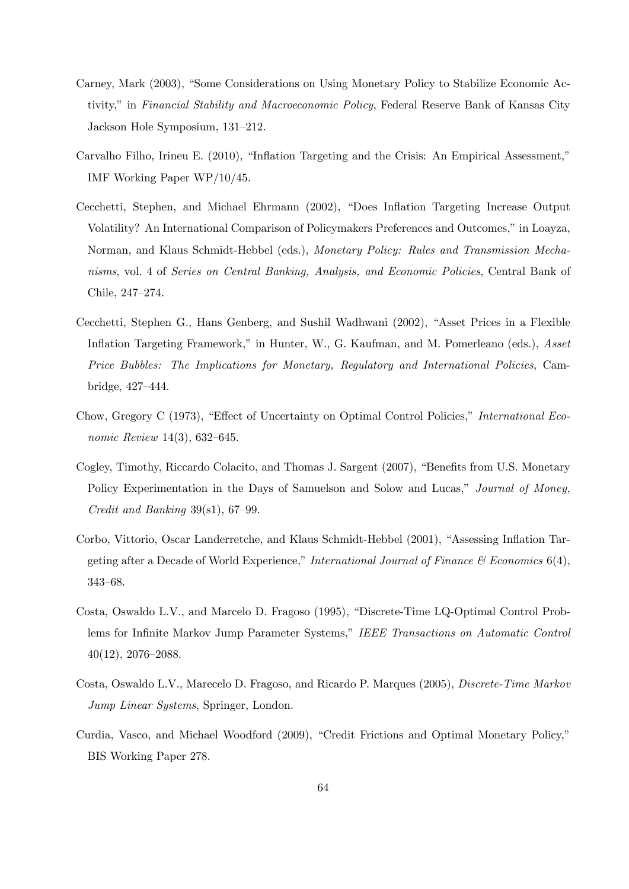Carney, Mark (2003), "Some Considerations on Using Monetary Policy to Stabilize Economic Activity," in *Financial Stability and Macroeconomic Policy*, Federal Reserve Bank of Kansas City Jackson Hole Symposium, 131–212.

Carvalho Filho, Irineu E. (2010), "Inflation Targeting and the Crisis: An Empirical Assessment," IMF Working Paper WP/10/45.

Cecchetti, Stephen, and Michael Ehrmann (2002), "Does Inflation Targeting Increase Output Volatility? An International Comparison of Policymakers Preferences and Outcomes," in Loayza, Norman, and Klaus Schmidt-Hebbel (eds.), *Monetary Policy: Rules and Transmission Mechanisms*, vol. 4 of *Series on Central Banking, Analysis, and Economic Policies*, Central Bank of Chile, 247–274.

Cecchetti, Stephen G., Hans Genberg, and Sushil Wadhwani (2002), "Asset Prices in a Flexible Inflation Targeting Framework," in Hunter, W., G. Kaufman, and M. Pomerleano (eds.), *Asset Price Bubbles: The Implications for Monetary, Regulatory and International Policies*, Cambridge, 427–444.

Chow, Gregory C (1973), "Effect of Uncertainty on Optimal Control Policies," *International Economic Review* 14(3), 632–645.

Cogley, Timothy, Riccardo Colacito, and Thomas J. Sargent (2007), "Benefits from U.S. Monetary Policy Experimentation in the Days of Samuelson and Solow and Lucas," *Journal of Money, Credit and Banking* 39(s1), 67–99.

Corbo, Vittorio, Oscar Landerretche, and Klaus Schmidt-Hebbel (2001), "Assessing Inflation Targeting after a Decade of World Experience," *International Journal of Finance & Economics* 6(4), 343–68.

Costa, Oswaldo L.V., and Marcelo D. Fragoso (1995), "Discrete-Time LQ-Optimal Control Problems for Infinite Markov Jump Parameter Systems," *IEEE Transactions on Automatic Control* 40(12), 2076–2088.

Costa, Oswaldo L.V., Marecelo D. Fragoso, and Ricardo P. Marques (2005), *Discrete-Time Markov Jump Linear Systems*, Springer, London.

Curdia, Vasco, and Michael Woodford (2009), "Credit Frictions and Optimal Monetary Policy," BIS Working Paper 278.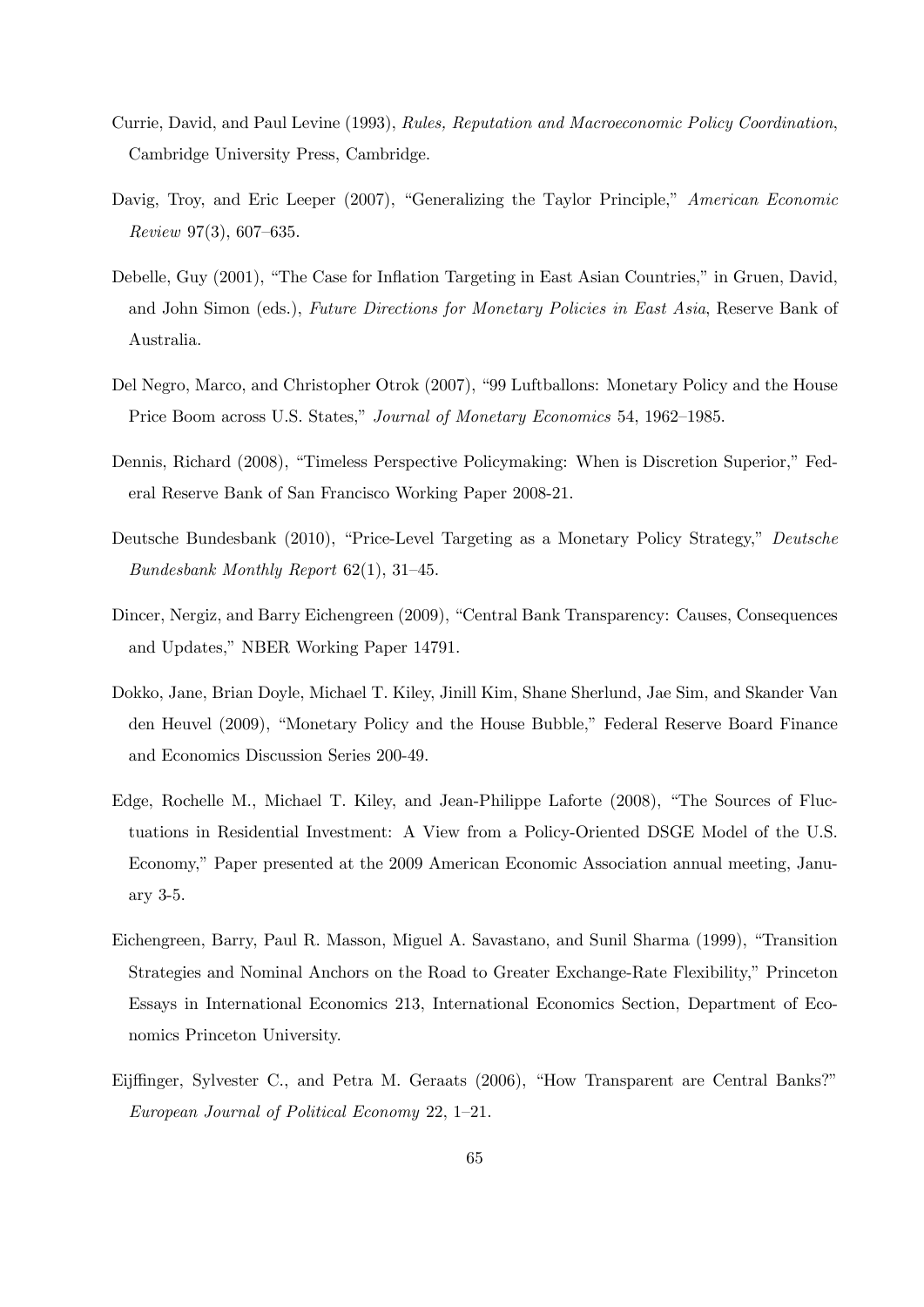Currie, David, and Paul Levine (1993), *Rules, Reputation and Macroeconomic Policy Coordination*, Cambridge University Press, Cambridge.

Davig, Troy, and Eric Leeper (2007), "Generalizing the Taylor Principle," *American Economic Review* 97(3), 607–635.

Debelle, Guy (2001), "The Case for Inflation Targeting in East Asian Countries," in Gruen, David, and John Simon (eds.), *Future Directions for Monetary Policies in East Asia*, Reserve Bank of Australia.

Del Negro, Marco, and Christopher Otrok (2007), "99 Luftballons: Monetary Policy and the House Price Boom across U.S. States," *Journal of Monetary Economics* 54, 1962–1985.

Dennis, Richard (2008), "Timeless Perspective Policymaking: When is Discretion Superior," Federal Reserve Bank of San Francisco Working Paper 2008-21.

Deutsche Bundesbank (2010), "Price-Level Targeting as a Monetary Policy Strategy," *Deutsche Bundesbank Monthly Report* 62(1), 31–45.

Dincer, Nergiz, and Barry Eichengreen (2009), "Central Bank Transparency: Causes, Consequences and Updates," NBER Working Paper 14791.

Dokko, Jane, Brian Doyle, Michael T. Kiley, Jinill Kim, Shane Sherlund, Jae Sim, and Skander Van den Heuvel (2009), "Monetary Policy and the House Bubble," Federal Reserve Board Finance and Economics Discussion Series 200-49.

Edge, Rochelle M., Michael T. Kiley, and Jean-Philippe Laforte (2008), "The Sources of Fluctuations in Residential Investment: A View from a Policy-Oriented DSGE Model of the U.S. Economy," Paper presented at the 2009 American Economic Association annual meeting, January 3-5.

Eichengreen, Barry, Paul R. Masson, Miguel A. Savastano, and Sunil Sharma (1999), "Transition Strategies and Nominal Anchors on the Road to Greater Exchange-Rate Flexibility," Princeton Essays in International Economics 213, International Economics Section, Department of Economics Princeton University.

Eijffinger, Sylvester C., and Petra M. Geraats (2006), "How Transparent are Central Banks?" *European Journal of Political Economy* 22, 1–21.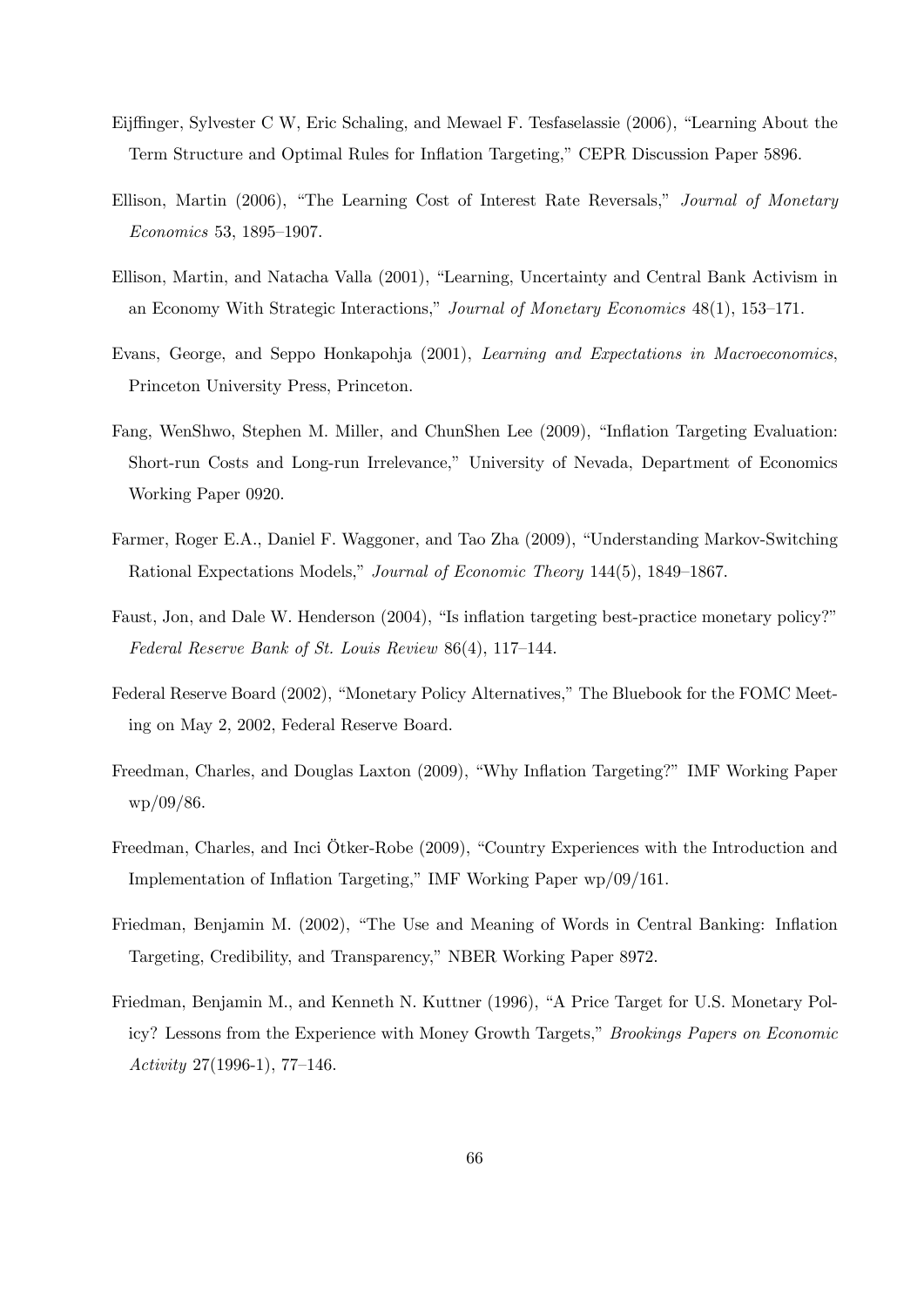Eijffinger, Sylvester C W, Eric Schaling, and Mewael F. Tesfaselassie (2006), "Learning About the Term Structure and Optimal Rules for Inflation Targeting," CEPR Discussion Paper 5896.

Ellison, Martin (2006), "The Learning Cost of Interest Rate Reversals," *Journal of Monetary Economics* 53, 1895–1907.

Ellison, Martin, and Natacha Valla (2001), "Learning, Uncertainty and Central Bank Activism in an Economy With Strategic Interactions," *Journal of Monetary Economics* 48(1), 153–171.

Evans, George, and Seppo Honkapohja (2001), *Learning and Expectations in Macroeconomics*, Princeton University Press, Princeton.

Fang, WenShwo, Stephen M. Miller, and ChunShen Lee (2009), "Inflation Targeting Evaluation: Short-run Costs and Long-run Irrelevance," University of Nevada, Department of Economics Working Paper 0920.

Farmer, Roger E.A., Daniel F. Waggoner, and Tao Zha (2009), "Understanding Markov-Switching Rational Expectations Models," *Journal of Economic Theory* 144(5), 1849–1867.

Faust, Jon, and Dale W. Henderson (2004), "Is inflation targeting best-practice monetary policy?" *Federal Reserve Bank of St. Louis Review* 86(4), 117–144.

Federal Reserve Board (2002), "Monetary Policy Alternatives," The Bluebook for the FOMC Meeting on May 2, 2002, Federal Reserve Board.

Freedman, Charles, and Douglas Laxton (2009), "Why Inflation Targeting?" IMF Working Paper wp/09/86.

Freedman, Charles, and Inci Ötker-Robe (2009), "Country Experiences with the Introduction and Implementation of Inflation Targeting," IMF Working Paper wp/09/161.

Friedman, Benjamin M. (2002), "The Use and Meaning of Words in Central Banking: Inflation Targeting, Credibility, and Transparency," NBER Working Paper 8972.

Friedman, Benjamin M., and Kenneth N. Kuttner (1996), "A Price Target for U.S. Monetary Policy? Lessons from the Experience with Money Growth Targets," *Brookings Papers on Economic Activity* 27(1996-1), 77–146.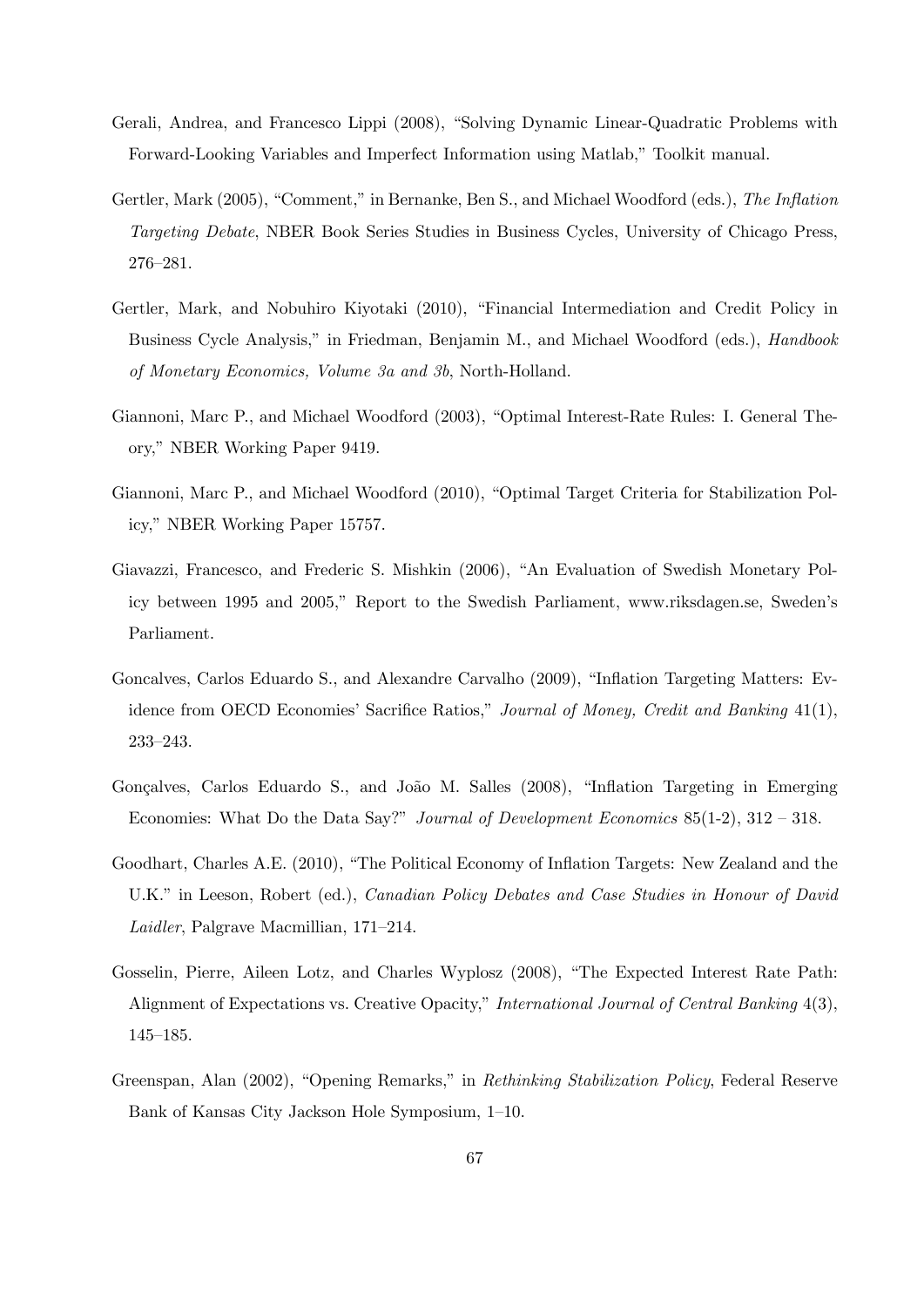Gerali, Andrea, and Francesco Lippi (2008), "Solving Dynamic Linear-Quadratic Problems with Forward-Looking Variables and Imperfect Information using Matlab," Toolkit manual.

Gertler, Mark (2005), "Comment," in Bernanke, Ben S., and Michael Woodford (eds.), *The Inflation Targeting Debate*, NBER Book Series Studies in Business Cycles, University of Chicago Press, 276–281.

Gertler, Mark, and Nobuhiro Kiyotaki (2010), "Financial Intermediation and Credit Policy in Business Cycle Analysis," in Friedman, Benjamin M., and Michael Woodford (eds.), *Handbook of Monetary Economics, Volume 3a and 3b*, North-Holland.

Giannoni, Marc P., and Michael Woodford (2003), "Optimal Interest-Rate Rules: I. General Theory," NBER Working Paper 9419.

Giannoni, Marc P., and Michael Woodford (2010), "Optimal Target Criteria for Stabilization Policy," NBER Working Paper 15757.

Giavazzi, Francesco, and Frederic S. Mishkin (2006), "An Evaluation of Swedish Monetary Policy between 1995 and 2005," Report to the Swedish Parliament, www.riksdagen.se, Sweden's Parliament.

Goncalves, Carlos Eduardo S., and Alexandre Carvalho (2009), "Inflation Targeting Matters: Evidence from OECD Economies' Sacrifice Ratios," *Journal of Money, Credit and Banking* 41(1), 233–243.

Gonçalves, Carlos Eduardo S., and João M. Salles (2008), "Inflation Targeting in Emerging Economies: What Do the Data Say?" *Journal of Development Economics* 85(1-2), 312 – 318.

Goodhart, Charles A.E. (2010), "The Political Economy of Inflation Targets: New Zealand and the U.K." in Leeson, Robert (ed.), *Canadian Policy Debates and Case Studies in Honour of David Laidler*, Palgrave Macmillian, 171–214.

Gosselin, Pierre, Aileen Lotz, and Charles Wyplosz (2008), "The Expected Interest Rate Path: Alignment of Expectations vs. Creative Opacity," *International Journal of Central Banking* 4(3), 145–185.

Greenspan, Alan (2002), "Opening Remarks," in *Rethinking Stabilization Policy*, Federal Reserve Bank of Kansas City Jackson Hole Symposium, 1–10.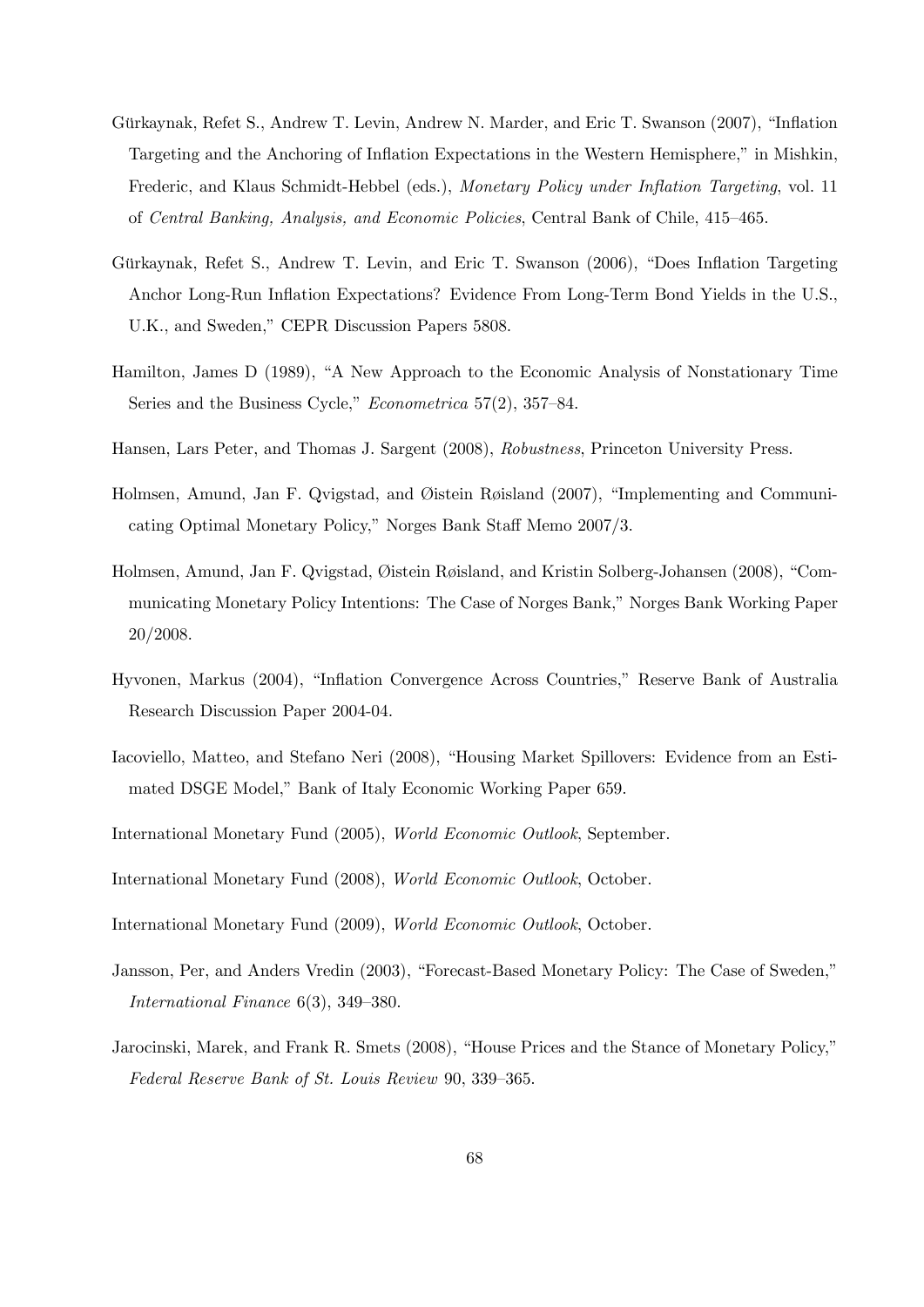Gürkaynak, Refet S., Andrew T. Levin, Andrew N. Marder, and Eric T. Swanson (2007), "Inflation Targeting and the Anchoring of Inflation Expectations in the Western Hemisphere," in Mishkin, Frederic, and Klaus Schmidt-Hebbel (eds.), *Monetary Policy under Inflation Targeting*, vol. 11 of *Central Banking, Analysis, and Economic Policies*, Central Bank of Chile, 415–465.

Gürkaynak, Refet S., Andrew T. Levin, and Eric T. Swanson (2006), "Does Inflation Targeting Anchor Long-Run Inflation Expectations? Evidence From Long-Term Bond Yields in the U.S., U.K., and Sweden," CEPR Discussion Papers 5808.

Hamilton, James D (1989), "A New Approach to the Economic Analysis of Nonstationary Time Series and the Business Cycle," *Econometrica* 57(2), 357–84.

Hansen, Lars Peter, and Thomas J. Sargent (2008), *Robustness*, Princeton University Press.

Holmsen, Amund, Jan F. Qvigstad, and Øistein Røisland (2007), "Implementing and Communicating Optimal Monetary Policy," Norges Bank Staff Memo 2007/3.

Holmsen, Amund, Jan F. Qvigstad, Øistein Røisland, and Kristin Solberg-Johansen (2008), "Communicating Monetary Policy Intentions: The Case of Norges Bank," Norges Bank Working Paper 20/2008.

Hyvonen, Markus (2004), "Inflation Convergence Across Countries," Reserve Bank of Australia Research Discussion Paper 2004-04.

Iacoviello, Matteo, and Stefano Neri (2008), "Housing Market Spillovers: Evidence from an Estimated DSGE Model," Bank of Italy Economic Working Paper 659.

International Monetary Fund (2005), *World Economic Outlook*, September.

International Monetary Fund (2008), *World Economic Outlook*, October.

International Monetary Fund (2009), *World Economic Outlook*, October.

Jansson, Per, and Anders Vredin (2003), "Forecast-Based Monetary Policy: The Case of Sweden," *International Finance* 6(3), 349–380.

Jarocinski, Marek, and Frank R. Smets (2008), "House Prices and the Stance of Monetary Policy," *Federal Reserve Bank of St. Louis Review* 90, 339–365.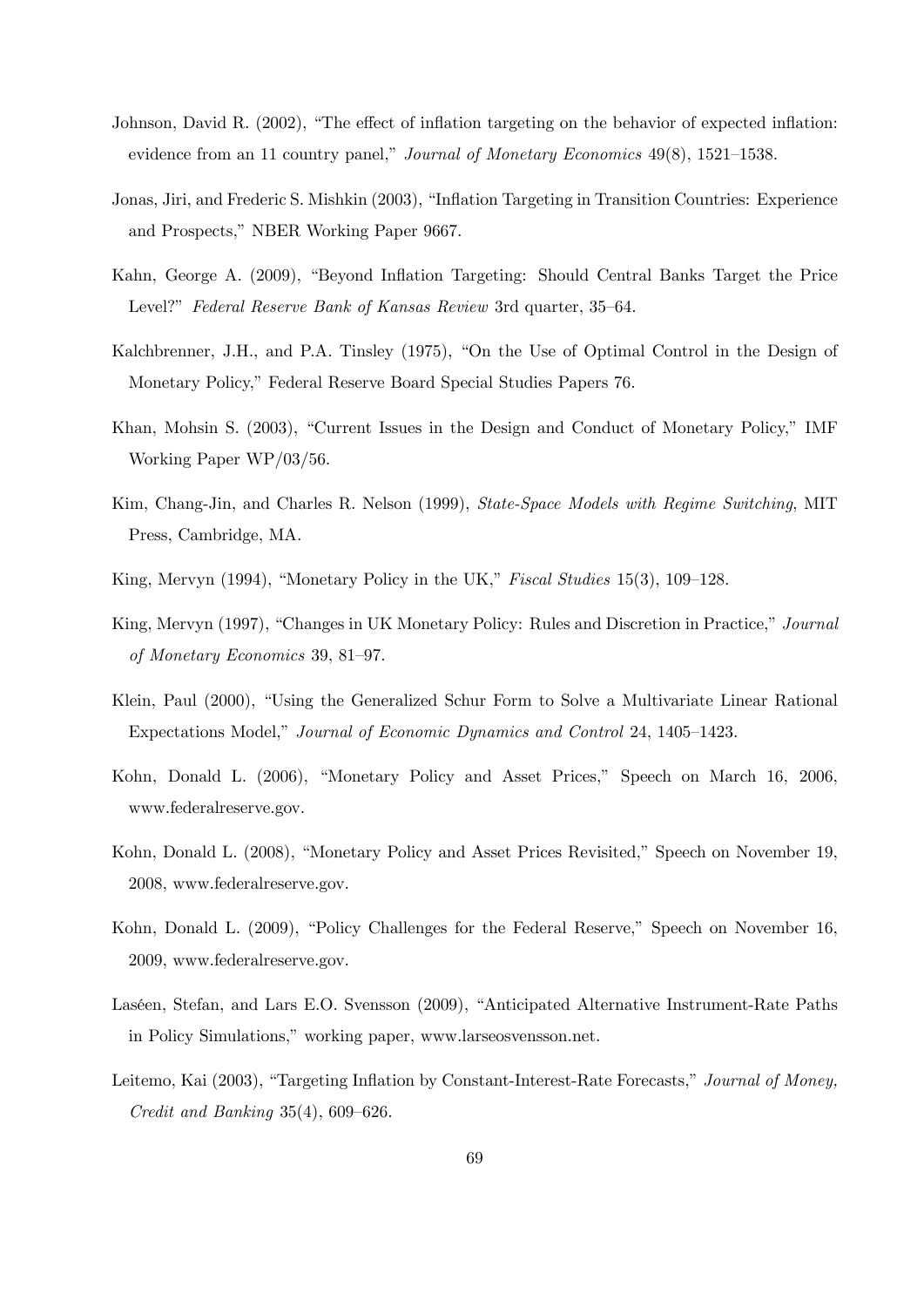Johnson, David R. (2002), "The effect of inflation targeting on the behavior of expected inflation: evidence from an 11 country panel," *Journal of Monetary Economics* 49(8), 1521–1538.

Jonas, Jiri, and Frederic S. Mishkin (2003), "Inflation Targeting in Transition Countries: Experience and Prospects," NBER Working Paper 9667.

Kahn, George A. (2009), "Beyond Inflation Targeting: Should Central Banks Target the Price Level?" *Federal Reserve Bank of Kansas Review* 3rd quarter, 35–64.

Kalchbrenner, J.H., and P.A. Tinsley (1975), "On the Use of Optimal Control in the Design of Monetary Policy," Federal Reserve Board Special Studies Papers 76.

Khan, Mohsin S. (2003), "Current Issues in the Design and Conduct of Monetary Policy," IMF Working Paper WP/03/56.

Kim, Chang-Jin, and Charles R. Nelson (1999), *State-Space Models with Regime Switching*, MIT Press, Cambridge, MA.

King, Mervyn (1994), "Monetary Policy in the UK," *Fiscal Studies* 15(3), 109–128.

King, Mervyn (1997), "Changes in UK Monetary Policy: Rules and Discretion in Practice," *Journal of Monetary Economics* 39, 81–97.

Klein, Paul (2000), "Using the Generalized Schur Form to Solve a Multivariate Linear Rational Expectations Model," *Journal of Economic Dynamics and Control* 24, 1405–1423.

Kohn, Donald L. (2006), "Monetary Policy and Asset Prices," Speech on March 16, 2006, www.federalreserve.gov.

Kohn, Donald L. (2008), "Monetary Policy and Asset Prices Revisited," Speech on November 19, 2008, www.federalreserve.gov.

Kohn, Donald L. (2009), "Policy Challenges for the Federal Reserve," Speech on November 16, 2009, www.federalreserve.gov.

Laséen, Stefan, and Lars E.O. Svensson (2009), "Anticipated Alternative Instrument-Rate Paths in Policy Simulations," working paper, www.larseosvensson.net.

Leitemo, Kai (2003), "Targeting Inflation by Constant-Interest-Rate Forecasts," *Journal of Money, Credit and Banking* 35(4), 609–626.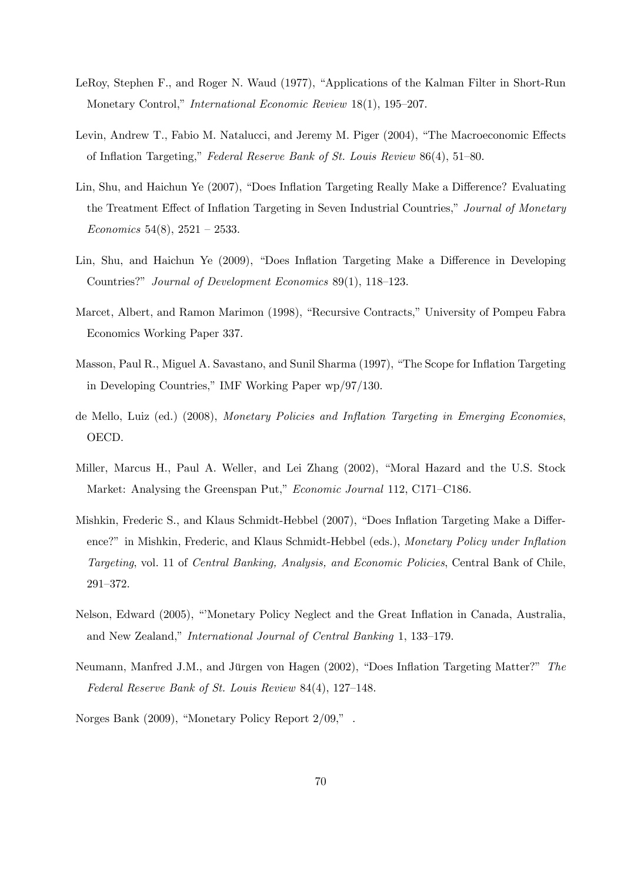LeRoy, Stephen F., and Roger N. Waud (1977), "Applications of the Kalman Filter in Short-Run Monetary Control," *International Economic Review* 18(1), 195–207.

Levin, Andrew T., Fabio M. Natalucci, and Jeremy M. Piger (2004), "The Macroeconomic Effects of Inflation Targeting," *Federal Reserve Bank of St. Louis Review* 86(4), 51–80.

Lin, Shu, and Haichun Ye (2007), "Does Inflation Targeting Really Make a Difference? Evaluating the Treatment Effect of Inflation Targeting in Seven Industrial Countries," *Journal of Monetary Economics* 54(8), 2521 – 2533.

Lin, Shu, and Haichun Ye (2009), "Does Inflation Targeting Make a Difference in Developing Countries?" *Journal of Development Economics* 89(1), 118–123.

Marcet, Albert, and Ramon Marimon (1998), "Recursive Contracts," University of Pompeu Fabra Economics Working Paper 337.

Masson, Paul R., Miguel A. Savastano, and Sunil Sharma (1997), "The Scope for Inflation Targeting in Developing Countries," IMF Working Paper wp/97/130.

de Mello, Luiz (ed.) (2008), *Monetary Policies and Inflation Targeting in Emerging Economies*, OECD.

Miller, Marcus H., Paul A. Weller, and Lei Zhang (2002), "Moral Hazard and the U.S. Stock Market: Analysing the Greenspan Put," *Economic Journal* 112, C171–C186.

Mishkin, Frederic S., and Klaus Schmidt-Hebbel (2007), "Does Inflation Targeting Make a Difference?" in Mishkin, Frederic, and Klaus Schmidt-Hebbel (eds.), *Monetary Policy under Inflation Targeting*, vol. 11 of *Central Banking, Analysis, and Economic Policies*, Central Bank of Chile, 291–372.

Nelson, Edward (2005), "'Monetary Policy Neglect and the Great Inflation in Canada, Australia, and New Zealand," *International Journal of Central Banking* 1, 133–179.

Neumann, Manfred J.M., and Jürgen von Hagen (2002), "Does Inflation Targeting Matter?" *The Federal Reserve Bank of St. Louis Review* 84(4), 127–148.

Norges Bank (2009), "Monetary Policy Report 2/09," .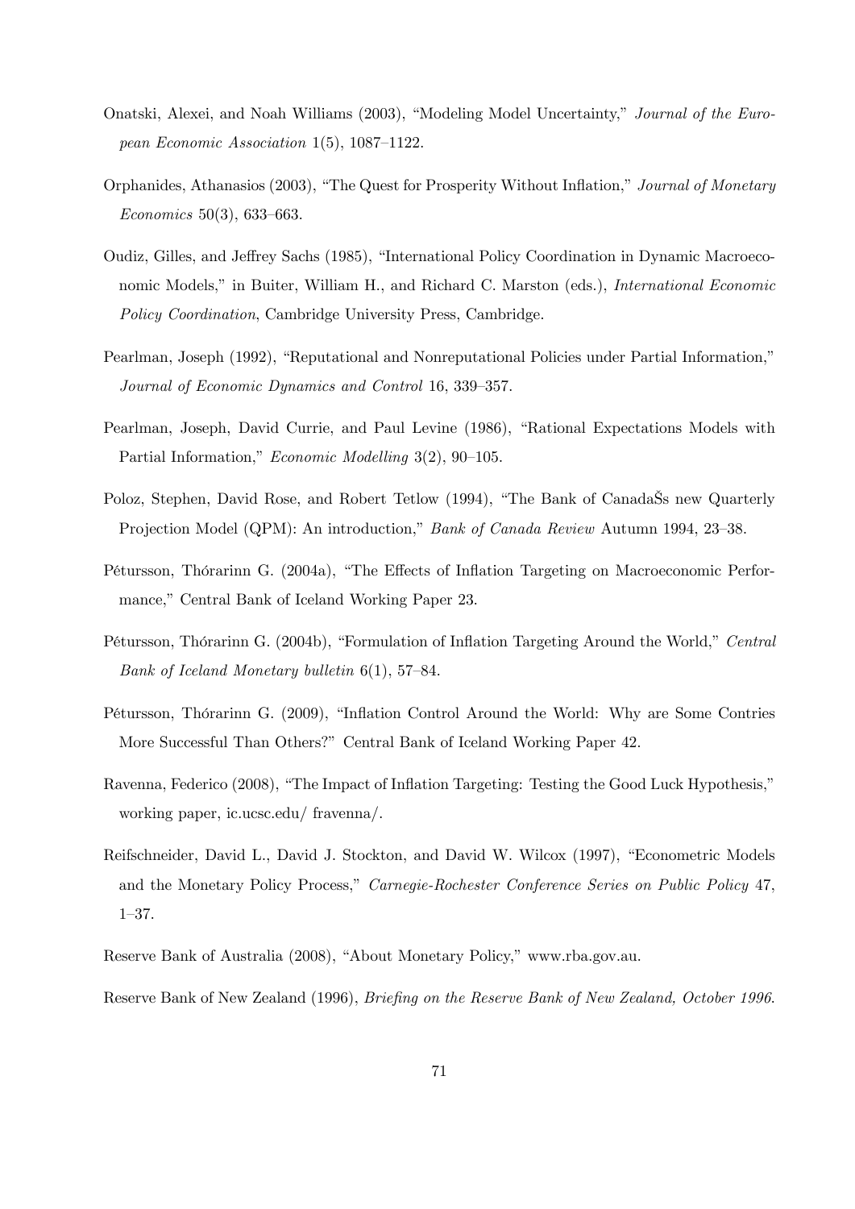Onatski, Alexei, and Noah Williams (2003), "Modeling Model Uncertainty," *Journal of the European Economic Association* 1(5), 1087–1122.

Orphanides, Athanasios (2003), "The Quest for Prosperity Without Inflation," *Journal of Monetary Economics* 50(3), 633–663.

Oudiz, Gilles, and Jeffrey Sachs (1985), "International Policy Coordination in Dynamic Macroeconomic Models," in Buiter, William H., and Richard C. Marston (eds.), *International Economic Policy Coordination*, Cambridge University Press, Cambridge.

Pearlman, Joseph (1992), "Reputational and Nonreputational Policies under Partial Information," *Journal of Economic Dynamics and Control* 16, 339–357.

Pearlman, Joseph, David Currie, and Paul Levine (1986), "Rational Expectations Models with Partial Information," *Economic Modelling* 3(2), 90–105.

Poloz, Stephen, David Rose, and Robert Tetlow (1994), "The Bank of CanadaŠs new Quarterly Projection Model (QPM): An introduction," *Bank of Canada Review* Autumn 1994, 23–38.

Pétursson, Thórarinn G. (2004a), "The Effects of Inflation Targeting on Macroeconomic Performance," Central Bank of Iceland Working Paper 23.

Pétursson, Thórarinn G. (2004b), "Formulation of Inflation Targeting Around the World," *Central Bank of Iceland Monetary bulletin* 6(1), 57–84.

Pétursson, Thórarinn G. (2009), "Inflation Control Around the World: Why are Some Contries More Successful Than Others?" Central Bank of Iceland Working Paper 42.

Ravenna, Federico (2008), "The Impact of Inflation Targeting: Testing the Good Luck Hypothesis," working paper, ic.ucsc.edu/ fravenna/.

Reifschneider, David L., David J. Stockton, and David W. Wilcox (1997), "Econometric Models and the Monetary Policy Process," *Carnegie-Rochester Conference Series on Public Policy* 47, 1–37.

Reserve Bank of Australia (2008), "About Monetary Policy," www.rba.gov.au.

Reserve Bank of New Zealand (1996), *Briefing on the Reserve Bank of New Zealand, October 1996.*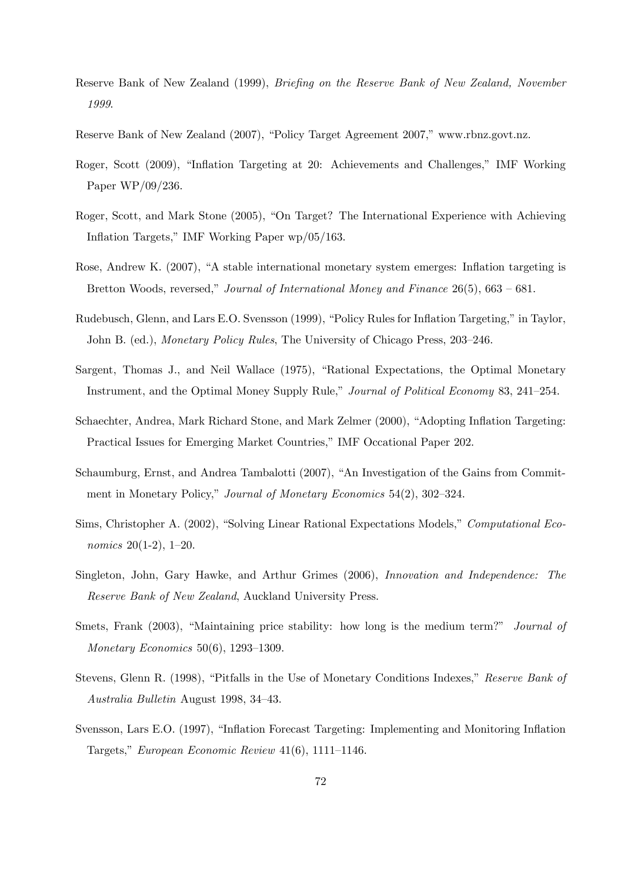Reserve Bank of New Zealand (1999), *Briefing on the Reserve Bank of New Zealand, November 1999*.

Reserve Bank of New Zealand (2007), "Policy Target Agreement 2007," www.rbnz.govt.nz.

Roger, Scott (2009), "Inflation Targeting at 20: Achievements and Challenges," IMF Working Paper WP/09/236.

Roger, Scott, and Mark Stone (2005), "On Target? The International Experience with Achieving Inflation Targets," IMF Working Paper wp/05/163.

Rose, Andrew K. (2007), "A stable international monetary system emerges: Inflation targeting is Bretton Woods, reversed," *Journal of International Money and Finance* 26(5), 663 – 681.

Rudebusch, Glenn, and Lars E.O. Svensson (1999), "Policy Rules for Inflation Targeting," in Taylor, John B. (ed.), *Monetary Policy Rules*, The University of Chicago Press, 203–246.

Sargent, Thomas J., and Neil Wallace (1975), "Rational Expectations, the Optimal Monetary Instrument, and the Optimal Money Supply Rule," *Journal of Political Economy* 83, 241–254.

Schaechter, Andrea, Mark Richard Stone, and Mark Zelmer (2000), "Adopting Inflation Targeting: Practical Issues for Emerging Market Countries," IMF Occational Paper 202.

Schaumburg, Ernst, and Andrea Tambalotti (2007), "An Investigation of the Gains from Commitment in Monetary Policy," *Journal of Monetary Economics* 54(2), 302–324.

Sims, Christopher A. (2002), "Solving Linear Rational Expectations Models," *Computational Economics* 20(1-2), 1–20.

Singleton, John, Gary Hawke, and Arthur Grimes (2006), *Innovation and Independence: The Reserve Bank of New Zealand*, Auckland University Press.

Smets, Frank (2003), "Maintaining price stability: how long is the medium term?" *Journal of Monetary Economics* 50(6), 1293–1309.

Stevens, Glenn R. (1998), "Pitfalls in the Use of Monetary Conditions Indexes," *Reserve Bank of Australia Bulletin* August 1998, 34–43.

Svensson, Lars E.O. (1997), "Inflation Forecast Targeting: Implementing and Monitoring Inflation Targets," *European Economic Review* 41(6), 1111–1146.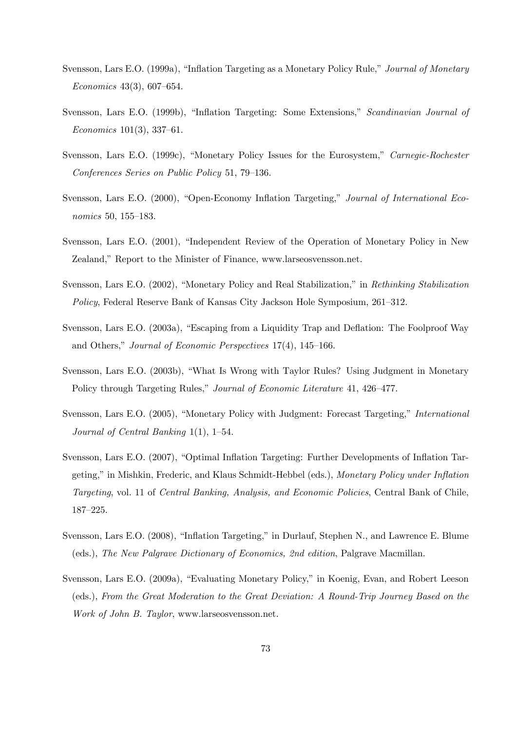Svensson, Lars E.O. (1999a), "Inflation Targeting as a Monetary Policy Rule," *Journal of Monetary Economics* 43(3), 607–654.

Svensson, Lars E.O. (1999b), "Inflation Targeting: Some Extensions," *Scandinavian Journal of Economics* 101(3), 337–61.

Svensson, Lars E.O. (1999c), "Monetary Policy Issues for the Eurosystem," *Carnegie-Rochester Conferences Series on Public Policy* 51, 79–136.

Svensson, Lars E.O. (2000), "Open-Economy Inflation Targeting," *Journal of International Economics* 50, 155–183.

Svensson, Lars E.O. (2001), "Independent Review of the Operation of Monetary Policy in New Zealand," Report to the Minister of Finance, www.larseosvensson.net.

Svensson, Lars E.O. (2002), "Monetary Policy and Real Stabilization," in *Rethinking Stabilization Policy*, Federal Reserve Bank of Kansas City Jackson Hole Symposium, 261–312.

Svensson, Lars E.O. (2003a), "Escaping from a Liquidity Trap and Deflation: The Foolproof Way and Others," *Journal of Economic Perspectives* 17(4), 145–166.

Svensson, Lars E.O. (2003b), "What Is Wrong with Taylor Rules? Using Judgment in Monetary Policy through Targeting Rules," *Journal of Economic Literature* 41, 426–477.

Svensson, Lars E.O. (2005), "Monetary Policy with Judgment: Forecast Targeting," *International Journal of Central Banking* 1(1), 1–54.

Svensson, Lars E.O. (2007), "Optimal Inflation Targeting: Further Developments of Inflation Targeting," in Mishkin, Frederic, and Klaus Schmidt-Hebbel (eds.), *Monetary Policy under Inflation Targeting*, vol. 11 of *Central Banking, Analysis, and Economic Policies*, Central Bank of Chile, 187–225.

Svensson, Lars E.O. (2008), "Inflation Targeting," in Durlauf, Stephen N., and Lawrence E. Blume (eds.), *The New Palgrave Dictionary of Economics, 2nd edition*, Palgrave Macmillan.

Svensson, Lars E.O. (2009a), "Evaluating Monetary Policy," in Koenig, Evan, and Robert Leeson (eds.), *From the Great Moderation to the Great Deviation: A Round-Trip Journey Based on the Work of John B. Taylor*, www.larseosvensson.net.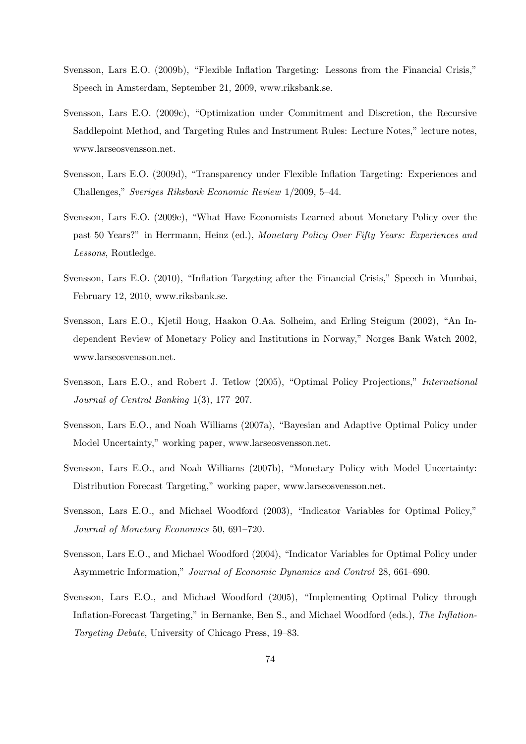Svensson, Lars E.O. (2009b), "Flexible Inflation Targeting: Lessons from the Financial Crisis," Speech in Amsterdam, September 21, 2009, www.riksbank.se.

Svensson, Lars E.O. (2009c), "Optimization under Commitment and Discretion, the Recursive Saddlepoint Method, and Targeting Rules and Instrument Rules: Lecture Notes," lecture notes, www.larseosvensson.net.

Svensson, Lars E.O. (2009d), "Transparency under Flexible Inflation Targeting: Experiences and Challenges," *Sveriges Riksbank Economic Review* 1/2009, 5–44.

Svensson, Lars E.O. (2009e), "What Have Economists Learned about Monetary Policy over the past 50 Years?" in Herrmann, Heinz (ed.), *Monetary Policy Over Fifty Years: Experiences and Lessons*, Routledge.

Svensson, Lars E.O. (2010), "Inflation Targeting after the Financial Crisis," Speech in Mumbai, February 12, 2010, www.riksbank.se.

Svensson, Lars E.O., Kjetil Houg, Haakon O.Aa. Solheim, and Erling Steigum (2002), "An Independent Review of Monetary Policy and Institutions in Norway," Norges Bank Watch 2002, www.larseosvensson.net.

Svensson, Lars E.O., and Robert J. Tetlow (2005), "Optimal Policy Projections," *International Journal of Central Banking* 1(3), 177–207.

Svensson, Lars E.O., and Noah Williams (2007a), "Bayesian and Adaptive Optimal Policy under Model Uncertainty," working paper, www.larseosvensson.net.

Svensson, Lars E.O., and Noah Williams (2007b), "Monetary Policy with Model Uncertainty: Distribution Forecast Targeting," working paper, www.larseosvensson.net.

Svensson, Lars E.O., and Michael Woodford (2003), "Indicator Variables for Optimal Policy," *Journal of Monetary Economics* 50, 691–720.

Svensson, Lars E.O., and Michael Woodford (2004), "Indicator Variables for Optimal Policy under Asymmetric Information," *Journal of Economic Dynamics and Control* 28, 661–690.

Svensson, Lars E.O., and Michael Woodford (2005), "Implementing Optimal Policy through Inflation-Forecast Targeting," in Bernanke, Ben S., and Michael Woodford (eds.), *The Inflation-Targeting Debate*, University of Chicago Press, 19–83.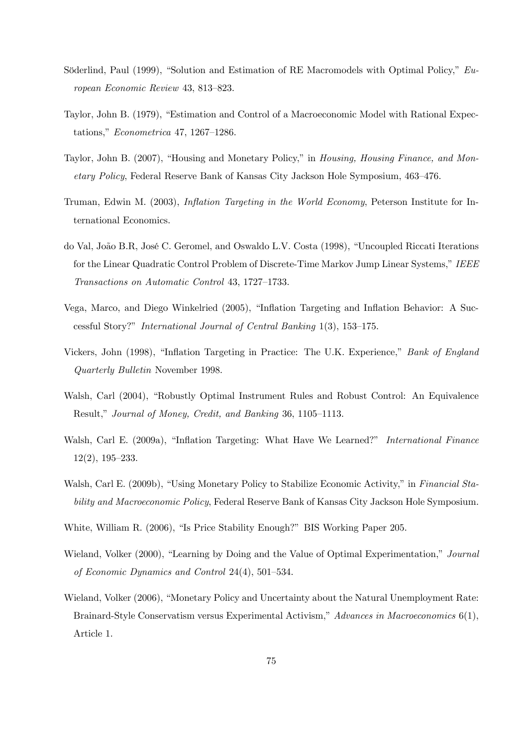Söderlind, Paul (1999), "Solution and Estimation of RE Macromodels with Optimal Policy," *European Economic Review* 43, 813–823.

Taylor, John B. (1979), "Estimation and Control of a Macroeconomic Model with Rational Expectations," *Econometrica* 47, 1267–1286.

Taylor, John B. (2007), "Housing and Monetary Policy," in *Housing, Housing Finance, and Monetary Policy*, Federal Reserve Bank of Kansas City Jackson Hole Symposium, 463–476.

Truman, Edwin M. (2003), *Inflation Targeting in the World Economy*, Peterson Institute for International Economics.

do Val, João B.R, José C. Geromel, and Oswaldo L.V. Costa (1998), "Uncoupled Riccati Iterations for the Linear Quadratic Control Problem of Discrete-Time Markov Jump Linear Systems," *IEEE Transactions on Automatic Control* 43, 1727–1733.

Vega, Marco, and Diego Winkelried (2005), "Inflation Targeting and Inflation Behavior: A Successful Story?" *International Journal of Central Banking* 1(3), 153–175.

Vickers, John (1998), "Inflation Targeting in Practice: The U.K. Experience," *Bank of England Quarterly Bulletin* November 1998.

Walsh, Carl (2004), "Robustly Optimal Instrument Rules and Robust Control: An Equivalence Result," *Journal of Money, Credit, and Banking* 36, 1105–1113.

Walsh, Carl E. (2009a), "Inflation Targeting: What Have We Learned?" *International Finance* 12(2), 195–233.

Walsh, Carl E. (2009b), "Using Monetary Policy to Stabilize Economic Activity," in *Financial Stability and Macroeconomic Policy*, Federal Reserve Bank of Kansas City Jackson Hole Symposium.

White, William R. (2006), "Is Price Stability Enough?" BIS Working Paper 205.

Wieland, Volker (2000), "Learning by Doing and the Value of Optimal Experimentation," *Journal of Economic Dynamics and Control* 24(4), 501–534.

Wieland, Volker (2006), "Monetary Policy and Uncertainty about the Natural Unemployment Rate: Brainard-Style Conservatism versus Experimental Activism," *Advances in Macroeconomics* 6(1), Article 1.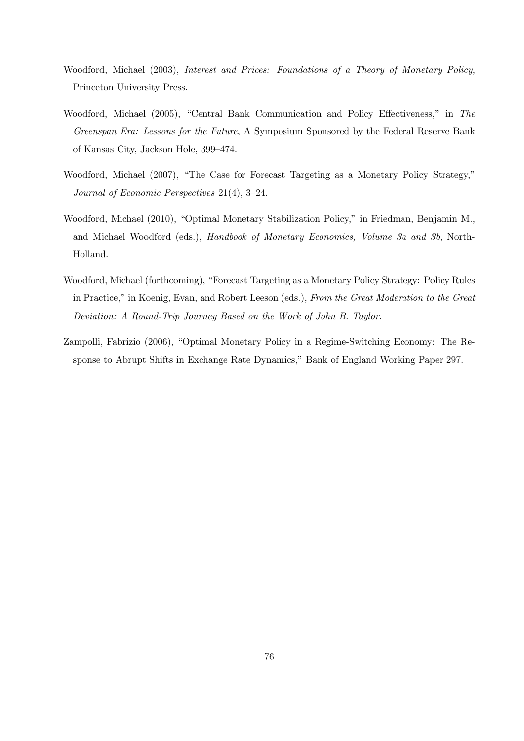Woodford, Michael (2003), *Interest and Prices: Foundations of a Theory of Monetary Policy*, Princeton University Press.

Woodford, Michael (2005), "Central Bank Communication and Policy Effectiveness," in *The Greenspan Era: Lessons for the Future*, A Symposium Sponsored by the Federal Reserve Bank of Kansas City, Jackson Hole, 399–474.

Woodford, Michael (2007), "The Case for Forecast Targeting as a Monetary Policy Strategy," *Journal of Economic Perspectives* 21(4), 3–24.

Woodford, Michael (2010), "Optimal Monetary Stabilization Policy," in Friedman, Benjamin M., and Michael Woodford (eds.), *Handbook of Monetary Economics, Volume 3a and 3b*, North-Holland.

Woodford, Michael (forthcoming), "Forecast Targeting as a Monetary Policy Strategy: Policy Rules in Practice," in Koenig, Evan, and Robert Leeson (eds.), *From the Great Moderation to the Great Deviation: A Round-Trip Journey Based on the Work of John B. Taylor*.

Zampolli, Fabrizio (2006), "Optimal Monetary Policy in a Regime-Switching Economy: The Response to Abrupt Shifts in Exchange Rate Dynamics," Bank of England Working Paper 297.